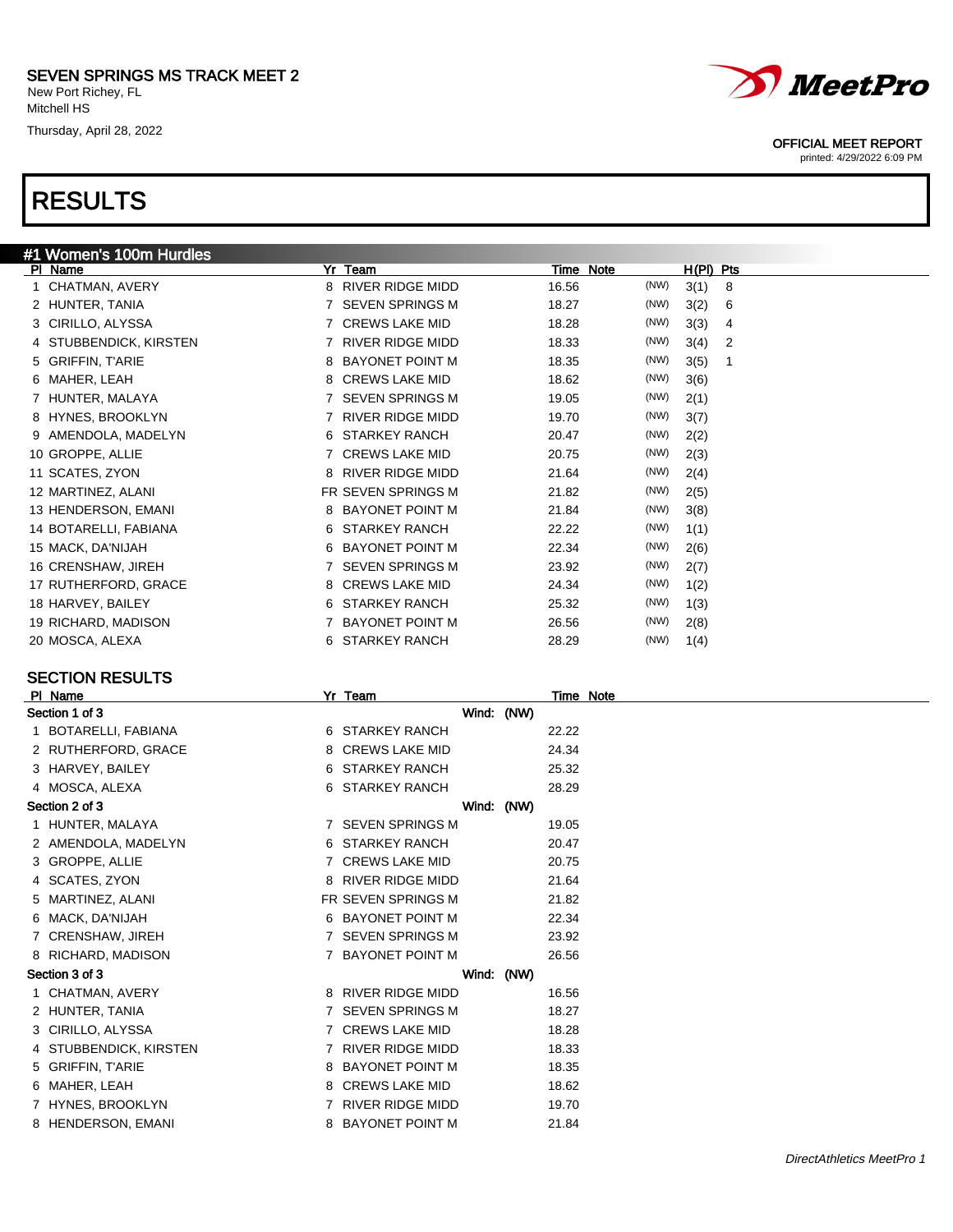SEVEN SPRINGS MS TRACK MEET 2
New Port Richey, FL
Mitchell HS
Thursday, April 28, 2022

OFFICIAL MEET REPORT
printed: 4/29/2022 6:09 PM

# RESULTS

## #1 Women's 100m Hurdles

| Pl | Name | Yr | Team | Time | Note | | H(Pl) | Pts |
|---|---|---|---|---|---|---|---|---|
| 1 | CHATMAN, AVERY | 8 | RIVER RIDGE MIDD | 16.56 | | (NW) | 3(1) | 8 |
| 2 | HUNTER, TANIA | 7 | SEVEN SPRINGS M | 18.27 | | (NW) | 3(2) | 6 |
| 3 | CIRILLO, ALYSSA | 7 | CREWS LAKE MID | 18.28 | | (NW) | 3(3) | 4 |
| 4 | STUBBENDICK, KIRSTEN | 7 | RIVER RIDGE MIDD | 18.33 | | (NW) | 3(4) | 2 |
| 5 | GRIFFIN, T'ARIE | 8 | BAYONET POINT M | 18.35 | | (NW) | 3(5) | 1 |
| 6 | MAHER, LEAH | 8 | CREWS LAKE MID | 18.62 | | (NW) | 3(6) | |
| 7 | HUNTER, MALAYA | 7 | SEVEN SPRINGS M | 19.05 | | (NW) | 2(1) | |
| 8 | HYNES, BROOKLYN | 7 | RIVER RIDGE MIDD | 19.70 | | (NW) | 3(7) | |
| 9 | AMENDOLA, MADELYN | 6 | STARKEY RANCH | 20.47 | | (NW) | 2(2) | |
| 10 | GROPPE, ALLIE | 7 | CREWS LAKE MID | 20.75 | | (NW) | 2(3) | |
| 11 | SCATES, ZYON | 8 | RIVER RIDGE MIDD | 21.64 | | (NW) | 2(4) | |
| 12 | MARTINEZ, ALANI | FR | SEVEN SPRINGS M | 21.82 | | (NW) | 2(5) | |
| 13 | HENDERSON, EMANI | 8 | BAYONET POINT M | 21.84 | | (NW) | 3(8) | |
| 14 | BOTARELLI, FABIANA | 6 | STARKEY RANCH | 22.22 | | (NW) | 1(1) | |
| 15 | MACK, DA'NIJAH | 6 | BAYONET POINT M | 22.34 | | (NW) | 2(6) | |
| 16 | CRENSHAW, JIREH | 7 | SEVEN SPRINGS M | 23.92 | | (NW) | 2(7) | |
| 17 | RUTHERFORD, GRACE | 8 | CREWS LAKE MID | 24.34 | | (NW) | 1(2) | |
| 18 | HARVEY, BAILEY | 6 | STARKEY RANCH | 25.32 | | (NW) | 1(3) | |
| 19 | RICHARD, MADISON | 7 | BAYONET POINT M | 26.56 | | (NW) | 2(8) | |
| 20 | MOSCA, ALEXA | 6 | STARKEY RANCH | 28.29 | | (NW) | 1(4) | |

### SECTION RESULTS

| Pl | Name | Yr | Team | Time | Note |
|---|---|---|---|---|---|
| **Section 1 of 3** | | | Wind: (NW) | | |
| 1 | BOTARELLI, FABIANA | 6 | STARKEY RANCH | 22.22 | |
| 2 | RUTHERFORD, GRACE | 8 | CREWS LAKE MID | 24.34 | |
| 3 | HARVEY, BAILEY | 6 | STARKEY RANCH | 25.32 | |
| 4 | MOSCA, ALEXA | 6 | STARKEY RANCH | 28.29 | |
| **Section 2 of 3** | | | Wind: (NW) | | |
| 1 | HUNTER, MALAYA | 7 | SEVEN SPRINGS M | 19.05 | |
| 2 | AMENDOLA, MADELYN | 6 | STARKEY RANCH | 20.47 | |
| 3 | GROPPE, ALLIE | 7 | CREWS LAKE MID | 20.75 | |
| 4 | SCATES, ZYON | 8 | RIVER RIDGE MIDD | 21.64 | |
| 5 | MARTINEZ, ALANI | FR | SEVEN SPRINGS M | 21.82 | |
| 6 | MACK, DA'NIJAH | 6 | BAYONET POINT M | 22.34 | |
| 7 | CRENSHAW, JIREH | 7 | SEVEN SPRINGS M | 23.92 | |
| 8 | RICHARD, MADISON | 7 | BAYONET POINT M | 26.56 | |
| **Section 3 of 3** | | | Wind: (NW) | | |
| 1 | CHATMAN, AVERY | 8 | RIVER RIDGE MIDD | 16.56 | |
| 2 | HUNTER, TANIA | 7 | SEVEN SPRINGS M | 18.27 | |
| 3 | CIRILLO, ALYSSA | 7 | CREWS LAKE MID | 18.28 | |
| 4 | STUBBENDICK, KIRSTEN | 7 | RIVER RIDGE MIDD | 18.33 | |
| 5 | GRIFFIN, T'ARIE | 8 | BAYONET POINT M | 18.35 | |
| 6 | MAHER, LEAH | 8 | CREWS LAKE MID | 18.62 | |
| 7 | HYNES, BROOKLYN | 7 | RIVER RIDGE MIDD | 19.70 | |
| 8 | HENDERSON, EMANI | 8 | BAYONET POINT M | 21.84 | |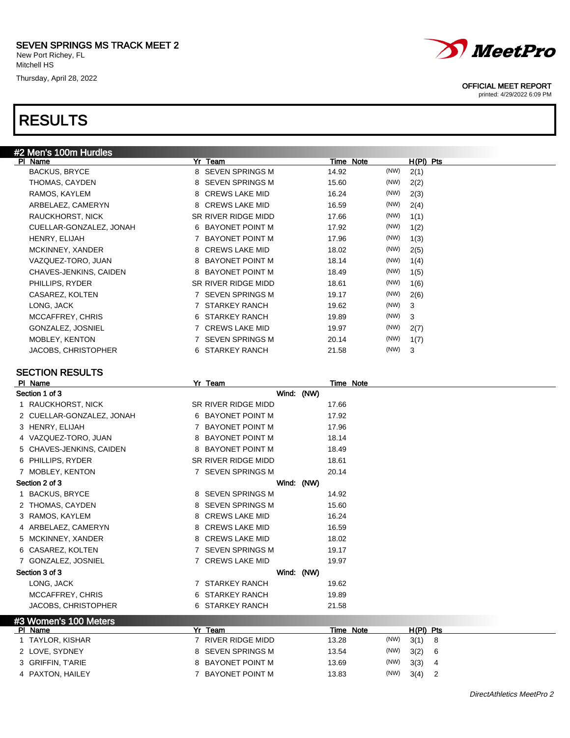# SEVEN SPRINGS MS TRACK MEET 2

New Port Richey, FL
Mitchell HS
Thursday, April 28, 2022

OFFICIAL MEET REPORT
printed: 4/29/2022 6:09 PM

# RESULTS

## #2 Men's 100m Hurdles

| Pl | Name | Yr | Team | Time | Note | | H(Pl) | Pts |
|---|---|---|---|---|---|---|---|---|
| | BACKUS, BRYCE | 8 | SEVEN SPRINGS M | 14.92 | | (NW) | 2(1) | |
| | THOMAS, CAYDEN | 8 | SEVEN SPRINGS M | 15.60 | | (NW) | 2(2) | |
| | RAMOS, KAYLEM | 8 | CREWS LAKE MID | 16.24 | | (NW) | 2(3) | |
| | ARBELAEZ, CAMERYN | 8 | CREWS LAKE MID | 16.59 | | (NW) | 2(4) | |
| | RAUCKHORST, NICK | SR | RIVER RIDGE MIDD | 17.66 | | (NW) | 1(1) | |
| | CUELLAR-GONZALEZ, JONAH | 6 | BAYONET POINT M | 17.92 | | (NW) | 1(2) | |
| | HENRY, ELIJAH | 7 | BAYONET POINT M | 17.96 | | (NW) | 1(3) | |
| | MCKINNEY, XANDER | 8 | CREWS LAKE MID | 18.02 | | (NW) | 2(5) | |
| | VAZQUEZ-TORO, JUAN | 8 | BAYONET POINT M | 18.14 | | (NW) | 1(4) | |
| | CHAVES-JENKINS, CAIDEN | 8 | BAYONET POINT M | 18.49 | | (NW) | 1(5) | |
| | PHILLIPS, RYDER | SR | RIVER RIDGE MIDD | 18.61 | | (NW) | 1(6) | |
| | CASAREZ, KOLTEN | 7 | SEVEN SPRINGS M | 19.17 | | (NW) | 2(6) | |
| | LONG, JACK | 7 | STARKEY RANCH | 19.62 | | (NW) | 3 | |
| | MCCAFFREY, CHRIS | 6 | STARKEY RANCH | 19.89 | | (NW) | 3 | |
| | GONZALEZ, JOSNIEL | 7 | CREWS LAKE MID | 19.97 | | (NW) | 2(7) | |
| | MOBLEY, KENTON | 7 | SEVEN SPRINGS M | 20.14 | | (NW) | 1(7) | |
| | JACOBS, CHRISTOPHER | 6 | STARKEY RANCH | 21.58 | | (NW) | 3 | |

### SECTION RESULTS

| Pl | Name | Yr | Team | Time | Note |
|---|---|---|---|---|---|
| **Section 1 of 3** | | | Wind: (NW) | | |
| 1 | RAUCKHORST, NICK | SR | RIVER RIDGE MIDD | 17.66 | |
| 2 | CUELLAR-GONZALEZ, JONAH | 6 | BAYONET POINT M | 17.92 | |
| 3 | HENRY, ELIJAH | 7 | BAYONET POINT M | 17.96 | |
| 4 | VAZQUEZ-TORO, JUAN | 8 | BAYONET POINT M | 18.14 | |
| 5 | CHAVES-JENKINS, CAIDEN | 8 | BAYONET POINT M | 18.49 | |
| 6 | PHILLIPS, RYDER | SR | RIVER RIDGE MIDD | 18.61 | |
| 7 | MOBLEY, KENTON | 7 | SEVEN SPRINGS M | 20.14 | |
| **Section 2 of 3** | | | Wind: (NW) | | |
| 1 | BACKUS, BRYCE | 8 | SEVEN SPRINGS M | 14.92 | |
| 2 | THOMAS, CAYDEN | 8 | SEVEN SPRINGS M | 15.60 | |
| 3 | RAMOS, KAYLEM | 8 | CREWS LAKE MID | 16.24 | |
| 4 | ARBELAEZ, CAMERYN | 8 | CREWS LAKE MID | 16.59 | |
| 5 | MCKINNEY, XANDER | 8 | CREWS LAKE MID | 18.02 | |
| 6 | CASAREZ, KOLTEN | 7 | SEVEN SPRINGS M | 19.17 | |
| 7 | GONZALEZ, JOSNIEL | 7 | CREWS LAKE MID | 19.97 | |
| **Section 3 of 3** | | | Wind: (NW) | | |
| | LONG, JACK | 7 | STARKEY RANCH | 19.62 | |
| | MCCAFFREY, CHRIS | 6 | STARKEY RANCH | 19.89 | |
| | JACOBS, CHRISTOPHER | 6 | STARKEY RANCH | 21.58 | |

## #3 Women's 100 Meters

| Pl | Name | Yr | Team | Time | Note | | H(Pl) | Pts |
|---|---|---|---|---|---|---|---|---|
| 1 | TAYLOR, KISHAR | 7 | RIVER RIDGE MIDD | 13.28 | | (NW) | 3(1) | 8 |
| 2 | LOVE, SYDNEY | 8 | SEVEN SPRINGS M | 13.54 | | (NW) | 3(2) | 6 |
| 3 | GRIFFIN, T'ARIE | 8 | BAYONET POINT M | 13.69 | | (NW) | 3(3) | 4 |
| 4 | PAXTON, HAILEY | 7 | BAYONET POINT M | 13.83 | | (NW) | 3(4) | 2 |

*DirectAthletics MeetPro 2*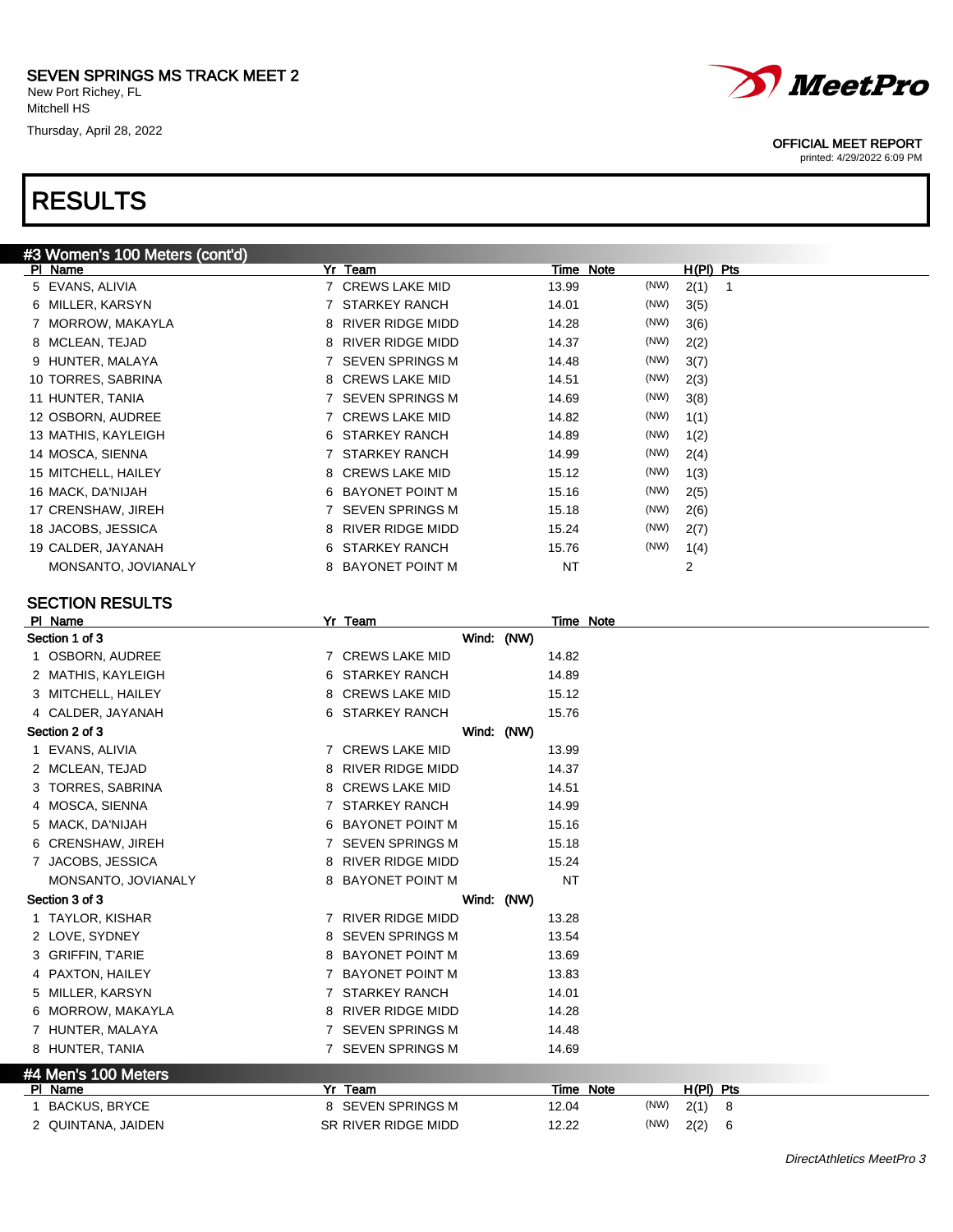## RESULTS

### #3 Women's 100 Meters (cont'd)

| Pl | Name | Yr | Team | Time | Note | | H(Pl) | Pts |
|---|---|---|---|---|---|---|---|---|
| 5 | EVANS, ALIVIA | 7 | CREWS LAKE MID | 13.99 | | (NW) | 2(1) | 1 |
| 6 | MILLER, KARSYN | 7 | STARKEY RANCH | 14.01 | | (NW) | 3(5) | |
| 7 | MORROW, MAKAYLA | 8 | RIVER RIDGE MIDD | 14.28 | | (NW) | 3(6) | |
| 8 | MCLEAN, TEJAD | 8 | RIVER RIDGE MIDD | 14.37 | | (NW) | 2(2) | |
| 9 | HUNTER, MALAYA | 7 | SEVEN SPRINGS M | 14.48 | | (NW) | 3(7) | |
| 10 | TORRES, SABRINA | 8 | CREWS LAKE MID | 14.51 | | (NW) | 2(3) | |
| 11 | HUNTER, TANIA | 7 | SEVEN SPRINGS M | 14.69 | | (NW) | 3(8) | |
| 12 | OSBORN, AUDREE | 7 | CREWS LAKE MID | 14.82 | | (NW) | 1(1) | |
| 13 | MATHIS, KAYLEIGH | 6 | STARKEY RANCH | 14.89 | | (NW) | 1(2) | |
| 14 | MOSCA, SIENNA | 7 | STARKEY RANCH | 14.99 | | (NW) | 2(4) | |
| 15 | MITCHELL, HAILEY | 8 | CREWS LAKE MID | 15.12 | | (NW) | 1(3) | |
| 16 | MACK, DA'NIJAH | 6 | BAYONET POINT M | 15.16 | | (NW) | 2(5) | |
| 17 | CRENSHAW, JIREH | 7 | SEVEN SPRINGS M | 15.18 | | (NW) | 2(6) | |
| 18 | JACOBS, JESSICA | 8 | RIVER RIDGE MIDD | 15.24 | | (NW) | 2(7) | |
| 19 | CALDER, JAYANAH | 6 | STARKEY RANCH | 15.76 | | (NW) | 1(4) | |
| | MONSANTO, JOVIANALY | 8 | BAYONET POINT M | NT | | | 2 | |

### SECTION RESULTS

| Pl | Name | Yr | Team | Time | Note |
|---|---|---|---|---|---|
| **Section 1 of 3** | | | Wind: (NW) | | |
| 1 | OSBORN, AUDREE | 7 | CREWS LAKE MID | 14.82 | |
| 2 | MATHIS, KAYLEIGH | 6 | STARKEY RANCH | 14.89 | |
| 3 | MITCHELL, HAILEY | 8 | CREWS LAKE MID | 15.12 | |
| 4 | CALDER, JAYANAH | 6 | STARKEY RANCH | 15.76 | |
| **Section 2 of 3** | | | Wind: (NW) | | |
| 1 | EVANS, ALIVIA | 7 | CREWS LAKE MID | 13.99 | |
| 2 | MCLEAN, TEJAD | 8 | RIVER RIDGE MIDD | 14.37 | |
| 3 | TORRES, SABRINA | 8 | CREWS LAKE MID | 14.51 | |
| 4 | MOSCA, SIENNA | 7 | STARKEY RANCH | 14.99 | |
| 5 | MACK, DA'NIJAH | 6 | BAYONET POINT M | 15.16 | |
| 6 | CRENSHAW, JIREH | 7 | SEVEN SPRINGS M | 15.18 | |
| 7 | JACOBS, JESSICA | 8 | RIVER RIDGE MIDD | 15.24 | |
| | MONSANTO, JOVIANALY | 8 | BAYONET POINT M | NT | |
| **Section 3 of 3** | | | Wind: (NW) | | |
| 1 | TAYLOR, KISHAR | 7 | RIVER RIDGE MIDD | 13.28 | |
| 2 | LOVE, SYDNEY | 8 | SEVEN SPRINGS M | 13.54 | |
| 3 | GRIFFIN, T'ARIE | 8 | BAYONET POINT M | 13.69 | |
| 4 | PAXTON, HAILEY | 7 | BAYONET POINT M | 13.83 | |
| 5 | MILLER, KARSYN | 7 | STARKEY RANCH | 14.01 | |
| 6 | MORROW, MAKAYLA | 8 | RIVER RIDGE MIDD | 14.28 | |
| 7 | HUNTER, MALAYA | 7 | SEVEN SPRINGS M | 14.48 | |
| 8 | HUNTER, TANIA | 7 | SEVEN SPRINGS M | 14.69 | |

### #4 Men's 100 Meters

| Pl | Name | Yr | Team | Time | Note | | H(Pl) | Pts |
|---|---|---|---|---|---|---|---|---|
| 1 | BACKUS, BRYCE | 8 | SEVEN SPRINGS M | 12.04 | | (NW) | 2(1) | 8 |
| 2 | QUINTANA, JAIDEN | SR | RIVER RIDGE MIDD | 12.22 | | (NW) | 2(2) | 6 |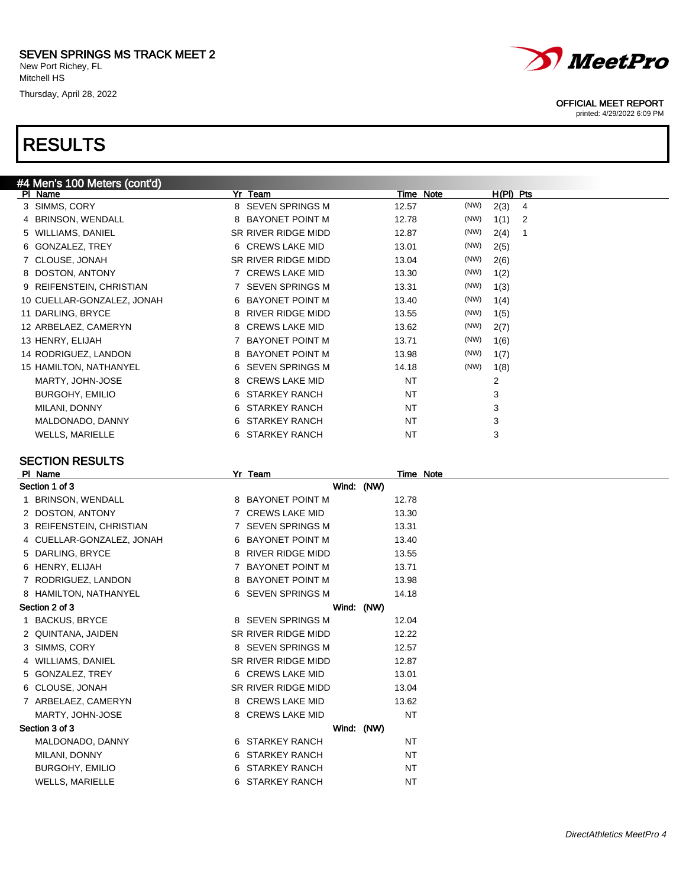# SEVEN SPRINGS MS TRACK MEET 2

New Port Richey, FL
Mitchell HS
Thursday, April 28, 2022

OFFICIAL MEET REPORT
printed: 4/29/2022 6:09 PM

# RESULTS

## #4 Men's 100 Meters (cont'd)

| Pl | Name | Yr | Team | Time | Note | | H(Pl) | Pts |
|---|---|---|---|---|---|---|---|---|
| 3 | SIMMS, CORY | 8 | SEVEN SPRINGS M | 12.57 | | (NW) | 2(3) | 4 |
| 4 | BRINSON, WENDALL | 8 | BAYONET POINT M | 12.78 | | (NW) | 1(1) | 2 |
| 5 | WILLIAMS, DANIEL | SR | RIVER RIDGE MIDD | 12.87 | | (NW) | 2(4) | 1 |
| 6 | GONZALEZ, TREY | 6 | CREWS LAKE MID | 13.01 | | (NW) | 2(5) | |
| 7 | CLOUSE, JONAH | SR | RIVER RIDGE MIDD | 13.04 | | (NW) | 2(6) | |
| 8 | DOSTON, ANTONY | 7 | CREWS LAKE MID | 13.30 | | (NW) | 1(2) | |
| 9 | REIFENSTEIN, CHRISTIAN | 7 | SEVEN SPRINGS M | 13.31 | | (NW) | 1(3) | |
| 10 | CUELLAR-GONZALEZ, JONAH | 6 | BAYONET POINT M | 13.40 | | (NW) | 1(4) | |
| 11 | DARLING, BRYCE | 8 | RIVER RIDGE MIDD | 13.55 | | (NW) | 1(5) | |
| 12 | ARBELAEZ, CAMERYN | 8 | CREWS LAKE MID | 13.62 | | (NW) | 2(7) | |
| 13 | HENRY, ELIJAH | 7 | BAYONET POINT M | 13.71 | | (NW) | 1(6) | |
| 14 | RODRIGUEZ, LANDON | 8 | BAYONET POINT M | 13.98 | | (NW) | 1(7) | |
| 15 | HAMILTON, NATHANYEL | 6 | SEVEN SPRINGS M | 14.18 | | (NW) | 1(8) | |
| | MARTY, JOHN-JOSE | 8 | CREWS LAKE MID | NT | | | 2 | |
| | BURGOHY, EMILIO | 6 | STARKEY RANCH | NT | | | 3 | |
| | MILANI, DONNY | 6 | STARKEY RANCH | NT | | | 3 | |
| | MALDONADO, DANNY | 6 | STARKEY RANCH | NT | | | 3 | |
| | WELLS, MARIELLE | 6 | STARKEY RANCH | NT | | | 3 | |

## SECTION RESULTS

| Pl | Name | Yr | Team | Time | Note |
|---|---|---|---|---|---|
| **Section 1 of 3** | | | Wind: (NW) | | |
| 1 | BRINSON, WENDALL | 8 | BAYONET POINT M | 12.78 | |
| 2 | DOSTON, ANTONY | 7 | CREWS LAKE MID | 13.30 | |
| 3 | REIFENSTEIN, CHRISTIAN | 7 | SEVEN SPRINGS M | 13.31 | |
| 4 | CUELLAR-GONZALEZ, JONAH | 6 | BAYONET POINT M | 13.40 | |
| 5 | DARLING, BRYCE | 8 | RIVER RIDGE MIDD | 13.55 | |
| 6 | HENRY, ELIJAH | 7 | BAYONET POINT M | 13.71 | |
| 7 | RODRIGUEZ, LANDON | 8 | BAYONET POINT M | 13.98 | |
| 8 | HAMILTON, NATHANYEL | 6 | SEVEN SPRINGS M | 14.18 | |
| **Section 2 of 3** | | | Wind: (NW) | | |
| 1 | BACKUS, BRYCE | 8 | SEVEN SPRINGS M | 12.04 | |
| 2 | QUINTANA, JAIDEN | SR | RIVER RIDGE MIDD | 12.22 | |
| 3 | SIMMS, CORY | 8 | SEVEN SPRINGS M | 12.57 | |
| 4 | WILLIAMS, DANIEL | SR | RIVER RIDGE MIDD | 12.87 | |
| 5 | GONZALEZ, TREY | 6 | CREWS LAKE MID | 13.01 | |
| 6 | CLOUSE, JONAH | SR | RIVER RIDGE MIDD | 13.04 | |
| 7 | ARBELAEZ, CAMERYN | 8 | CREWS LAKE MID | 13.62 | |
| | MARTY, JOHN-JOSE | 8 | CREWS LAKE MID | NT | |
| **Section 3 of 3** | | | Wind: (NW) | | |
| | MALDONADO, DANNY | 6 | STARKEY RANCH | NT | |
| | MILANI, DONNY | 6 | STARKEY RANCH | NT | |
| | BURGOHY, EMILIO | 6 | STARKEY RANCH | NT | |
| | WELLS, MARIELLE | 6 | STARKEY RANCH | NT | |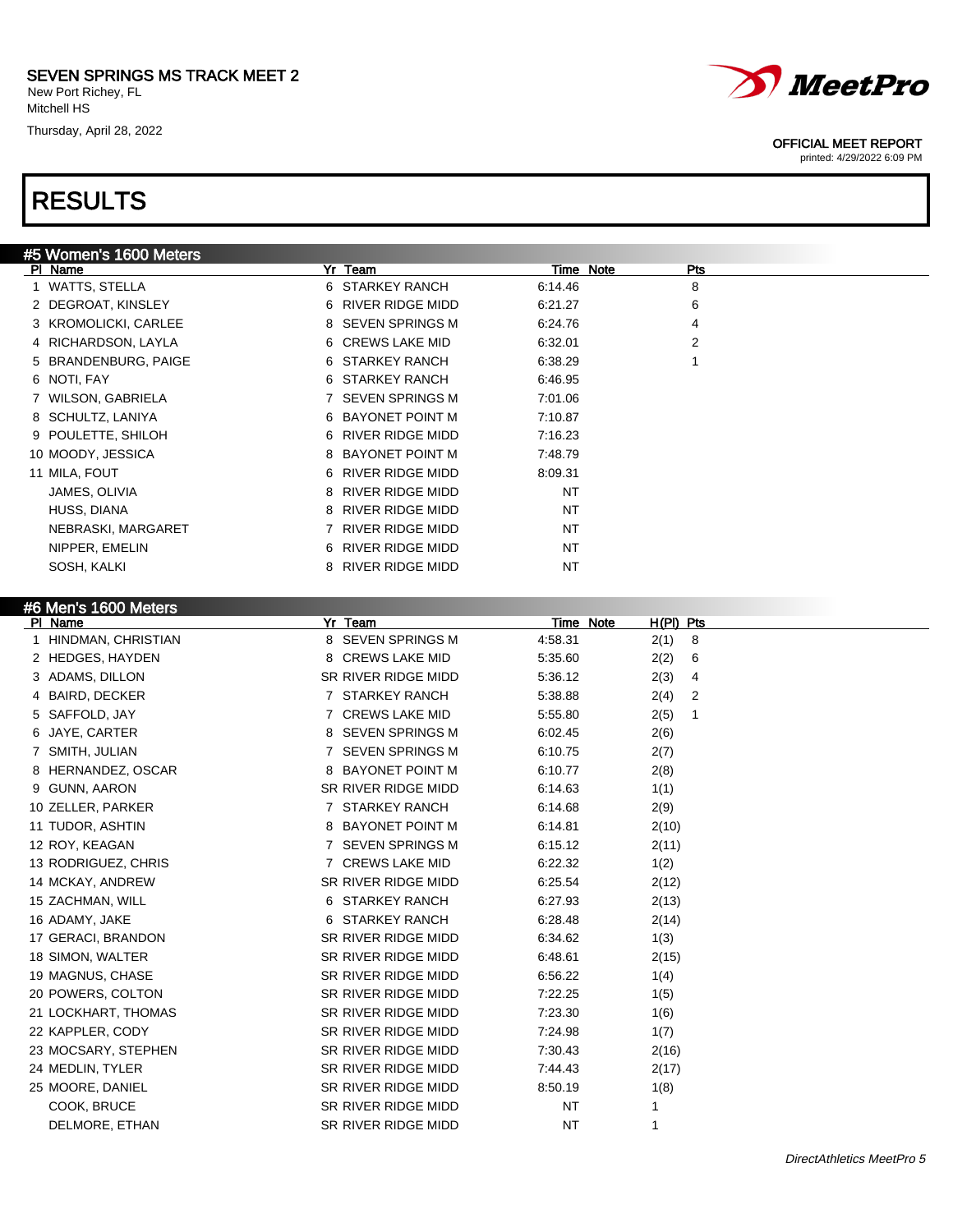SEVEN SPRINGS MS TRACK MEET 2
New Port Richey, FL
Mitchell HS
Thursday, April 28, 2022

OFFICIAL MEET REPORT
printed: 4/29/2022 6:09 PM

# RESULTS

## #5 Women's 1600 Meters

| Pl | Name | Yr | Team | Time | Note | Pts |
|---|---|---|---|---|---|---|
| 1 | WATTS, STELLA | 6 | STARKEY RANCH | 6:14.46 | | 8 |
| 2 | DEGROAT, KINSLEY | 6 | RIVER RIDGE MIDD | 6:21.27 | | 6 |
| 3 | KROMOLICKI, CARLEE | 8 | SEVEN SPRINGS M | 6:24.76 | | 4 |
| 4 | RICHARDSON, LAYLA | 6 | CREWS LAKE MID | 6:32.01 | | 2 |
| 5 | BRANDENBURG, PAIGE | 6 | STARKEY RANCH | 6:38.29 | | 1 |
| 6 | NOTI, FAY | 6 | STARKEY RANCH | 6:46.95 | | |
| 7 | WILSON, GABRIELA | 7 | SEVEN SPRINGS M | 7:01.06 | | |
| 8 | SCHULTZ, LANIYA | 6 | BAYONET POINT M | 7:10.87 | | |
| 9 | POULETTE, SHILOH | 6 | RIVER RIDGE MIDD | 7:16.23 | | |
| 10 | MOODY, JESSICA | 8 | BAYONET POINT M | 7:48.79 | | |
| 11 | MILA, FOUT | 6 | RIVER RIDGE MIDD | 8:09.31 | | |
| | JAMES, OLIVIA | 8 | RIVER RIDGE MIDD | NT | | |
| | HUSS, DIANA | 8 | RIVER RIDGE MIDD | NT | | |
| | NEBRASKI, MARGARET | 7 | RIVER RIDGE MIDD | NT | | |
| | NIPPER, EMELIN | 6 | RIVER RIDGE MIDD | NT | | |
| | SOSH, KALKI | 8 | RIVER RIDGE MIDD | NT | | |

## #6 Men's 1600 Meters

| Pl | Name | Yr | Team | Time | Note | H(Pl) | Pts |
|---|---|---|---|---|---|---|---|
| 1 | HINDMAN, CHRISTIAN | 8 | SEVEN SPRINGS M | 4:58.31 | | 2(1) | 8 |
| 2 | HEDGES, HAYDEN | 8 | CREWS LAKE MID | 5:35.60 | | 2(2) | 6 |
| 3 | ADAMS, DILLON | SR | RIVER RIDGE MIDD | 5:36.12 | | 2(3) | 4 |
| 4 | BAIRD, DECKER | 7 | STARKEY RANCH | 5:38.88 | | 2(4) | 2 |
| 5 | SAFFOLD, JAY | 7 | CREWS LAKE MID | 5:55.80 | | 2(5) | 1 |
| 6 | JAYE, CARTER | 8 | SEVEN SPRINGS M | 6:02.45 | | 2(6) | |
| 7 | SMITH, JULIAN | 7 | SEVEN SPRINGS M | 6:10.75 | | 2(7) | |
| 8 | HERNANDEZ, OSCAR | 8 | BAYONET POINT M | 6:10.77 | | 2(8) | |
| 9 | GUNN, AARON | SR | RIVER RIDGE MIDD | 6:14.63 | | 1(1) | |
| 10 | ZELLER, PARKER | 7 | STARKEY RANCH | 6:14.68 | | 2(9) | |
| 11 | TUDOR, ASHTIN | 8 | BAYONET POINT M | 6:14.81 | | 2(10) | |
| 12 | ROY, KEAGAN | 7 | SEVEN SPRINGS M | 6:15.12 | | 2(11) | |
| 13 | RODRIGUEZ, CHRIS | 7 | CREWS LAKE MID | 6:22.32 | | 1(2) | |
| 14 | MCKAY, ANDREW | SR | RIVER RIDGE MIDD | 6:25.54 | | 2(12) | |
| 15 | ZACHMAN, WILL | 6 | STARKEY RANCH | 6:27.93 | | 2(13) | |
| 16 | ADAMY, JAKE | 6 | STARKEY RANCH | 6:28.48 | | 2(14) | |
| 17 | GERACI, BRANDON | SR | RIVER RIDGE MIDD | 6:34.62 | | 1(3) | |
| 18 | SIMON, WALTER | SR | RIVER RIDGE MIDD | 6:48.61 | | 2(15) | |
| 19 | MAGNUS, CHASE | SR | RIVER RIDGE MIDD | 6:56.22 | | 1(4) | |
| 20 | POWERS, COLTON | SR | RIVER RIDGE MIDD | 7:22.25 | | 1(5) | |
| 21 | LOCKHART, THOMAS | SR | RIVER RIDGE MIDD | 7:23.30 | | 1(6) | |
| 22 | KAPPLER, CODY | SR | RIVER RIDGE MIDD | 7:24.98 | | 1(7) | |
| 23 | MOCSARY, STEPHEN | SR | RIVER RIDGE MIDD | 7:30.43 | | 2(16) | |
| 24 | MEDLIN, TYLER | SR | RIVER RIDGE MIDD | 7:44.43 | | 2(17) | |
| 25 | MOORE, DANIEL | SR | RIVER RIDGE MIDD | 8:50.19 | | 1(8) | |
| | COOK, BRUCE | SR | RIVER RIDGE MIDD | NT | | 1 | |
| | DELMORE, ETHAN | SR | RIVER RIDGE MIDD | NT | | 1 | |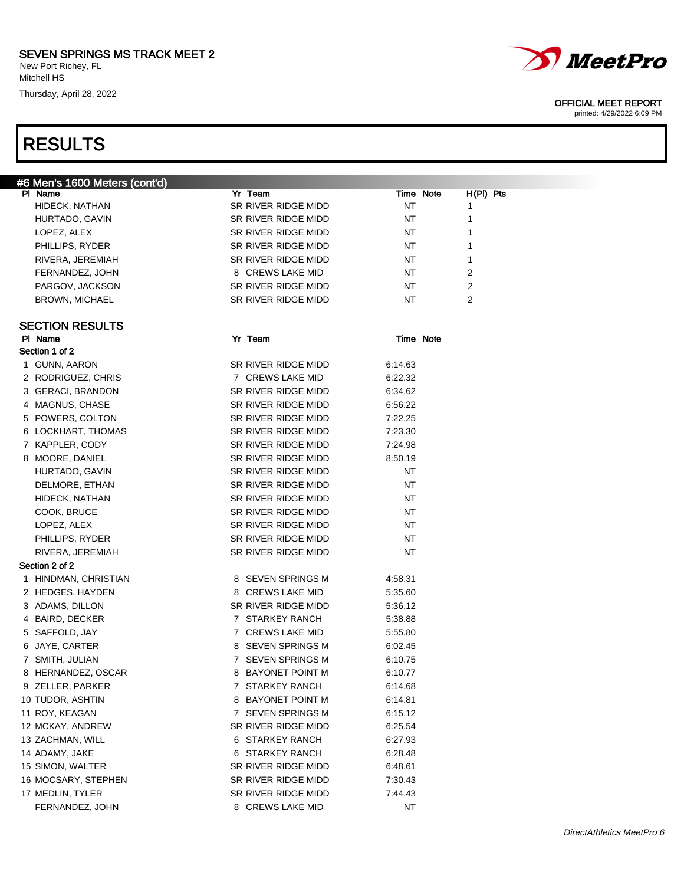SEVEN SPRINGS MS TRACK MEET 2
New Port Richey, FL
Mitchell HS
Thursday, April 28, 2022

OFFICIAL MEET REPORT
printed: 4/29/2022 6:09 PM

# RESULTS

## #6 Men's 1600 Meters (cont'd)

| Pl | Name | Yr | Team | Time | Note | H(Pl) | Pts |
|---|---|---|---|---|---|---|---|
| | HIDECK, NATHAN | SR | RIVER RIDGE MIDD | NT | | 1 | |
| | HURTADO, GAVIN | SR | RIVER RIDGE MIDD | NT | | 1 | |
| | LOPEZ, ALEX | SR | RIVER RIDGE MIDD | NT | | 1 | |
| | PHILLIPS, RYDER | SR | RIVER RIDGE MIDD | NT | | 1 | |
| | RIVERA, JEREMIAH | SR | RIVER RIDGE MIDD | NT | | 1 | |
| | FERNANDEZ, JOHN | 8 | CREWS LAKE MID | NT | | 2 | |
| | PARGOV, JACKSON | SR | RIVER RIDGE MIDD | NT | | 2 | |
| | BROWN, MICHAEL | SR | RIVER RIDGE MIDD | NT | | 2 | |

### SECTION RESULTS

| Pl | Name | Yr | Team | Time | Note |
|---|---|---|---|---|---|
| **Section 1 of 2** | | | | | |
| 1 | GUNN, AARON | SR | RIVER RIDGE MIDD | 6:14.63 | |
| 2 | RODRIGUEZ, CHRIS | 7 | CREWS LAKE MID | 6:22.32 | |
| 3 | GERACI, BRANDON | SR | RIVER RIDGE MIDD | 6:34.62 | |
| 4 | MAGNUS, CHASE | SR | RIVER RIDGE MIDD | 6:56.22 | |
| 5 | POWERS, COLTON | SR | RIVER RIDGE MIDD | 7:22.25 | |
| 6 | LOCKHART, THOMAS | SR | RIVER RIDGE MIDD | 7:23.30 | |
| 7 | KAPPLER, CODY | SR | RIVER RIDGE MIDD | 7:24.98 | |
| 8 | MOORE, DANIEL | SR | RIVER RIDGE MIDD | 8:50.19 | |
| | HURTADO, GAVIN | SR | RIVER RIDGE MIDD | NT | |
| | DELMORE, ETHAN | SR | RIVER RIDGE MIDD | NT | |
| | HIDECK, NATHAN | SR | RIVER RIDGE MIDD | NT | |
| | COOK, BRUCE | SR | RIVER RIDGE MIDD | NT | |
| | LOPEZ, ALEX | SR | RIVER RIDGE MIDD | NT | |
| | PHILLIPS, RYDER | SR | RIVER RIDGE MIDD | NT | |
| | RIVERA, JEREMIAH | SR | RIVER RIDGE MIDD | NT | |
| **Section 2 of 2** | | | | | |
| 1 | HINDMAN, CHRISTIAN | 8 | SEVEN SPRINGS M | 4:58.31 | |
| 2 | HEDGES, HAYDEN | 8 | CREWS LAKE MID | 5:35.60 | |
| 3 | ADAMS, DILLON | SR | RIVER RIDGE MIDD | 5:36.12 | |
| 4 | BAIRD, DECKER | 7 | STARKEY RANCH | 5:38.88 | |
| 5 | SAFFOLD, JAY | 7 | CREWS LAKE MID | 5:55.80 | |
| 6 | JAYE, CARTER | 8 | SEVEN SPRINGS M | 6:02.45 | |
| 7 | SMITH, JULIAN | 7 | SEVEN SPRINGS M | 6:10.75 | |
| 8 | HERNANDEZ, OSCAR | 8 | BAYONET POINT M | 6:10.77 | |
| 9 | ZELLER, PARKER | 7 | STARKEY RANCH | 6:14.68 | |
| 10 | TUDOR, ASHTIN | 8 | BAYONET POINT M | 6:14.81 | |
| 11 | ROY, KEAGAN | 7 | SEVEN SPRINGS M | 6:15.12 | |
| 12 | MCKAY, ANDREW | SR | RIVER RIDGE MIDD | 6:25.54 | |
| 13 | ZACHMAN, WILL | 6 | STARKEY RANCH | 6:27.93 | |
| 14 | ADAMY, JAKE | 6 | STARKEY RANCH | 6:28.48 | |
| 15 | SIMON, WALTER | SR | RIVER RIDGE MIDD | 6:48.61 | |
| 16 | MOCSARY, STEPHEN | SR | RIVER RIDGE MIDD | 7:30.43 | |
| 17 | MEDLIN, TYLER | SR | RIVER RIDGE MIDD | 7:44.43 | |
| | FERNANDEZ, JOHN | 8 | CREWS LAKE MID | NT | |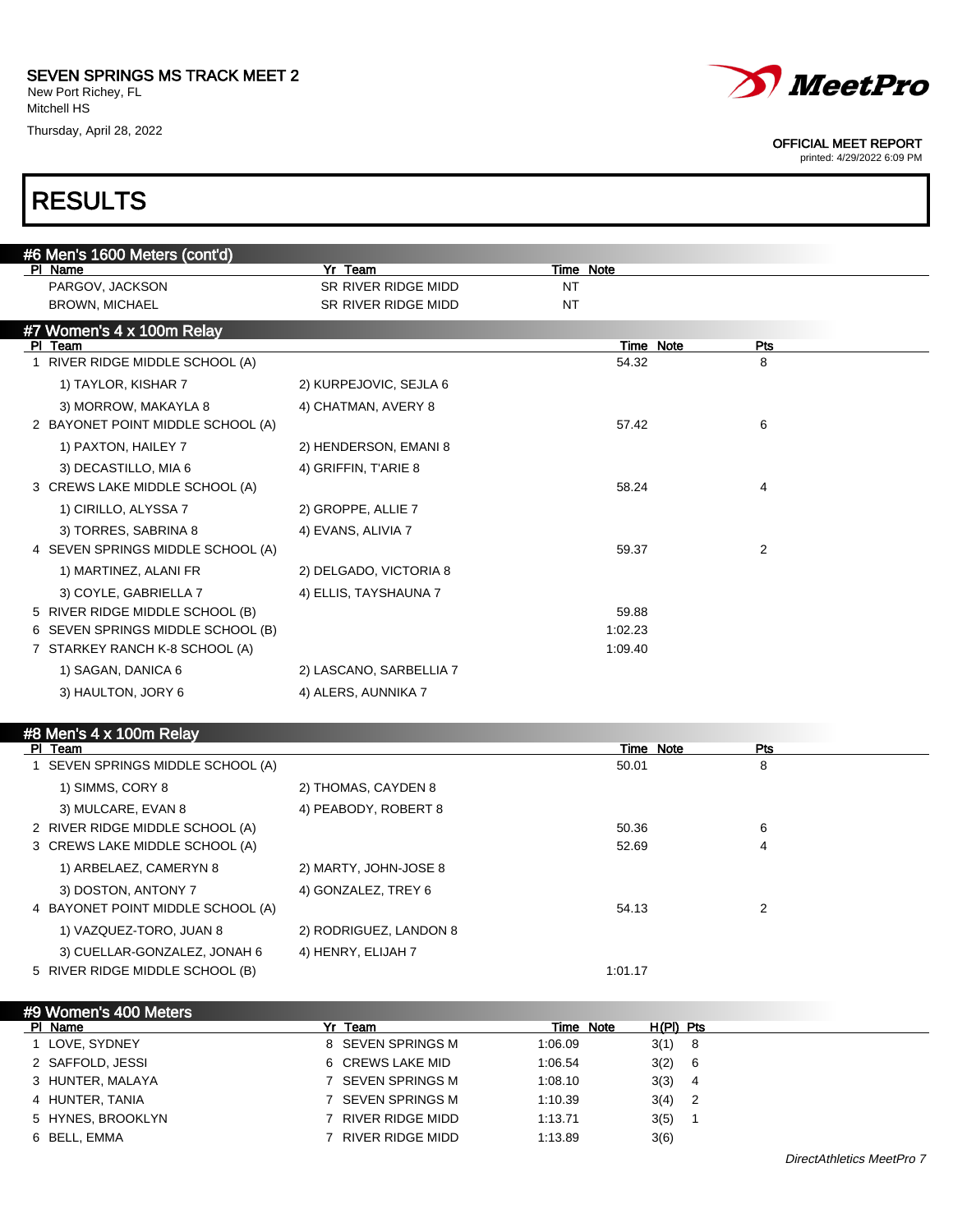## RESULTS

### #6 Men's 1600 Meters (cont'd)

| Pl | Name | Yr | Team | Time | Note |
|---|---|---|---|---|---|
| | PARGOV, JACKSON | SR | RIVER RIDGE MIDD | NT | |
| | BROWN, MICHAEL | SR | RIVER RIDGE MIDD | NT | |

### #7 Women's 4 x 100m Relay

| Pl | Team | | Time | Note | Pts |
|---|---|---|---|---|---|
| 1 | RIVER RIDGE MIDDLE SCHOOL (A) | | 54.32 | | 8 |
| | 1) TAYLOR, KISHAR 7 | 2) KURPEJOVIC, SEJLA 6 | | | |
| | 3) MORROW, MAKAYLA 8 | 4) CHATMAN, AVERY 8 | | | |
| 2 | BAYONET POINT MIDDLE SCHOOL (A) | | 57.42 | | 6 |
| | 1) PAXTON, HAILEY 7 | 2) HENDERSON, EMANI 8 | | | |
| | 3) DECASTILLO, MIA 6 | 4) GRIFFIN, T'ARIE 8 | | | |
| 3 | CREWS LAKE MIDDLE SCHOOL (A) | | 58.24 | | 4 |
| | 1) CIRILLO, ALYSSA 7 | 2) GROPPE, ALLIE 7 | | | |
| | 3) TORRES, SABRINA 8 | 4) EVANS, ALIVIA 7 | | | |
| 4 | SEVEN SPRINGS MIDDLE SCHOOL (A) | | 59.37 | | 2 |
| | 1) MARTINEZ, ALANI FR | 2) DELGADO, VICTORIA 8 | | | |
| | 3) COYLE, GABRIELLA 7 | 4) ELLIS, TAYSHAUNA 7 | | | |
| 5 | RIVER RIDGE MIDDLE SCHOOL (B) | | 59.88 | | |
| 6 | SEVEN SPRINGS MIDDLE SCHOOL (B) | | 1:02.23 | | |
| 7 | STARKEY RANCH K-8 SCHOOL (A) | | 1:09.40 | | |
| | 1) SAGAN, DANICA 6 | 2) LASCANO, SARBELLIA 7 | | | |
| | 3) HAULTON, JORY 6 | 4) ALERS, AUNNIKA 7 | | | |

### #8 Men's 4 x 100m Relay

| Pl | Team | | Time | Note | Pts |
|---|---|---|---|---|---|
| 1 | SEVEN SPRINGS MIDDLE SCHOOL (A) | | 50.01 | | 8 |
| | 1) SIMMS, CORY 8 | 2) THOMAS, CAYDEN 8 | | | |
| | 3) MULCARE, EVAN 8 | 4) PEABODY, ROBERT 8 | | | |
| 2 | RIVER RIDGE MIDDLE SCHOOL (A) | | 50.36 | | 6 |
| 3 | CREWS LAKE MIDDLE SCHOOL (A) | | 52.69 | | 4 |
| | 1) ARBELAEZ, CAMERYN 8 | 2) MARTY, JOHN-JOSE 8 | | | |
| | 3) DOSTON, ANTONY 7 | 4) GONZALEZ, TREY 6 | | | |
| 4 | BAYONET POINT MIDDLE SCHOOL (A) | | 54.13 | | 2 |
| | 1) VAZQUEZ-TORO, JUAN 8 | 2) RODRIGUEZ, LANDON 8 | | | |
| | 3) CUELLAR-GONZALEZ, JONAH 6 | 4) HENRY, ELIJAH 7 | | | |
| 5 | RIVER RIDGE MIDDLE SCHOOL (B) | | 1:01.17 | | |

### #9 Women's 400 Meters

| Pl | Name | Yr | Team | Time | Note | H(Pl) | Pts |
|---|---|---|---|---|---|---|---|
| 1 | LOVE, SYDNEY | 8 | SEVEN SPRINGS M | 1:06.09 | | 3(1) | 8 |
| 2 | SAFFOLD, JESSI | 6 | CREWS LAKE MID | 1:06.54 | | 3(2) | 6 |
| 3 | HUNTER, MALAYA | 7 | SEVEN SPRINGS M | 1:08.10 | | 3(3) | 4 |
| 4 | HUNTER, TANIA | 7 | SEVEN SPRINGS M | 1:10.39 | | 3(4) | 2 |
| 5 | HYNES, BROOKLYN | 7 | RIVER RIDGE MIDD | 1:13.71 | | 3(5) | 1 |
| 6 | BELL, EMMA | 7 | RIVER RIDGE MIDD | 1:13.89 | | 3(6) | |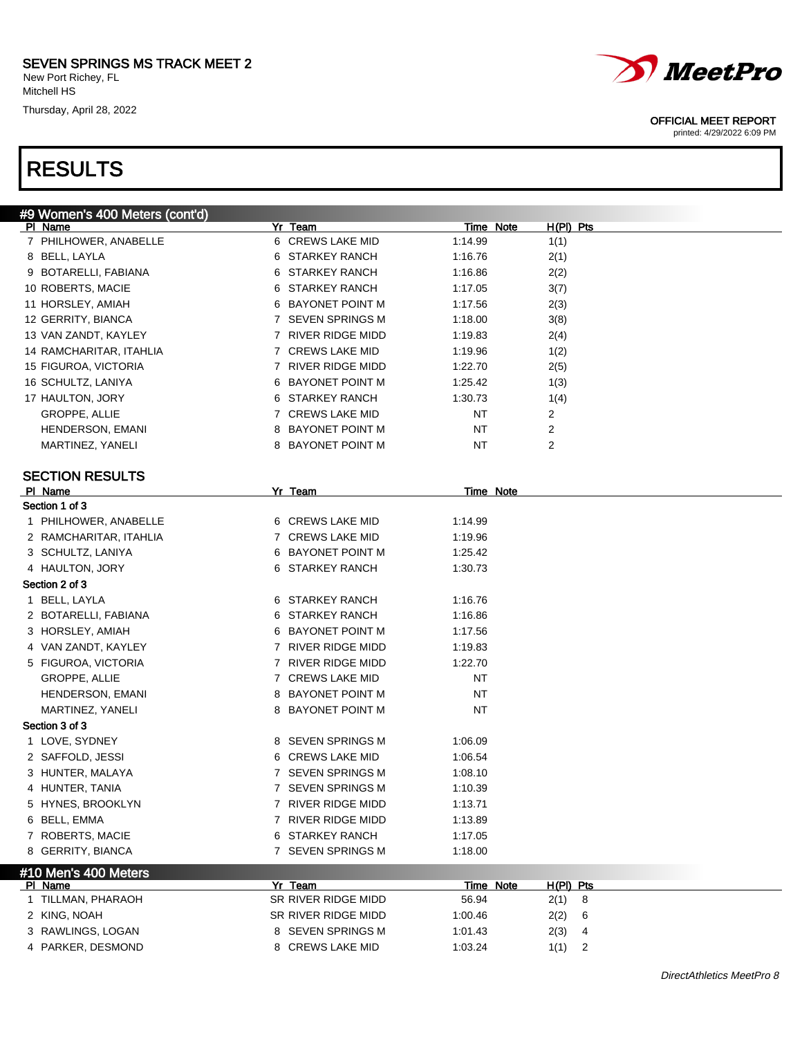# SEVEN SPRINGS MS TRACK MEET 2

New Port Richey, FL
Mitchell HS
Thursday, April 28, 2022

OFFICIAL MEET REPORT
printed: 4/29/2022 6:09 PM

## RESULTS

### #9 Women's 400 Meters (cont'd)

| Pl | Name | Yr | Team | Time | Note | H(Pl) | Pts |
|---|---|---|---|---|---|---|---|
| 7 | PHILHOWER, ANABELLE | 6 | CREWS LAKE MID | 1:14.99 | | 1(1) | |
| 8 | BELL, LAYLA | 6 | STARKEY RANCH | 1:16.76 | | 2(1) | |
| 9 | BOTARELLI, FABIANA | 6 | STARKEY RANCH | 1:16.86 | | 2(2) | |
| 10 | ROBERTS, MACIE | 6 | STARKEY RANCH | 1:17.05 | | 3(7) | |
| 11 | HORSLEY, AMIAH | 6 | BAYONET POINT M | 1:17.56 | | 2(3) | |
| 12 | GERRITY, BIANCA | 7 | SEVEN SPRINGS M | 1:18.00 | | 3(8) | |
| 13 | VAN ZANDT, KAYLEY | 7 | RIVER RIDGE MIDD | 1:19.83 | | 2(4) | |
| 14 | RAMCHARITAR, ITAHLIA | 7 | CREWS LAKE MID | 1:19.96 | | 1(2) | |
| 15 | FIGUROA, VICTORIA | 7 | RIVER RIDGE MIDD | 1:22.70 | | 2(5) | |
| 16 | SCHULTZ, LANIYA | 6 | BAYONET POINT M | 1:25.42 | | 1(3) | |
| 17 | HAULTON, JORY | 6 | STARKEY RANCH | 1:30.73 | | 1(4) | |
| | GROPPE, ALLIE | 7 | CREWS LAKE MID | NT | | 2 | |
| | HENDERSON, EMANI | 8 | BAYONET POINT M | NT | | 2 | |
| | MARTINEZ, YANELI | 8 | BAYONET POINT M | NT | | 2 | |

### SECTION RESULTS

| Pl | Name | Yr | Team | Time | Note |
|---|---|---|---|---|---|
| **Section 1 of 3** | | | | | |
| 1 | PHILHOWER, ANABELLE | 6 | CREWS LAKE MID | 1:14.99 | |
| 2 | RAMCHARITAR, ITAHLIA | 7 | CREWS LAKE MID | 1:19.96 | |
| 3 | SCHULTZ, LANIYA | 6 | BAYONET POINT M | 1:25.42 | |
| 4 | HAULTON, JORY | 6 | STARKEY RANCH | 1:30.73 | |
| **Section 2 of 3** | | | | | |
| 1 | BELL, LAYLA | 6 | STARKEY RANCH | 1:16.76 | |
| 2 | BOTARELLI, FABIANA | 6 | STARKEY RANCH | 1:16.86 | |
| 3 | HORSLEY, AMIAH | 6 | BAYONET POINT M | 1:17.56 | |
| 4 | VAN ZANDT, KAYLEY | 7 | RIVER RIDGE MIDD | 1:19.83 | |
| 5 | FIGUROA, VICTORIA | 7 | RIVER RIDGE MIDD | 1:22.70 | |
| | GROPPE, ALLIE | 7 | CREWS LAKE MID | NT | |
| | HENDERSON, EMANI | 8 | BAYONET POINT M | NT | |
| | MARTINEZ, YANELI | 8 | BAYONET POINT M | NT | |
| **Section 3 of 3** | | | | | |
| 1 | LOVE, SYDNEY | 8 | SEVEN SPRINGS M | 1:06.09 | |
| 2 | SAFFOLD, JESSI | 6 | CREWS LAKE MID | 1:06.54 | |
| 3 | HUNTER, MALAYA | 7 | SEVEN SPRINGS M | 1:08.10 | |
| 4 | HUNTER, TANIA | 7 | SEVEN SPRINGS M | 1:10.39 | |
| 5 | HYNES, BROOKLYN | 7 | RIVER RIDGE MIDD | 1:13.71 | |
| 6 | BELL, EMMA | 7 | RIVER RIDGE MIDD | 1:13.89 | |
| 7 | ROBERTS, MACIE | 6 | STARKEY RANCH | 1:17.05 | |
| 8 | GERRITY, BIANCA | 7 | SEVEN SPRINGS M | 1:18.00 | |

### #10 Men's 400 Meters

| Pl | Name | Yr | Team | Time | Note | H(Pl) | Pts |
|---|---|---|---|---|---|---|---|
| 1 | TILLMAN, PHARAOH | SR | RIVER RIDGE MIDD | 56.94 | | 2(1) | 8 |
| 2 | KING, NOAH | SR | RIVER RIDGE MIDD | 1:00.46 | | 2(2) | 6 |
| 3 | RAWLINGS, LOGAN | 8 | SEVEN SPRINGS M | 1:01.43 | | 2(3) | 4 |
| 4 | PARKER, DESMOND | 8 | CREWS LAKE MID | 1:03.24 | | 1(1) | 2 |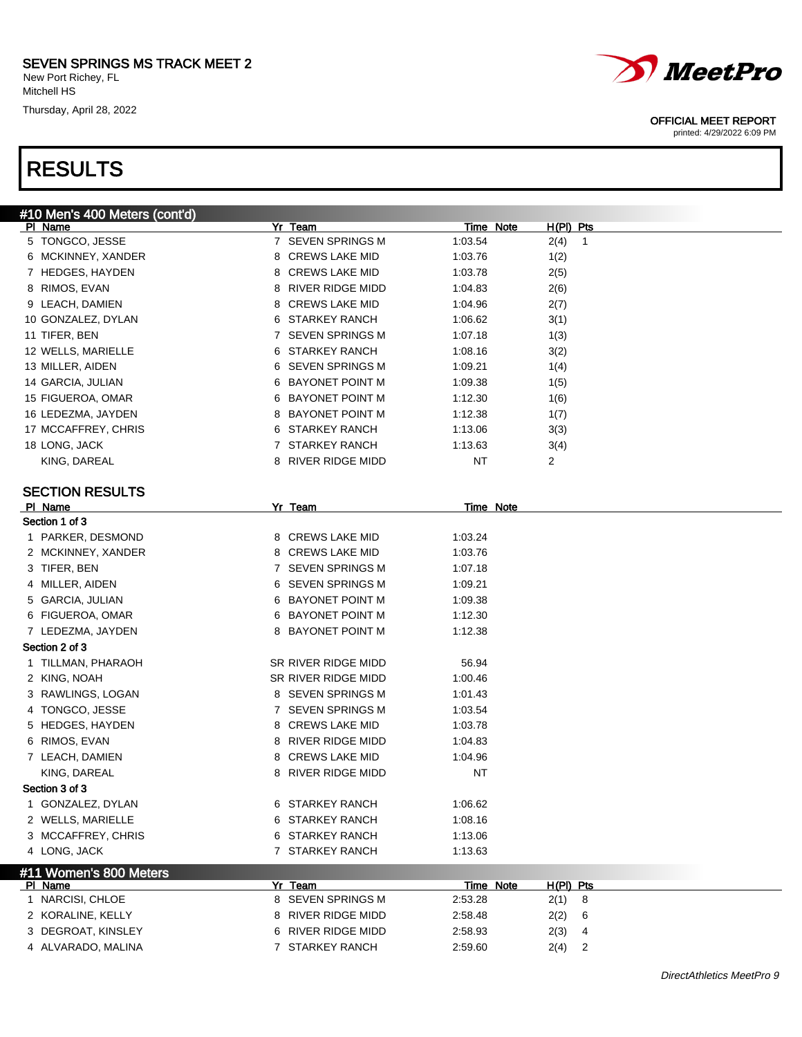# RESULTS

## #10 Men's 400 Meters (cont'd)

| Pl | Name | Yr | Team | Time | Note | H(Pl) | Pts |
|---|---|---|---|---|---|---|---|
| 5 | TONGCO, JESSE | 7 | SEVEN SPRINGS M | 1:03.54 | | 2(4) | 1 |
| 6 | MCKINNEY, XANDER | 8 | CREWS LAKE MID | 1:03.76 | | 1(2) | |
| 7 | HEDGES, HAYDEN | 8 | CREWS LAKE MID | 1:03.78 | | 2(5) | |
| 8 | RIMOS, EVAN | 8 | RIVER RIDGE MIDD | 1:04.83 | | 2(6) | |
| 9 | LEACH, DAMIEN | 8 | CREWS LAKE MID | 1:04.96 | | 2(7) | |
| 10 | GONZALEZ, DYLAN | 6 | STARKEY RANCH | 1:06.62 | | 3(1) | |
| 11 | TIFER, BEN | 7 | SEVEN SPRINGS M | 1:07.18 | | 1(3) | |
| 12 | WELLS, MARIELLE | 6 | STARKEY RANCH | 1:08.16 | | 3(2) | |
| 13 | MILLER, AIDEN | 6 | SEVEN SPRINGS M | 1:09.21 | | 1(4) | |
| 14 | GARCIA, JULIAN | 6 | BAYONET POINT M | 1:09.38 | | 1(5) | |
| 15 | FIGUEROA, OMAR | 6 | BAYONET POINT M | 1:12.30 | | 1(6) | |
| 16 | LEDEZMA, JAYDEN | 8 | BAYONET POINT M | 1:12.38 | | 1(7) | |
| 17 | MCCAFFREY, CHRIS | 6 | STARKEY RANCH | 1:13.06 | | 3(3) | |
| 18 | LONG, JACK | 7 | STARKEY RANCH | 1:13.63 | | 3(4) | |
| | KING, DAREAL | 8 | RIVER RIDGE MIDD | NT | | 2 | |

### SECTION RESULTS

| Pl | Name | Yr | Team | Time | Note |
|---|---|---|---|---|---|
| **Section 1 of 3** | | | | | |
| 1 | PARKER, DESMOND | 8 | CREWS LAKE MID | 1:03.24 | |
| 2 | MCKINNEY, XANDER | 8 | CREWS LAKE MID | 1:03.76 | |
| 3 | TIFER, BEN | 7 | SEVEN SPRINGS M | 1:07.18 | |
| 4 | MILLER, AIDEN | 6 | SEVEN SPRINGS M | 1:09.21 | |
| 5 | GARCIA, JULIAN | 6 | BAYONET POINT M | 1:09.38 | |
| 6 | FIGUEROA, OMAR | 6 | BAYONET POINT M | 1:12.30 | |
| 7 | LEDEZMA, JAYDEN | 8 | BAYONET POINT M | 1:12.38 | |
| **Section 2 of 3** | | | | | |
| 1 | TILLMAN, PHARAOH | SR | RIVER RIDGE MIDD | 56.94 | |
| 2 | KING, NOAH | SR | RIVER RIDGE MIDD | 1:00.46 | |
| 3 | RAWLINGS, LOGAN | 8 | SEVEN SPRINGS M | 1:01.43 | |
| 4 | TONGCO, JESSE | 7 | SEVEN SPRINGS M | 1:03.54 | |
| 5 | HEDGES, HAYDEN | 8 | CREWS LAKE MID | 1:03.78 | |
| 6 | RIMOS, EVAN | 8 | RIVER RIDGE MIDD | 1:04.83 | |
| 7 | LEACH, DAMIEN | 8 | CREWS LAKE MID | 1:04.96 | |
| | KING, DAREAL | 8 | RIVER RIDGE MIDD | NT | |
| **Section 3 of 3** | | | | | |
| 1 | GONZALEZ, DYLAN | 6 | STARKEY RANCH | 1:06.62 | |
| 2 | WELLS, MARIELLE | 6 | STARKEY RANCH | 1:08.16 | |
| 3 | MCCAFFREY, CHRIS | 6 | STARKEY RANCH | 1:13.06 | |
| 4 | LONG, JACK | 7 | STARKEY RANCH | 1:13.63 | |

## #11 Women's 800 Meters

| Pl | Name | Yr | Team | Time | Note | H(Pl) | Pts |
|---|---|---|---|---|---|---|---|
| 1 | NARCISI, CHLOE | 8 | SEVEN SPRINGS M | 2:53.28 | | 2(1) | 8 |
| 2 | KORALINE, KELLY | 8 | RIVER RIDGE MIDD | 2:58.48 | | 2(2) | 6 |
| 3 | DEGROAT, KINSLEY | 6 | RIVER RIDGE MIDD | 2:58.93 | | 2(3) | 4 |
| 4 | ALVARADO, MALINA | 7 | STARKEY RANCH | 2:59.60 | | 2(4) | 2 |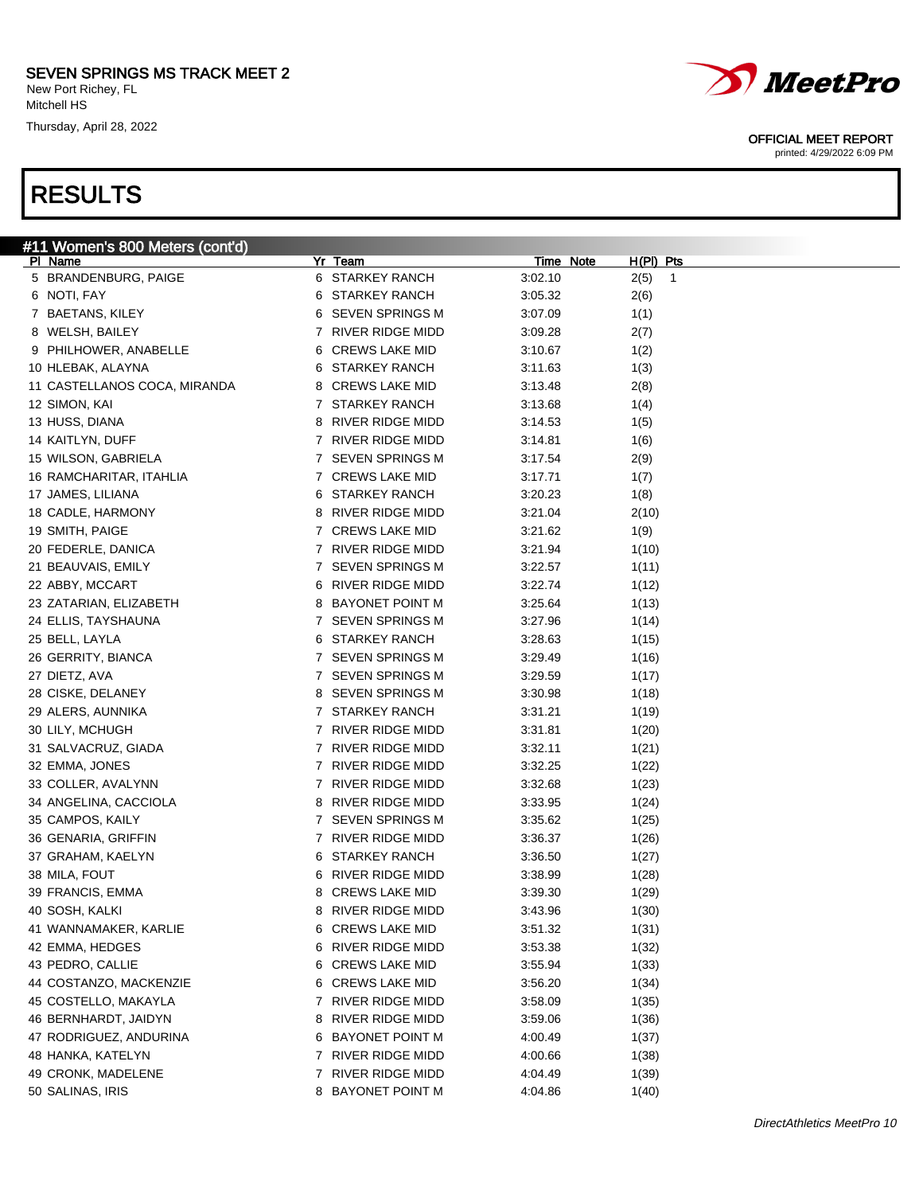SEVEN SPRINGS MS TRACK MEET 2
New Port Richey, FL
Mitchell HS
Thursday, April 28, 2022

OFFICIAL MEET REPORT
printed: 4/29/2022 6:09 PM

# RESULTS

## #11 Women's 800 Meters (cont'd)

| Pl | Name | Yr | Team | Time | Note | H(Pl) | Pts |
|---|---|---|---|---|---|---|---|
| 5 | BRANDENBURG, PAIGE | 6 | STARKEY RANCH | 3:02.10 | | 2(5) | 1 |
| 6 | NOTI, FAY | 6 | STARKEY RANCH | 3:05.32 | | 2(6) | |
| 7 | BAETANS, KILEY | 6 | SEVEN SPRINGS M | 3:07.09 | | 1(1) | |
| 8 | WELSH, BAILEY | 7 | RIVER RIDGE MIDD | 3:09.28 | | 2(7) | |
| 9 | PHILHOWER, ANABELLE | 6 | CREWS LAKE MID | 3:10.67 | | 1(2) | |
| 10 | HLEBAK, ALAYNA | 6 | STARKEY RANCH | 3:11.63 | | 1(3) | |
| 11 | CASTELLANOS COCA, MIRANDA | 8 | CREWS LAKE MID | 3:13.48 | | 2(8) | |
| 12 | SIMON, KAI | 7 | STARKEY RANCH | 3:13.68 | | 1(4) | |
| 13 | HUSS, DIANA | 8 | RIVER RIDGE MIDD | 3:14.53 | | 1(5) | |
| 14 | KAITLYN, DUFF | 7 | RIVER RIDGE MIDD | 3:14.81 | | 1(6) | |
| 15 | WILSON, GABRIELA | 7 | SEVEN SPRINGS M | 3:17.54 | | 2(9) | |
| 16 | RAMCHARITAR, ITAHLIA | 7 | CREWS LAKE MID | 3:17.71 | | 1(7) | |
| 17 | JAMES, LILIANA | 6 | STARKEY RANCH | 3:20.23 | | 1(8) | |
| 18 | CADLE, HARMONY | 8 | RIVER RIDGE MIDD | 3:21.04 | | 2(10) | |
| 19 | SMITH, PAIGE | 7 | CREWS LAKE MID | 3:21.62 | | 1(9) | |
| 20 | FEDERLE, DANICA | 7 | RIVER RIDGE MIDD | 3:21.94 | | 1(10) | |
| 21 | BEAUVAIS, EMILY | 7 | SEVEN SPRINGS M | 3:22.57 | | 1(11) | |
| 22 | ABBY, MCCART | 6 | RIVER RIDGE MIDD | 3:22.74 | | 1(12) | |
| 23 | ZATARIAN, ELIZABETH | 8 | BAYONET POINT M | 3:25.64 | | 1(13) | |
| 24 | ELLIS, TAYSHAUNA | 7 | SEVEN SPRINGS M | 3:27.96 | | 1(14) | |
| 25 | BELL, LAYLA | 6 | STARKEY RANCH | 3:28.63 | | 1(15) | |
| 26 | GERRITY, BIANCA | 7 | SEVEN SPRINGS M | 3:29.49 | | 1(16) | |
| 27 | DIETZ, AVA | 7 | SEVEN SPRINGS M | 3:29.59 | | 1(17) | |
| 28 | CISKE, DELANEY | 8 | SEVEN SPRINGS M | 3:30.98 | | 1(18) | |
| 29 | ALERS, AUNNIKA | 7 | STARKEY RANCH | 3:31.21 | | 1(19) | |
| 30 | LILY, MCHUGH | 7 | RIVER RIDGE MIDD | 3:31.81 | | 1(20) | |
| 31 | SALVACRUZ, GIADA | 7 | RIVER RIDGE MIDD | 3:32.11 | | 1(21) | |
| 32 | EMMA, JONES | 7 | RIVER RIDGE MIDD | 3:32.25 | | 1(22) | |
| 33 | COLLER, AVALYNN | 7 | RIVER RIDGE MIDD | 3:32.68 | | 1(23) | |
| 34 | ANGELINA, CACCIOLA | 8 | RIVER RIDGE MIDD | 3:33.95 | | 1(24) | |
| 35 | CAMPOS, KAILY | 7 | SEVEN SPRINGS M | 3:35.62 | | 1(25) | |
| 36 | GENARIA, GRIFFIN | 7 | RIVER RIDGE MIDD | 3:36.37 | | 1(26) | |
| 37 | GRAHAM, KAELYN | 6 | STARKEY RANCH | 3:36.50 | | 1(27) | |
| 38 | MILA, FOUT | 6 | RIVER RIDGE MIDD | 3:38.99 | | 1(28) | |
| 39 | FRANCIS, EMMA | 8 | CREWS LAKE MID | 3:39.30 | | 1(29) | |
| 40 | SOSH, KALKI | 8 | RIVER RIDGE MIDD | 3:43.96 | | 1(30) | |
| 41 | WANNAMAKER, KARLIE | 6 | CREWS LAKE MID | 3:51.32 | | 1(31) | |
| 42 | EMMA, HEDGES | 6 | RIVER RIDGE MIDD | 3:53.38 | | 1(32) | |
| 43 | PEDRO, CALLIE | 6 | CREWS LAKE MID | 3:55.94 | | 1(33) | |
| 44 | COSTANZO, MACKENZIE | 6 | CREWS LAKE MID | 3:56.20 | | 1(34) | |
| 45 | COSTELLO, MAKAYLA | 7 | RIVER RIDGE MIDD | 3:58.09 | | 1(35) | |
| 46 | BERNHARDT, JAIDYN | 8 | RIVER RIDGE MIDD | 3:59.06 | | 1(36) | |
| 47 | RODRIGUEZ, ANDURINA | 6 | BAYONET POINT M | 4:00.49 | | 1(37) | |
| 48 | HANKA, KATELYN | 7 | RIVER RIDGE MIDD | 4:00.66 | | 1(38) | |
| 49 | CRONK, MADELENE | 7 | RIVER RIDGE MIDD | 4:04.49 | | 1(39) | |
| 50 | SALINAS, IRIS | 8 | BAYONET POINT M | 4:04.86 | | 1(40) | |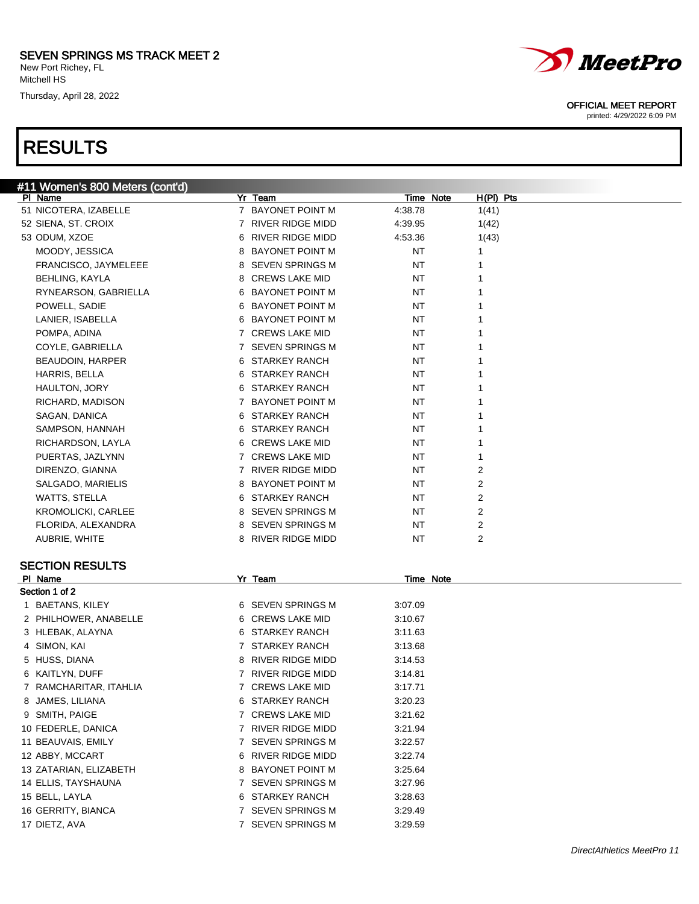# SEVEN SPRINGS MS TRACK MEET 2

New Port Richey, FL
Mitchell HS
Thursday, April 28, 2022

OFFICIAL MEET REPORT
printed: 4/29/2022 6:09 PM

# RESULTS

## #11 Women's 800 Meters (cont'd)

| Pl | Name | Yr | Team | Time | Note | H(Pl) | Pts |
|---|---|---|---|---|---|---|---|
| 51 | NICOTERA, IZABELLE | 7 | BAYONET POINT M | 4:38.78 | | 1(41) | |
| 52 | SIENA, ST. CROIX | 7 | RIVER RIDGE MIDD | 4:39.95 | | 1(42) | |
| 53 | ODUM, XZOE | 6 | RIVER RIDGE MIDD | 4:53.36 | | 1(43) | |
| | MOODY, JESSICA | 8 | BAYONET POINT M | NT | | 1 | |
| | FRANCISCO, JAYMELEEE | 8 | SEVEN SPRINGS M | NT | | 1 | |
| | BEHLING, KAYLA | 8 | CREWS LAKE MID | NT | | 1 | |
| | RYNEARSON, GABRIELLA | 6 | BAYONET POINT M | NT | | 1 | |
| | POWELL, SADIE | 6 | BAYONET POINT M | NT | | 1 | |
| | LANIER, ISABELLA | 6 | BAYONET POINT M | NT | | 1 | |
| | POMPA, ADINA | 7 | CREWS LAKE MID | NT | | 1 | |
| | COYLE, GABRIELLA | 7 | SEVEN SPRINGS M | NT | | 1 | |
| | BEAUDOIN, HARPER | 6 | STARKEY RANCH | NT | | 1 | |
| | HARRIS, BELLA | 6 | STARKEY RANCH | NT | | 1 | |
| | HAULTON, JORY | 6 | STARKEY RANCH | NT | | 1 | |
| | RICHARD, MADISON | 7 | BAYONET POINT M | NT | | 1 | |
| | SAGAN, DANICA | 6 | STARKEY RANCH | NT | | 1 | |
| | SAMPSON, HANNAH | 6 | STARKEY RANCH | NT | | 1 | |
| | RICHARDSON, LAYLA | 6 | CREWS LAKE MID | NT | | 1 | |
| | PUERTAS, JAZLYNN | 7 | CREWS LAKE MID | NT | | 1 | |
| | DIRENZO, GIANNA | 7 | RIVER RIDGE MIDD | NT | | 2 | |
| | SALGADO, MARIELIS | 8 | BAYONET POINT M | NT | | 2 | |
| | WATTS, STELLA | 6 | STARKEY RANCH | NT | | 2 | |
| | KROMOLICKI, CARLEE | 8 | SEVEN SPRINGS M | NT | | 2 | |
| | FLORIDA, ALEXANDRA | 8 | SEVEN SPRINGS M | NT | | 2 | |
| | AUBRIE, WHITE | 8 | RIVER RIDGE MIDD | NT | | 2 | |

## SECTION RESULTS

**Section 1 of 2**

| Pl | Name | Yr | Team | Time | Note |
|---|---|---|---|---|---|
| 1 | BAETANS, KILEY | 6 | SEVEN SPRINGS M | 3:07.09 | |
| 2 | PHILHOWER, ANABELLE | 6 | CREWS LAKE MID | 3:10.67 | |
| 3 | HLEBAK, ALAYNA | 6 | STARKEY RANCH | 3:11.63 | |
| 4 | SIMON, KAI | 7 | STARKEY RANCH | 3:13.68 | |
| 5 | HUSS, DIANA | 8 | RIVER RIDGE MIDD | 3:14.53 | |
| 6 | KAITLYN, DUFF | 7 | RIVER RIDGE MIDD | 3:14.81 | |
| 7 | RAMCHARITAR, ITAHLIA | 7 | CREWS LAKE MID | 3:17.71 | |
| 8 | JAMES, LILIANA | 6 | STARKEY RANCH | 3:20.23 | |
| 9 | SMITH, PAIGE | 7 | CREWS LAKE MID | 3:21.62 | |
| 10 | FEDERLE, DANICA | 7 | RIVER RIDGE MIDD | 3:21.94 | |
| 11 | BEAUVAIS, EMILY | 7 | SEVEN SPRINGS M | 3:22.57 | |
| 12 | ABBY, MCCART | 6 | RIVER RIDGE MIDD | 3:22.74 | |
| 13 | ZATARIAN, ELIZABETH | 8 | BAYONET POINT M | 3:25.64 | |
| 14 | ELLIS, TAYSHAUNA | 7 | SEVEN SPRINGS M | 3:27.96 | |
| 15 | BELL, LAYLA | 6 | STARKEY RANCH | 3:28.63 | |
| 16 | GERRITY, BIANCA | 7 | SEVEN SPRINGS M | 3:29.49 | |
| 17 | DIETZ, AVA | 7 | SEVEN SPRINGS M | 3:29.59 | |

*DirectAthletics MeetPro 11*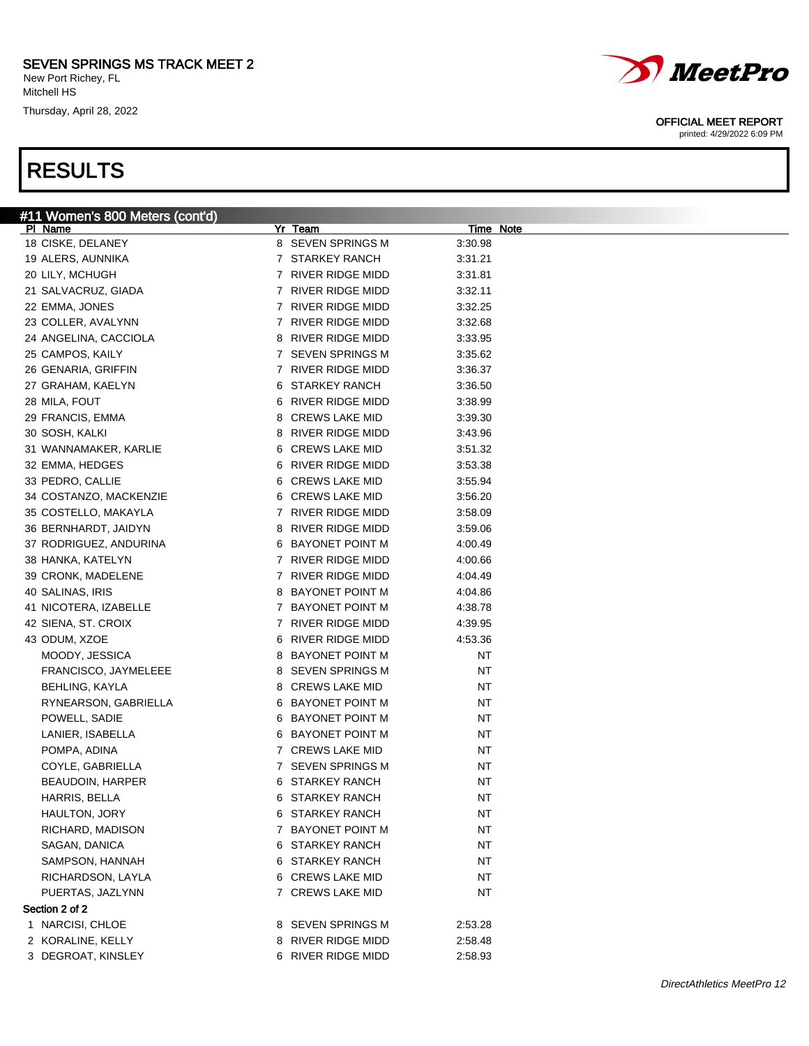# SEVEN SPRINGS MS TRACK MEET 2

New Port Richey, FL
Mitchell HS
Thursday, April 28, 2022

OFFICIAL MEET REPORT
printed: 4/29/2022 6:09 PM

# RESULTS

## #11 Women's 800 Meters (cont'd)

| Pl | Name | Yr | Team | Time | Note |
|---|---|---|---|---|---|
| 18 | CISKE, DELANEY | 8 | SEVEN SPRINGS M | 3:30.98 | |
| 19 | ALERS, AUNNIKA | 7 | STARKEY RANCH | 3:31.21 | |
| 20 | LILY, MCHUGH | 7 | RIVER RIDGE MIDD | 3:31.81 | |
| 21 | SALVACRUZ, GIADA | 7 | RIVER RIDGE MIDD | 3:32.11 | |
| 22 | EMMA, JONES | 7 | RIVER RIDGE MIDD | 3:32.25 | |
| 23 | COLLER, AVALYNN | 7 | RIVER RIDGE MIDD | 3:32.68 | |
| 24 | ANGELINA, CACCIOLA | 8 | RIVER RIDGE MIDD | 3:33.95 | |
| 25 | CAMPOS, KAILY | 7 | SEVEN SPRINGS M | 3:35.62 | |
| 26 | GENARIA, GRIFFIN | 7 | RIVER RIDGE MIDD | 3:36.37 | |
| 27 | GRAHAM, KAELYN | 6 | STARKEY RANCH | 3:36.50 | |
| 28 | MILA, FOUT | 6 | RIVER RIDGE MIDD | 3:38.99 | |
| 29 | FRANCIS, EMMA | 8 | CREWS LAKE MID | 3:39.30 | |
| 30 | SOSH, KALKI | 8 | RIVER RIDGE MIDD | 3:43.96 | |
| 31 | WANNAMAKER, KARLIE | 6 | CREWS LAKE MID | 3:51.32 | |
| 32 | EMMA, HEDGES | 6 | RIVER RIDGE MIDD | 3:53.38 | |
| 33 | PEDRO, CALLIE | 6 | CREWS LAKE MID | 3:55.94 | |
| 34 | COSTANZO, MACKENZIE | 6 | CREWS LAKE MID | 3:56.20 | |
| 35 | COSTELLO, MAKAYLA | 7 | RIVER RIDGE MIDD | 3:58.09 | |
| 36 | BERNHARDT, JAIDYN | 8 | RIVER RIDGE MIDD | 3:59.06 | |
| 37 | RODRIGUEZ, ANDURINA | 6 | BAYONET POINT M | 4:00.49 | |
| 38 | HANKA, KATELYN | 7 | RIVER RIDGE MIDD | 4:00.66 | |
| 39 | CRONK, MADELENE | 7 | RIVER RIDGE MIDD | 4:04.49 | |
| 40 | SALINAS, IRIS | 8 | BAYONET POINT M | 4:04.86 | |
| 41 | NICOTERA, IZABELLE | 7 | BAYONET POINT M | 4:38.78 | |
| 42 | SIENA, ST. CROIX | 7 | RIVER RIDGE MIDD | 4:39.95 | |
| 43 | ODUM, XZOE | 6 | RIVER RIDGE MIDD | 4:53.36 | |
| | MOODY, JESSICA | 8 | BAYONET POINT M | NT | |
| | FRANCISCO, JAYMELEEE | 8 | SEVEN SPRINGS M | NT | |
| | BEHLING, KAYLA | 8 | CREWS LAKE MID | NT | |
| | RYNEARSON, GABRIELLA | 6 | BAYONET POINT M | NT | |
| | POWELL, SADIE | 6 | BAYONET POINT M | NT | |
| | LANIER, ISABELLA | 6 | BAYONET POINT M | NT | |
| | POMPA, ADINA | 7 | CREWS LAKE MID | NT | |
| | COYLE, GABRIELLA | 7 | SEVEN SPRINGS M | NT | |
| | BEAUDOIN, HARPER | 6 | STARKEY RANCH | NT | |
| | HARRIS, BELLA | 6 | STARKEY RANCH | NT | |
| | HAULTON, JORY | 6 | STARKEY RANCH | NT | |
| | RICHARD, MADISON | 7 | BAYONET POINT M | NT | |
| | SAGAN, DANICA | 6 | STARKEY RANCH | NT | |
| | SAMPSON, HANNAH | 6 | STARKEY RANCH | NT | |
| | RICHARDSON, LAYLA | 6 | CREWS LAKE MID | NT | |
| | PUERTAS, JAZLYNN | 7 | CREWS LAKE MID | NT | |

**Section 2 of 2**

| Pl | Name | Yr | Team | Time | Note |
|---|---|---|---|---|---|
| 1 | NARCISI, CHLOE | 8 | SEVEN SPRINGS M | 2:53.28 | |
| 2 | KORALINE, KELLY | 8 | RIVER RIDGE MIDD | 2:58.48 | |
| 3 | DEGROAT, KINSLEY | 6 | RIVER RIDGE MIDD | 2:58.93 | |

DirectAthletics MeetPro 12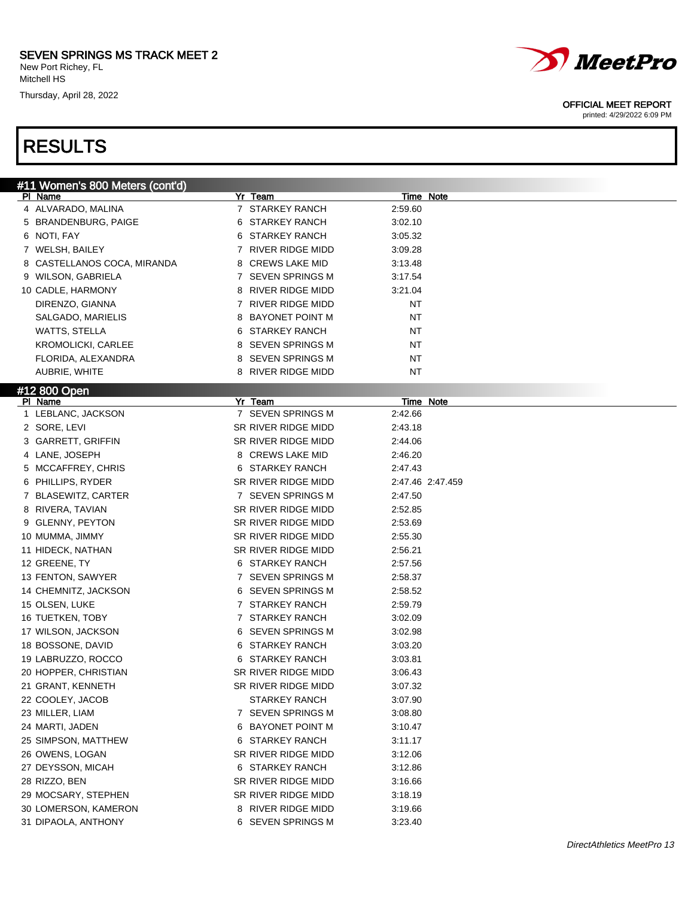SEVEN SPRINGS MS TRACK MEET 2
New Port Richey, FL
Mitchell HS
Thursday, April 28, 2022

OFFICIAL MEET REPORT
printed: 4/29/2022 6:09 PM

# RESULTS

## #11 Women's 800 Meters (cont'd)

| Pl | Name | Yr | Team | Time | Note |
|---|---|---|---|---|---|
| 4 | ALVARADO, MALINA | 7 | STARKEY RANCH | 2:59.60 | |
| 5 | BRANDENBURG, PAIGE | 6 | STARKEY RANCH | 3:02.10 | |
| 6 | NOTI, FAY | 6 | STARKEY RANCH | 3:05.32 | |
| 7 | WELSH, BAILEY | 7 | RIVER RIDGE MIDD | 3:09.28 | |
| 8 | CASTELLANOS COCA, MIRANDA | 8 | CREWS LAKE MID | 3:13.48 | |
| 9 | WILSON, GABRIELA | 7 | SEVEN SPRINGS M | 3:17.54 | |
| 10 | CADLE, HARMONY | 8 | RIVER RIDGE MIDD | 3:21.04 | |
| | DIRENZO, GIANNA | 7 | RIVER RIDGE MIDD | NT | |
| | SALGADO, MARIELIS | 8 | BAYONET POINT M | NT | |
| | WATTS, STELLA | 6 | STARKEY RANCH | NT | |
| | KROMOLICKI, CARLEE | 8 | SEVEN SPRINGS M | NT | |
| | FLORIDA, ALEXANDRA | 8 | SEVEN SPRINGS M | NT | |
| | AUBRIE, WHITE | 8 | RIVER RIDGE MIDD | NT | |

## #12 800 Open

| Pl | Name | Yr | Team | Time | Note |
|---|---|---|---|---|---|
| 1 | LEBLANC, JACKSON | 7 | SEVEN SPRINGS M | 2:42.66 | |
| 2 | SORE, LEVI | SR | RIVER RIDGE MIDD | 2:43.18 | |
| 3 | GARRETT, GRIFFIN | SR | RIVER RIDGE MIDD | 2:44.06 | |
| 4 | LANE, JOSEPH | 8 | CREWS LAKE MID | 2:46.20 | |
| 5 | MCCAFFREY, CHRIS | 6 | STARKEY RANCH | 2:47.43 | |
| 6 | PHILLIPS, RYDER | SR | RIVER RIDGE MIDD | 2:47.46 | 2:47.459 |
| 7 | BLASEWITZ, CARTER | 7 | SEVEN SPRINGS M | 2:47.50 | |
| 8 | RIVERA, TAVIAN | SR | RIVER RIDGE MIDD | 2:52.85 | |
| 9 | GLENNY, PEYTON | SR | RIVER RIDGE MIDD | 2:53.69 | |
| 10 | MUMMA, JIMMY | SR | RIVER RIDGE MIDD | 2:55.30 | |
| 11 | HIDECK, NATHAN | SR | RIVER RIDGE MIDD | 2:56.21 | |
| 12 | GREENE, TY | 6 | STARKEY RANCH | 2:57.56 | |
| 13 | FENTON, SAWYER | 7 | SEVEN SPRINGS M | 2:58.37 | |
| 14 | CHEMNITZ, JACKSON | 6 | SEVEN SPRINGS M | 2:58.52 | |
| 15 | OLSEN, LUKE | 7 | STARKEY RANCH | 2:59.79 | |
| 16 | TUETKEN, TOBY | 7 | STARKEY RANCH | 3:02.09 | |
| 17 | WILSON, JACKSON | 6 | SEVEN SPRINGS M | 3:02.98 | |
| 18 | BOSSONE, DAVID | 6 | STARKEY RANCH | 3:03.20 | |
| 19 | LABRUZZO, ROCCO | 6 | STARKEY RANCH | 3:03.81 | |
| 20 | HOPPER, CHRISTIAN | SR | RIVER RIDGE MIDD | 3:06.43 | |
| 21 | GRANT, KENNETH | SR | RIVER RIDGE MIDD | 3:07.32 | |
| 22 | COOLEY, JACOB | | STARKEY RANCH | 3:07.90 | |
| 23 | MILLER, LIAM | 7 | SEVEN SPRINGS M | 3:08.80 | |
| 24 | MARTI, JADEN | 6 | BAYONET POINT M | 3:10.47 | |
| 25 | SIMPSON, MATTHEW | 6 | STARKEY RANCH | 3:11.17 | |
| 26 | OWENS, LOGAN | SR | RIVER RIDGE MIDD | 3:12.06 | |
| 27 | DEYSSON, MICAH | 6 | STARKEY RANCH | 3:12.86 | |
| 28 | RIZZO, BEN | SR | RIVER RIDGE MIDD | 3:16.66 | |
| 29 | MOCSARY, STEPHEN | SR | RIVER RIDGE MIDD | 3:18.19 | |
| 30 | LOMERSON, KAMERON | 8 | RIVER RIDGE MIDD | 3:19.66 | |
| 31 | DIPAOLA, ANTHONY | 6 | SEVEN SPRINGS M | 3:23.40 | |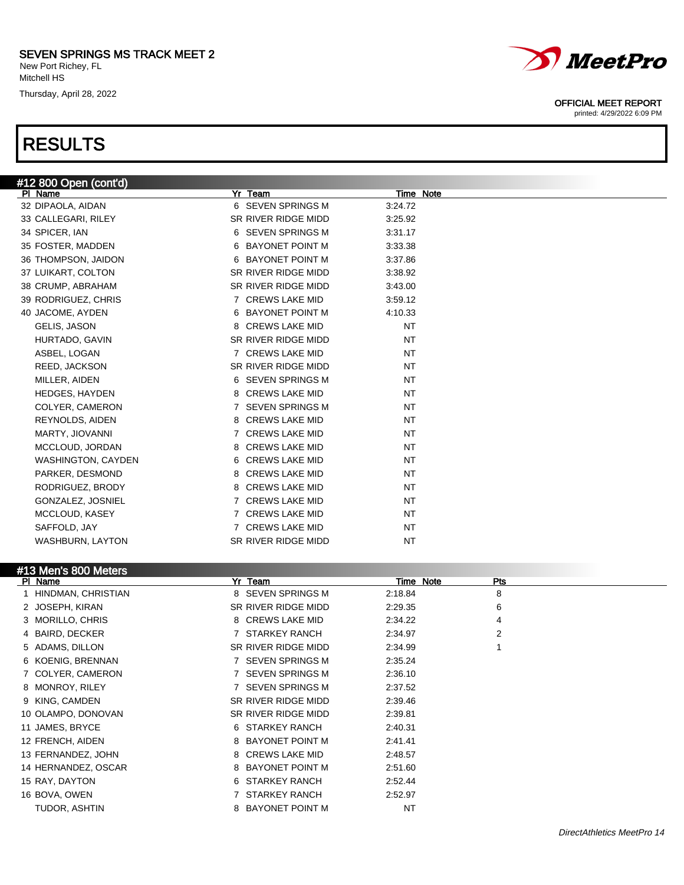SEVEN SPRINGS MS TRACK MEET 2

New Port Richey, FL
Mitchell HS
Thursday, April 28, 2022

OFFICIAL MEET REPORT
printed: 4/29/2022 6:09 PM

# RESULTS

## #12 800 Open (cont'd)

| Pl | Name | Yr | Team | Time | Note |
|---|---|---|---|---|---|
| 32 | DIPAOLA, AIDAN | 6 | SEVEN SPRINGS M | 3:24.72 | |
| 33 | CALLEGARI, RILEY | SR | RIVER RIDGE MIDD | 3:25.92 | |
| 34 | SPICER, IAN | 6 | SEVEN SPRINGS M | 3:31.17 | |
| 35 | FOSTER, MADDEN | 6 | BAYONET POINT M | 3:33.38 | |
| 36 | THOMPSON, JAIDON | 6 | BAYONET POINT M | 3:37.86 | |
| 37 | LUIKART, COLTON | SR | RIVER RIDGE MIDD | 3:38.92 | |
| 38 | CRUMP, ABRAHAM | SR | RIVER RIDGE MIDD | 3:43.00 | |
| 39 | RODRIGUEZ, CHRIS | 7 | CREWS LAKE MID | 3:59.12 | |
| 40 | JACOME, AYDEN | 6 | BAYONET POINT M | 4:10.33 | |
| | GELIS, JASON | 8 | CREWS LAKE MID | NT | |
| | HURTADO, GAVIN | SR | RIVER RIDGE MIDD | NT | |
| | ASBEL, LOGAN | 7 | CREWS LAKE MID | NT | |
| | REED, JACKSON | SR | RIVER RIDGE MIDD | NT | |
| | MILLER, AIDEN | 6 | SEVEN SPRINGS M | NT | |
| | HEDGES, HAYDEN | 8 | CREWS LAKE MID | NT | |
| | COLYER, CAMERON | 7 | SEVEN SPRINGS M | NT | |
| | REYNOLDS, AIDEN | 8 | CREWS LAKE MID | NT | |
| | MARTY, JIOVANNI | 7 | CREWS LAKE MID | NT | |
| | MCCLOUD, JORDAN | 8 | CREWS LAKE MID | NT | |
| | WASHINGTON, CAYDEN | 6 | CREWS LAKE MID | NT | |
| | PARKER, DESMOND | 8 | CREWS LAKE MID | NT | |
| | RODRIGUEZ, BRODY | 8 | CREWS LAKE MID | NT | |
| | GONZALEZ, JOSNIEL | 7 | CREWS LAKE MID | NT | |
| | MCCLOUD, KASEY | 7 | CREWS LAKE MID | NT | |
| | SAFFOLD, JAY | 7 | CREWS LAKE MID | NT | |
| | WASHBURN, LAYTON | SR | RIVER RIDGE MIDD | NT | |

## #13 Men's 800 Meters

| Pl | Name | Yr | Team | Time | Note | Pts |
|---|---|---|---|---|---|---|
| 1 | HINDMAN, CHRISTIAN | 8 | SEVEN SPRINGS M | 2:18.84 | | 8 |
| 2 | JOSEPH, KIRAN | SR | RIVER RIDGE MIDD | 2:29.35 | | 6 |
| 3 | MORILLO, CHRIS | 8 | CREWS LAKE MID | 2:34.22 | | 4 |
| 4 | BAIRD, DECKER | 7 | STARKEY RANCH | 2:34.97 | | 2 |
| 5 | ADAMS, DILLON | SR | RIVER RIDGE MIDD | 2:34.99 | | 1 |
| 6 | KOENIG, BRENNAN | 7 | SEVEN SPRINGS M | 2:35.24 | | |
| 7 | COLYER, CAMERON | 7 | SEVEN SPRINGS M | 2:36.10 | | |
| 8 | MONROY, RILEY | 7 | SEVEN SPRINGS M | 2:37.52 | | |
| 9 | KING, CAMDEN | SR | RIVER RIDGE MIDD | 2:39.46 | | |
| 10 | OLAMPO, DONOVAN | SR | RIVER RIDGE MIDD | 2:39.81 | | |
| 11 | JAMES, BRYCE | 6 | STARKEY RANCH | 2:40.31 | | |
| 12 | FRENCH, AIDEN | 8 | BAYONET POINT M | 2:41.41 | | |
| 13 | FERNANDEZ, JOHN | 8 | CREWS LAKE MID | 2:48.57 | | |
| 14 | HERNANDEZ, OSCAR | 8 | BAYONET POINT M | 2:51.60 | | |
| 15 | RAY, DAYTON | 6 | STARKEY RANCH | 2:52.44 | | |
| 16 | BOVA, OWEN | 7 | STARKEY RANCH | 2:52.97 | | |
| | TUDOR, ASHTIN | 8 | BAYONET POINT M | NT | | |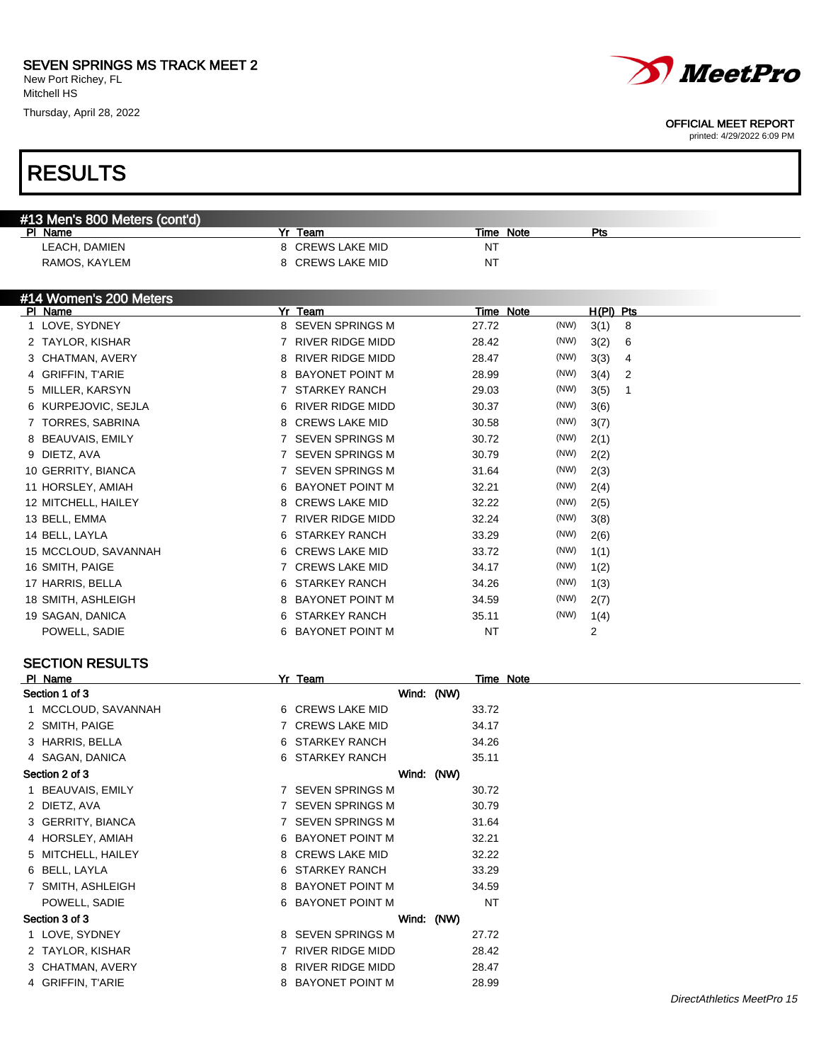SEVEN SPRINGS MS TRACK MEET 2
New Port Richey, FL
Mitchell HS
Thursday, April 28, 2022

OFFICIAL MEET REPORT
printed: 4/29/2022 6:09 PM

# RESULTS

## #13 Men's 800 Meters (cont'd)

| Pl | Name | Yr | Team | Time | Note | Pts |
|---|---|---|---|---|---|---|
| | LEACH, DAMIEN | 8 | CREWS LAKE MID | NT | | |
| | RAMOS, KAYLEM | 8 | CREWS LAKE MID | NT | | |

## #14 Women's 200 Meters

| Pl | Name | Yr | Team | Time | Note | | H(Pl) | Pts |
|---|---|---|---|---|---|---|---|---|
| 1 | LOVE, SYDNEY | 8 | SEVEN SPRINGS M | 27.72 | | (NW) | 3(1) | 8 |
| 2 | TAYLOR, KISHAR | 7 | RIVER RIDGE MIDD | 28.42 | | (NW) | 3(2) | 6 |
| 3 | CHATMAN, AVERY | 8 | RIVER RIDGE MIDD | 28.47 | | (NW) | 3(3) | 4 |
| 4 | GRIFFIN, T'ARIE | 8 | BAYONET POINT M | 28.99 | | (NW) | 3(4) | 2 |
| 5 | MILLER, KARSYN | 7 | STARKEY RANCH | 29.03 | | (NW) | 3(5) | 1 |
| 6 | KURPEJOVIC, SEJLA | 6 | RIVER RIDGE MIDD | 30.37 | | (NW) | 3(6) | |
| 7 | TORRES, SABRINA | 8 | CREWS LAKE MID | 30.58 | | (NW) | 3(7) | |
| 8 | BEAUVAIS, EMILY | 7 | SEVEN SPRINGS M | 30.72 | | (NW) | 2(1) | |
| 9 | DIETZ, AVA | 7 | SEVEN SPRINGS M | 30.79 | | (NW) | 2(2) | |
| 10 | GERRITY, BIANCA | 7 | SEVEN SPRINGS M | 31.64 | | (NW) | 2(3) | |
| 11 | HORSLEY, AMIAH | 6 | BAYONET POINT M | 32.21 | | (NW) | 2(4) | |
| 12 | MITCHELL, HAILEY | 8 | CREWS LAKE MID | 32.22 | | (NW) | 2(5) | |
| 13 | BELL, EMMA | 7 | RIVER RIDGE MIDD | 32.24 | | (NW) | 3(8) | |
| 14 | BELL, LAYLA | 6 | STARKEY RANCH | 33.29 | | (NW) | 2(6) | |
| 15 | MCCLOUD, SAVANNAH | 6 | CREWS LAKE MID | 33.72 | | (NW) | 1(1) | |
| 16 | SMITH, PAIGE | 7 | CREWS LAKE MID | 34.17 | | (NW) | 1(2) | |
| 17 | HARRIS, BELLA | 6 | STARKEY RANCH | 34.26 | | (NW) | 1(3) | |
| 18 | SMITH, ASHLEIGH | 8 | BAYONET POINT M | 34.59 | | (NW) | 2(7) | |
| 19 | SAGAN, DANICA | 6 | STARKEY RANCH | 35.11 | | (NW) | 1(4) | |
| | POWELL, SADIE | 6 | BAYONET POINT M | NT | | | 2 | |

### SECTION RESULTS

| Pl | Name | Yr | Team | Time | Note |
|---|---|---|---|---|---|
| **Section 1 of 3** | | | Wind: (NW) | | |
| 1 | MCCLOUD, SAVANNAH | 6 | CREWS LAKE MID | 33.72 | |
| 2 | SMITH, PAIGE | 7 | CREWS LAKE MID | 34.17 | |
| 3 | HARRIS, BELLA | 6 | STARKEY RANCH | 34.26 | |
| 4 | SAGAN, DANICA | 6 | STARKEY RANCH | 35.11 | |
| **Section 2 of 3** | | | Wind: (NW) | | |
| 1 | BEAUVAIS, EMILY | 7 | SEVEN SPRINGS M | 30.72 | |
| 2 | DIETZ, AVA | 7 | SEVEN SPRINGS M | 30.79 | |
| 3 | GERRITY, BIANCA | 7 | SEVEN SPRINGS M | 31.64 | |
| 4 | HORSLEY, AMIAH | 6 | BAYONET POINT M | 32.21 | |
| 5 | MITCHELL, HAILEY | 8 | CREWS LAKE MID | 32.22 | |
| 6 | BELL, LAYLA | 6 | STARKEY RANCH | 33.29 | |
| 7 | SMITH, ASHLEIGH | 8 | BAYONET POINT M | 34.59 | |
| | POWELL, SADIE | 6 | BAYONET POINT M | NT | |
| **Section 3 of 3** | | | Wind: (NW) | | |
| 1 | LOVE, SYDNEY | 8 | SEVEN SPRINGS M | 27.72 | |
| 2 | TAYLOR, KISHAR | 7 | RIVER RIDGE MIDD | 28.42 | |
| 3 | CHATMAN, AVERY | 8 | RIVER RIDGE MIDD | 28.47 | |
| 4 | GRIFFIN, T'ARIE | 8 | BAYONET POINT M | 28.99 | |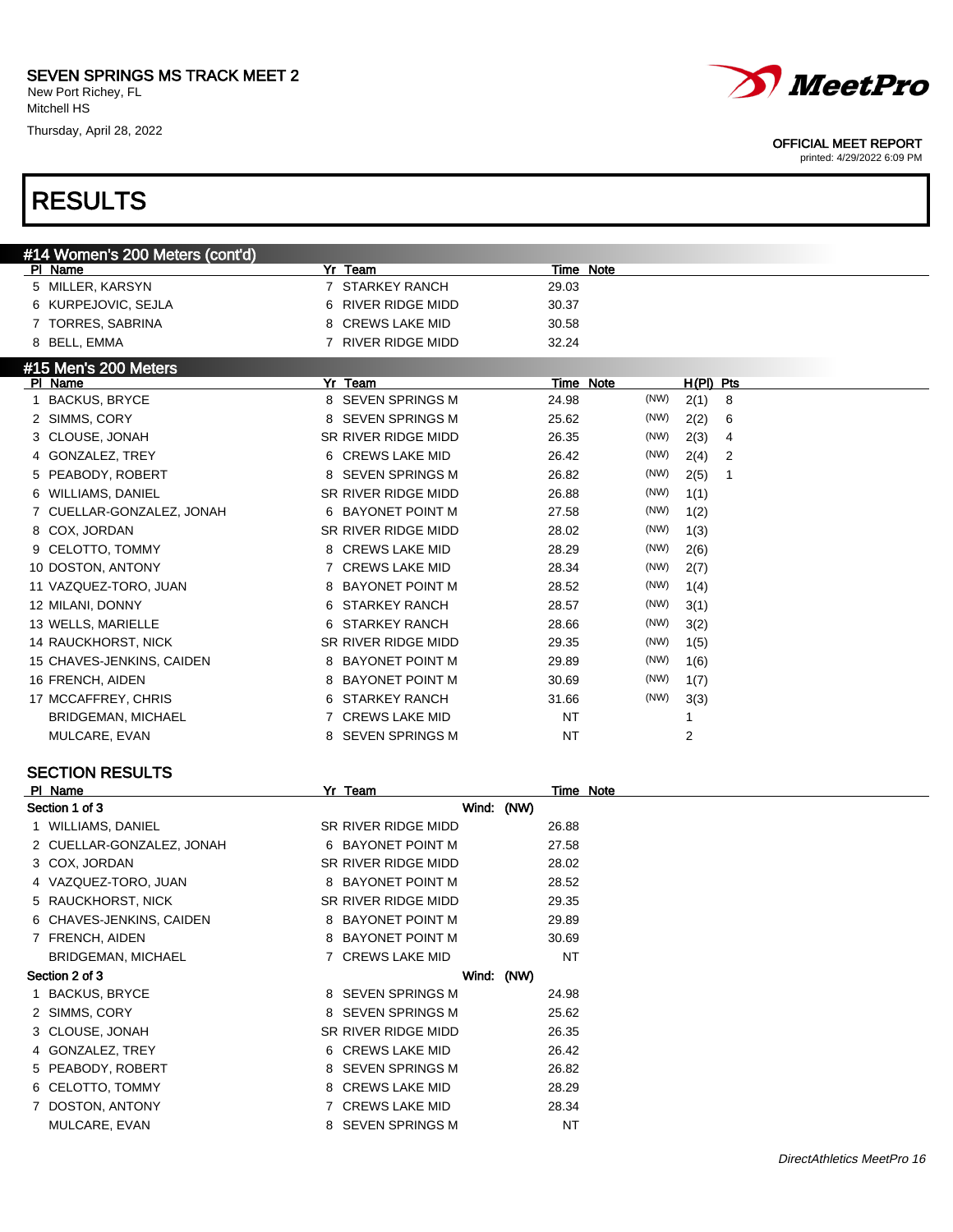# RESULTS

## #14 Women's 200 Meters (cont'd)

| Pl | Name | Yr | Team | Time | Note |
|---|---|---|---|---|---|
| 5 | MILLER, KARSYN | 7 | STARKEY RANCH | 29.03 | |
| 6 | KURPEJOVIC, SEJLA | 6 | RIVER RIDGE MIDD | 30.37 | |
| 7 | TORRES, SABRINA | 8 | CREWS LAKE MID | 30.58 | |
| 8 | BELL, EMMA | 7 | RIVER RIDGE MIDD | 32.24 | |

## #15 Men's 200 Meters

| Pl | Name | Yr | Team | Time | Note | | H(Pl) | Pts |
|---|---|---|---|---|---|---|---|---|
| 1 | BACKUS, BRYCE | 8 | SEVEN SPRINGS M | 24.98 | | (NW) | 2(1) | 8 |
| 2 | SIMMS, CORY | 8 | SEVEN SPRINGS M | 25.62 | | (NW) | 2(2) | 6 |
| 3 | CLOUSE, JONAH | SR | RIVER RIDGE MIDD | 26.35 | | (NW) | 2(3) | 4 |
| 4 | GONZALEZ, TREY | 6 | CREWS LAKE MID | 26.42 | | (NW) | 2(4) | 2 |
| 5 | PEABODY, ROBERT | 8 | SEVEN SPRINGS M | 26.82 | | (NW) | 2(5) | 1 |
| 6 | WILLIAMS, DANIEL | SR | RIVER RIDGE MIDD | 26.88 | | (NW) | 1(1) | |
| 7 | CUELLAR-GONZALEZ, JONAH | 6 | BAYONET POINT M | 27.58 | | (NW) | 1(2) | |
| 8 | COX, JORDAN | SR | RIVER RIDGE MIDD | 28.02 | | (NW) | 1(3) | |
| 9 | CELOTTO, TOMMY | 8 | CREWS LAKE MID | 28.29 | | (NW) | 2(6) | |
| 10 | DOSTON, ANTONY | 7 | CREWS LAKE MID | 28.34 | | (NW) | 2(7) | |
| 11 | VAZQUEZ-TORO, JUAN | 8 | BAYONET POINT M | 28.52 | | (NW) | 1(4) | |
| 12 | MILANI, DONNY | 6 | STARKEY RANCH | 28.57 | | (NW) | 3(1) | |
| 13 | WELLS, MARIELLE | 6 | STARKEY RANCH | 28.66 | | (NW) | 3(2) | |
| 14 | RAUCKHORST, NICK | SR | RIVER RIDGE MIDD | 29.35 | | (NW) | 1(5) | |
| 15 | CHAVES-JENKINS, CAIDEN | 8 | BAYONET POINT M | 29.89 | | (NW) | 1(6) | |
| 16 | FRENCH, AIDEN | 8 | BAYONET POINT M | 30.69 | | (NW) | 1(7) | |
| 17 | MCCAFFREY, CHRIS | 6 | STARKEY RANCH | 31.66 | | (NW) | 3(3) | |
| | BRIDGEMAN, MICHAEL | 7 | CREWS LAKE MID | NT | | | 1 | |
| | MULCARE, EVAN | 8 | SEVEN SPRINGS M | NT | | | 2 | |

### SECTION RESULTS

| Pl | Name | Yr | Team | Time | Note |
|---|---|---|---|---|---|
| **Section 1 of 3** | | | Wind: (NW) | | |
| 1 | WILLIAMS, DANIEL | SR | RIVER RIDGE MIDD | 26.88 | |
| 2 | CUELLAR-GONZALEZ, JONAH | 6 | BAYONET POINT M | 27.58 | |
| 3 | COX, JORDAN | SR | RIVER RIDGE MIDD | 28.02 | |
| 4 | VAZQUEZ-TORO, JUAN | 8 | BAYONET POINT M | 28.52 | |
| 5 | RAUCKHORST, NICK | SR | RIVER RIDGE MIDD | 29.35 | |
| 6 | CHAVES-JENKINS, CAIDEN | 8 | BAYONET POINT M | 29.89 | |
| 7 | FRENCH, AIDEN | 8 | BAYONET POINT M | 30.69 | |
| | BRIDGEMAN, MICHAEL | 7 | CREWS LAKE MID | NT | |
| **Section 2 of 3** | | | Wind: (NW) | | |
| 1 | BACKUS, BRYCE | 8 | SEVEN SPRINGS M | 24.98 | |
| 2 | SIMMS, CORY | 8 | SEVEN SPRINGS M | 25.62 | |
| 3 | CLOUSE, JONAH | SR | RIVER RIDGE MIDD | 26.35 | |
| 4 | GONZALEZ, TREY | 6 | CREWS LAKE MID | 26.42 | |
| 5 | PEABODY, ROBERT | 8 | SEVEN SPRINGS M | 26.82 | |
| 6 | CELOTTO, TOMMY | 8 | CREWS LAKE MID | 28.29 | |
| 7 | DOSTON, ANTONY | 7 | CREWS LAKE MID | 28.34 | |
| | MULCARE, EVAN | 8 | SEVEN SPRINGS M | NT | |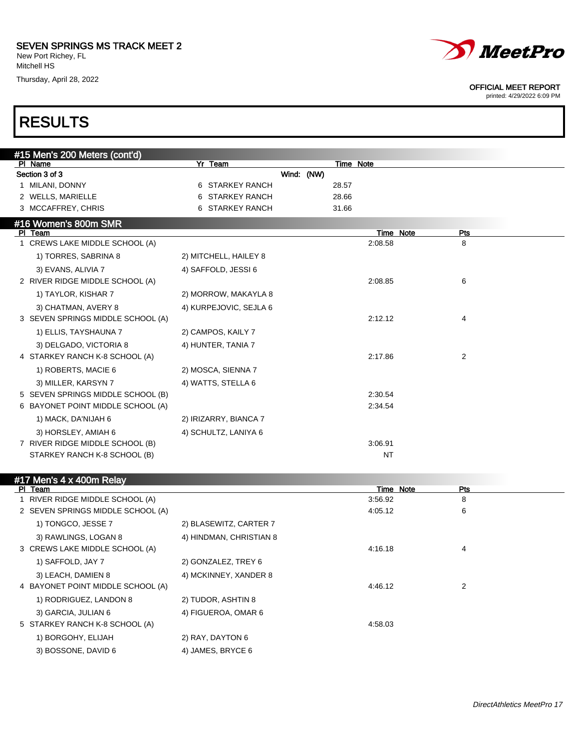# SEVEN SPRINGS MS TRACK MEET 2

New Port Richey, FL
Mitchell HS
Thursday, April 28, 2022

OFFICIAL MEET REPORT
printed: 4/29/2022 6:09 PM

# RESULTS

## #15 Men's 200 Meters (cont'd)

Section 3 of 3 — Wind: (NW)

| Pl | Name | Yr | Team | Time | Note |
|---|---|---|---|---|---|
| 1 | MILANI, DONNY | 6 | STARKEY RANCH | 28.57 | |
| 2 | WELLS, MARIELLE | 6 | STARKEY RANCH | 28.66 | |
| 3 | MCCAFFREY, CHRIS | 6 | STARKEY RANCH | 31.66 | |

## #16 Women's 800m SMR

| Pl | Team | Time | Note | Pts |
|---|---|---|---|---|
| 1 | CREWS LAKE MIDDLE SCHOOL (A) | 2:08.58 | | 8 |
| | 1) TORRES, SABRINA 8; 2) MITCHELL, HAILEY 8; 3) EVANS, ALIVIA 7; 4) SAFFOLD, JESSI 6 | | | |
| 2 | RIVER RIDGE MIDDLE SCHOOL (A) | 2:08.85 | | 6 |
| | 1) TAYLOR, KISHAR 7; 2) MORROW, MAKAYLA 8; 3) CHATMAN, AVERY 8; 4) KURPEJOVIC, SEJLA 6 | | | |
| 3 | SEVEN SPRINGS MIDDLE SCHOOL (A) | 2:12.12 | | 4 |
| | 1) ELLIS, TAYSHAUNA 7; 2) CAMPOS, KAILY 7; 3) DELGADO, VICTORIA 8; 4) HUNTER, TANIA 7 | | | |
| 4 | STARKEY RANCH K-8 SCHOOL (A) | 2:17.86 | | 2 |
| | 1) ROBERTS, MACIE 6; 2) MOSCA, SIENNA 7; 3) MILLER, KARSYN 7; 4) WATTS, STELLA 6 | | | |
| 5 | SEVEN SPRINGS MIDDLE SCHOOL (B) | 2:30.54 | | |
| 6 | BAYONET POINT MIDDLE SCHOOL (A) | 2:34.54 | | |
| | 1) MACK, DA'NIJAH 6; 2) IRIZARRY, BIANCA 7; 3) HORSLEY, AMIAH 6; 4) SCHULTZ, LANIYA 6 | | | |
| 7 | RIVER RIDGE MIDDLE SCHOOL (B) | 3:06.91 | | |
| | STARKEY RANCH K-8 SCHOOL (B) | NT | | |

## #17 Men's 4 x 400m Relay

| Pl | Team | Time | Note | Pts |
|---|---|---|---|---|
| 1 | RIVER RIDGE MIDDLE SCHOOL (A) | 3:56.92 | | 8 |
| 2 | SEVEN SPRINGS MIDDLE SCHOOL (A) | 4:05.12 | | 6 |
| | 1) TONGCO, JESSE 7; 2) BLASEWITZ, CARTER 7; 3) RAWLINGS, LOGAN 8; 4) HINDMAN, CHRISTIAN 8 | | | |
| 3 | CREWS LAKE MIDDLE SCHOOL (A) | 4:16.18 | | 4 |
| | 1) SAFFOLD, JAY 7; 2) GONZALEZ, TREY 6; 3) LEACH, DAMIEN 8; 4) MCKINNEY, XANDER 8 | | | |
| 4 | BAYONET POINT MIDDLE SCHOOL (A) | 4:46.12 | | 2 |
| | 1) RODRIGUEZ, LANDON 8; 2) TUDOR, ASHTIN 8; 3) GARCIA, JULIAN 6; 4) FIGUEROA, OMAR 6 | | | |
| 5 | STARKEY RANCH K-8 SCHOOL (A) | 4:58.03 | | |
| | 1) BORGOHY, ELIJAH; 2) RAY, DAYTON 6; 3) BOSSONE, DAVID 6; 4) JAMES, BRYCE 6 | | | |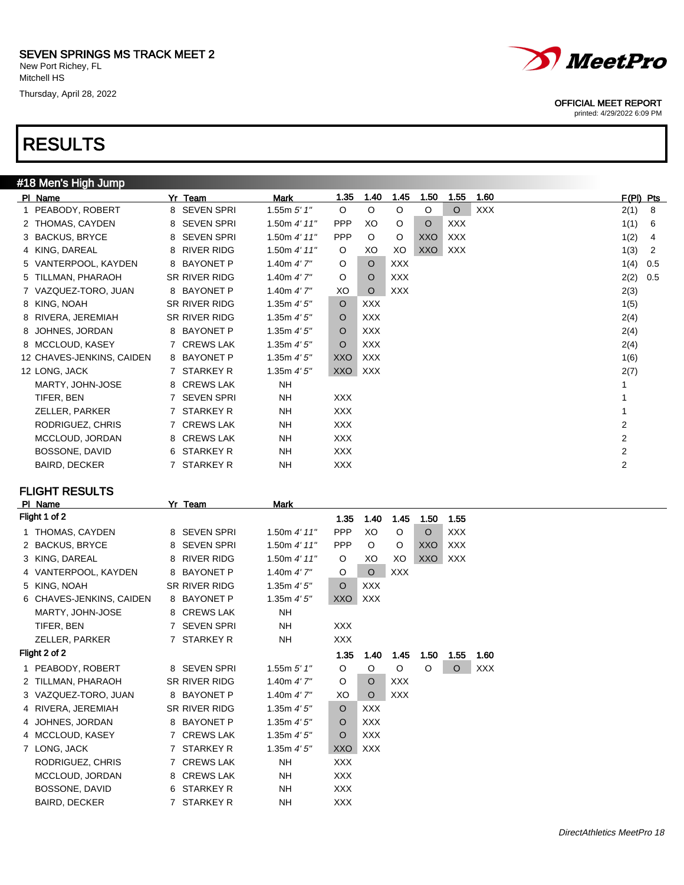SEVEN SPRINGS MS TRACK MEET 2
New Port Richey, FL
Mitchell HS
Thursday, April 28, 2022

OFFICIAL MEET REPORT
printed: 4/29/2022 6:09 PM

# RESULTS

## #18 Men's High Jump

| Pl | Name | Yr | Team | Mark | 1.35 | 1.40 | 1.45 | 1.50 | 1.55 | 1.60 | F(Pl) | Pts |
|---|---|---|---|---|---|---|---|---|---|---|---|---|
| 1 | PEABODY, ROBERT | 8 | SEVEN SPRI | 1.55m *5' 1"* | O | O | O | O | O | XXX | 2(1) | 8 |
| 2 | THOMAS, CAYDEN | 8 | SEVEN SPRI | 1.50m *4' 11"* | PPP | XO | O | O | XXX | | 1(1) | 6 |
| 3 | BACKUS, BRYCE | 8 | SEVEN SPRI | 1.50m *4' 11"* | PPP | O | O | XXO | XXX | | 1(2) | 4 |
| 4 | KING, DAREAL | 8 | RIVER RIDG | 1.50m *4' 11"* | O | XO | XO | XXO | XXX | | 1(3) | 2 |
| 5 | VANTERPOOL, KAYDEN | 8 | BAYONET P | 1.40m *4' 7"* | O | O | XXX | | | | 1(4) | 0.5 |
| 5 | TILLMAN, PHARAOH | SR | RIVER RIDG | 1.40m *4' 7"* | O | O | XXX | | | | 2(2) | 0.5 |
| 7 | VAZQUEZ-TORO, JUAN | 8 | BAYONET P | 1.40m *4' 7"* | XO | O | XXX | | | | 2(3) | |
| 8 | KING, NOAH | SR | RIVER RIDG | 1.35m *4' 5"* | O | XXX | | | | | 1(5) | |
| 8 | RIVERA, JEREMIAH | SR | RIVER RIDG | 1.35m *4' 5"* | O | XXX | | | | | 2(4) | |
| 8 | JOHNES, JORDAN | 8 | BAYONET P | 1.35m *4' 5"* | O | XXX | | | | | 2(4) | |
| 8 | MCCLOUD, KASEY | 7 | CREWS LAK | 1.35m *4' 5"* | O | XXX | | | | | 2(4) | |
| 12 | CHAVES-JENKINS, CAIDEN | 8 | BAYONET P | 1.35m *4' 5"* | XXO | XXX | | | | | 1(6) | |
| 12 | LONG, JACK | 7 | STARKEY R | 1.35m *4' 5"* | XXO | XXX | | | | | 2(7) | |
| | MARTY, JOHN-JOSE | 8 | CREWS LAK | NH | | | | | | | 1 | |
| | TIFER, BEN | 7 | SEVEN SPRI | NH | XXX | | | | | | 1 | |
| | ZELLER, PARKER | 7 | STARKEY R | NH | XXX | | | | | | 1 | |
| | RODRIGUEZ, CHRIS | 7 | CREWS LAK | NH | XXX | | | | | | 2 | |
| | MCCLOUD, JORDAN | 8 | CREWS LAK | NH | XXX | | | | | | 2 | |
| | BOSSONE, DAVID | 6 | STARKEY R | NH | XXX | | | | | | 2 | |
| | BAIRD, DECKER | 7 | STARKEY R | NH | XXX | | | | | | 2 | |

## FLIGHT RESULTS

### Flight 1 of 2

| Pl | Name | Yr | Team | Mark | 1.35 | 1.40 | 1.45 | 1.50 | 1.55 |
|---|---|---|---|---|---|---|---|---|---|
| 1 | THOMAS, CAYDEN | 8 | SEVEN SPRI | 1.50m *4' 11"* | PPP | XO | O | O | XXX |
| 2 | BACKUS, BRYCE | 8 | SEVEN SPRI | 1.50m *4' 11"* | PPP | O | O | XXO | XXX |
| 3 | KING, DAREAL | 8 | RIVER RIDG | 1.50m *4' 11"* | O | XO | XO | XXO | XXX |
| 4 | VANTERPOOL, KAYDEN | 8 | BAYONET P | 1.40m *4' 7"* | O | O | XXX | | |
| 5 | KING, NOAH | SR | RIVER RIDG | 1.35m *4' 5"* | O | XXX | | | |
| 6 | CHAVES-JENKINS, CAIDEN | 8 | BAYONET P | 1.35m *4' 5"* | XXO | XXX | | | |
| | MARTY, JOHN-JOSE | 8 | CREWS LAK | NH | | | | | |
| | TIFER, BEN | 7 | SEVEN SPRI | NH | XXX | | | | |
| | ZELLER, PARKER | 7 | STARKEY R | NH | XXX | | | | |

### Flight 2 of 2

| Pl | Name | Yr | Team | Mark | 1.35 | 1.40 | 1.45 | 1.50 | 1.55 | 1.60 |
|---|---|---|---|---|---|---|---|---|---|---|
| 1 | PEABODY, ROBERT | 8 | SEVEN SPRI | 1.55m *5' 1"* | O | O | O | O | O | XXX |
| 2 | TILLMAN, PHARAOH | SR | RIVER RIDG | 1.40m *4' 7"* | O | O | XXX | | | |
| 3 | VAZQUEZ-TORO, JUAN | 8 | BAYONET P | 1.40m *4' 7"* | XO | O | XXX | | | |
| 4 | RIVERA, JEREMIAH | SR | RIVER RIDG | 1.35m *4' 5"* | O | XXX | | | | |
| 4 | JOHNES, JORDAN | 8 | BAYONET P | 1.35m *4' 5"* | O | XXX | | | | |
| 4 | MCCLOUD, KASEY | 7 | CREWS LAK | 1.35m *4' 5"* | O | XXX | | | | |
| 7 | LONG, JACK | 7 | STARKEY R | 1.35m *4' 5"* | XXO | XXX | | | | |
| | RODRIGUEZ, CHRIS | 7 | CREWS LAK | NH | XXX | | | | | |
| | MCCLOUD, JORDAN | 8 | CREWS LAK | NH | XXX | | | | | |
| | BOSSONE, DAVID | 6 | STARKEY R | NH | XXX | | | | | |
| | BAIRD, DECKER | 7 | STARKEY R | NH | XXX | | | | | |

*DirectAthletics MeetPro 18*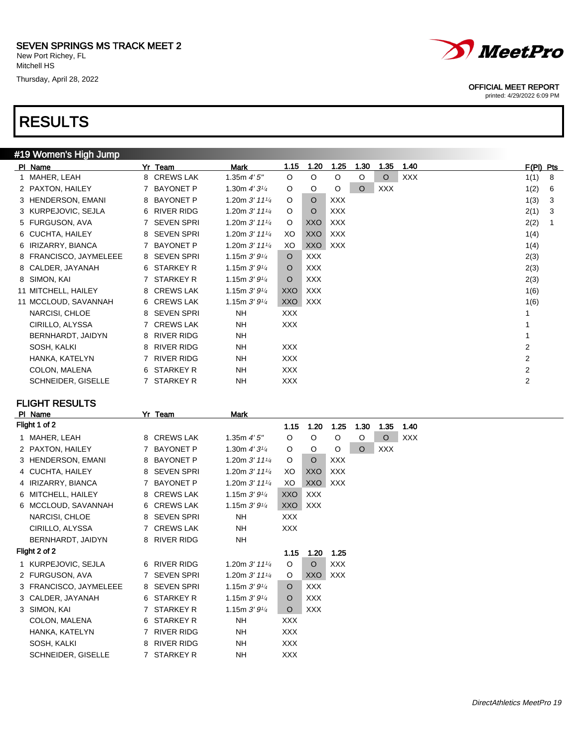SEVEN SPRINGS MS TRACK MEET 2
New Port Richey, FL
Mitchell HS
Thursday, April 28, 2022

OFFICIAL MEET REPORT
printed: 4/29/2022 6:09 PM

# RESULTS

## #19 Women's High Jump

| Pl | Name | Yr | Team | Mark | 1.15 | 1.20 | 1.25 | 1.30 | 1.35 | 1.40 | F(Pl) | Pts |
|---|---|---|---|---|---|---|---|---|---|---|---|---|
| 1 | MAHER, LEAH | 8 | CREWS LAK | 1.35m *4' 5"* | O | O | O | O | O | XXX | 1(1) | 8 |
| 2 | PAXTON, HAILEY | 7 | BAYONET P | 1.30m *4' 3¼* | O | O | O | O | XXX | | 1(2) | 6 |
| 3 | HENDERSON, EMANI | 8 | BAYONET P | 1.20m *3' 11¼* | O | O | XXX | | | | 1(3) | 3 |
| 3 | KURPEJOVIC, SEJLA | 6 | RIVER RIDG | 1.20m *3' 11¼* | O | O | XXX | | | | 2(1) | 3 |
| 5 | FURGUSON, AVA | 7 | SEVEN SPRI | 1.20m *3' 11¼* | O | XXO | XXX | | | | 2(2) | 1 |
| 6 | CUCHTA, HAILEY | 8 | SEVEN SPRI | 1.20m *3' 11¼* | XO | XXO | XXX | | | | 1(4) | |
| 6 | IRIZARRY, BIANCA | 7 | BAYONET P | 1.20m *3' 11¼* | XO | XXO | XXX | | | | 1(4) | |
| 8 | FRANCISCO, JAYMELEEE | 8 | SEVEN SPRI | 1.15m *3' 9¼* | O | XXX | | | | | 2(3) | |
| 8 | CALDER, JAYANAH | 6 | STARKEY R | 1.15m *3' 9¼* | O | XXX | | | | | 2(3) | |
| 8 | SIMON, KAI | 7 | STARKEY R | 1.15m *3' 9¼* | O | XXX | | | | | 2(3) | |
| 11 | MITCHELL, HAILEY | 8 | CREWS LAK | 1.15m *3' 9¼* | XXO | XXX | | | | | 1(6) | |
| 11 | MCCLOUD, SAVANNAH | 6 | CREWS LAK | 1.15m *3' 9¼* | XXO | XXX | | | | | 1(6) | |
| | NARCISI, CHLOE | 8 | SEVEN SPRI | NH | XXX | | | | | | 1 | |
| | CIRILLO, ALYSSA | 7 | CREWS LAK | NH | XXX | | | | | | 1 | |
| | BERNHARDT, JAIDYN | 8 | RIVER RIDG | NH | | | | | | | 1 | |
| | SOSH, KALKI | 8 | RIVER RIDG | NH | XXX | | | | | | 2 | |
| | HANKA, KATELYN | 7 | RIVER RIDG | NH | XXX | | | | | | 2 | |
| | COLON, MALENA | 6 | STARKEY R | NH | XXX | | | | | | 2 | |
| | SCHNEIDER, GISELLE | 7 | STARKEY R | NH | XXX | | | | | | 2 | |

### FLIGHT RESULTS

**Flight 1 of 2**

| Pl | Name | Yr | Team | Mark | 1.15 | 1.20 | 1.25 | 1.30 | 1.35 | 1.40 |
|---|---|---|---|---|---|---|---|---|---|---|
| 1 | MAHER, LEAH | 8 | CREWS LAK | 1.35m *4' 5"* | O | O | O | O | O | XXX |
| 2 | PAXTON, HAILEY | 7 | BAYONET P | 1.30m *4' 3¼* | O | O | O | O | XXX | |
| 3 | HENDERSON, EMANI | 8 | BAYONET P | 1.20m *3' 11¼* | O | O | XXX | | | |
| 4 | CUCHTA, HAILEY | 8 | SEVEN SPRI | 1.20m *3' 11¼* | XO | XXO | XXX | | | |
| 4 | IRIZARRY, BIANCA | 7 | BAYONET P | 1.20m *3' 11¼* | XO | XXO | XXX | | | |
| 6 | MITCHELL, HAILEY | 8 | CREWS LAK | 1.15m *3' 9¼* | XXO | XXX | | | | |
| 6 | MCCLOUD, SAVANNAH | 6 | CREWS LAK | 1.15m *3' 9¼* | XXO | XXX | | | | |
| | NARCISI, CHLOE | 8 | SEVEN SPRI | NH | XXX | | | | | |
| | CIRILLO, ALYSSA | 7 | CREWS LAK | NH | XXX | | | | | |
| | BERNHARDT, JAIDYN | 8 | RIVER RIDG | NH | | | | | | |

**Flight 2 of 2**

| Pl | Name | Yr | Team | Mark | 1.15 | 1.20 | 1.25 |
|---|---|---|---|---|---|---|---|
| 1 | KURPEJOVIC, SEJLA | 6 | RIVER RIDG | 1.20m *3' 11¼* | O | O | XXX |
| 2 | FURGUSON, AVA | 7 | SEVEN SPRI | 1.20m *3' 11¼* | O | XXO | XXX |
| 3 | FRANCISCO, JAYMELEEE | 8 | SEVEN SPRI | 1.15m *3' 9¼* | O | XXX | |
| 3 | CALDER, JAYANAH | 6 | STARKEY R | 1.15m *3' 9¼* | O | XXX | |
| 3 | SIMON, KAI | 7 | STARKEY R | 1.15m *3' 9¼* | O | XXX | |
| | COLON, MALENA | 6 | STARKEY R | NH | XXX | | |
| | HANKA, KATELYN | 7 | RIVER RIDG | NH | XXX | | |
| | SOSH, KALKI | 8 | RIVER RIDG | NH | XXX | | |
| | SCHNEIDER, GISELLE | 7 | STARKEY R | NH | XXX | | |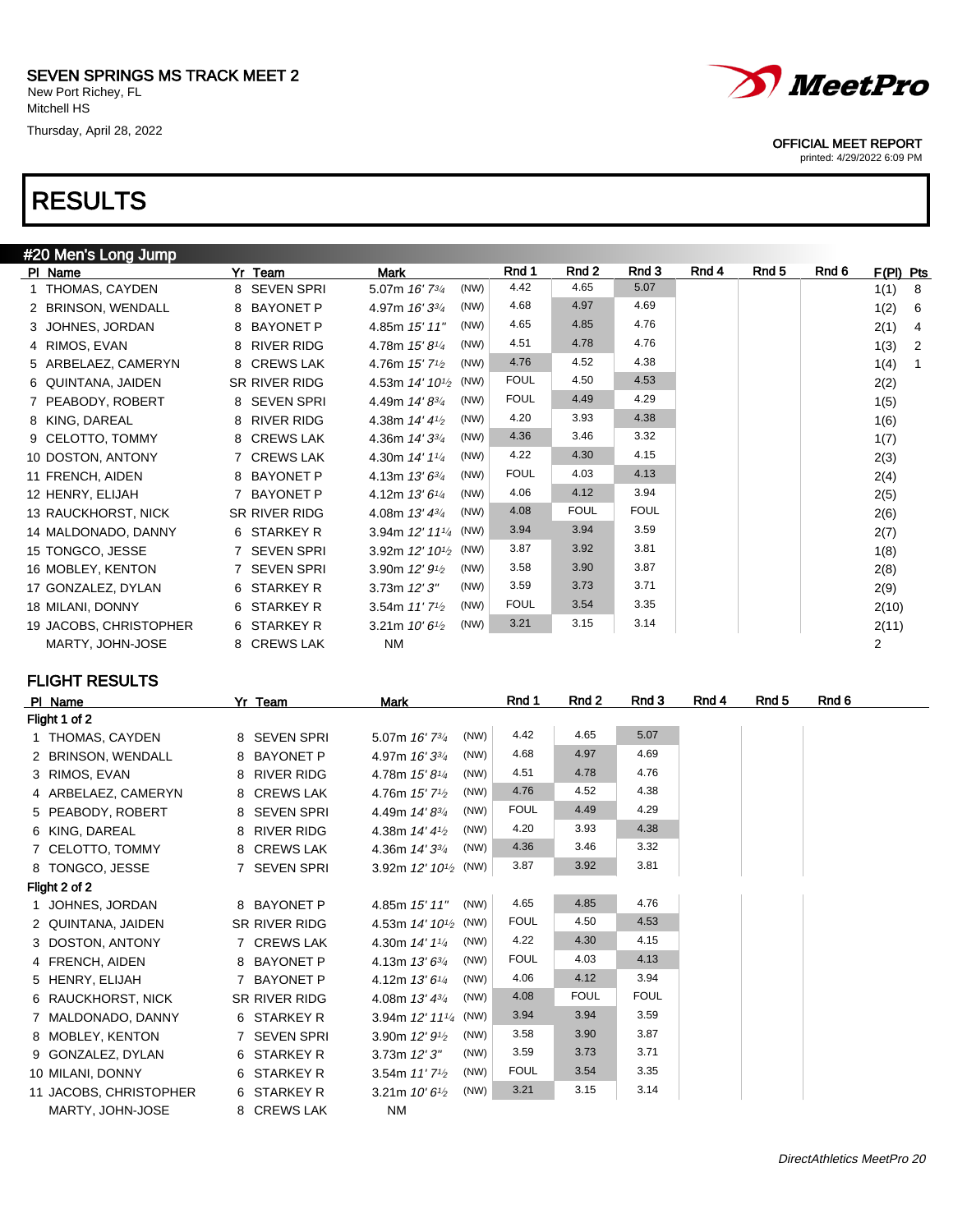SEVEN SPRINGS MS TRACK MEET 2
New Port Richey, FL
Mitchell HS
Thursday, April 28, 2022

OFFICIAL MEET REPORT
printed: 4/29/2022 6:09 PM

# RESULTS

## #20 Men's Long Jump

| Pl | Name | Yr | Team | Mark | | Rnd 1 | Rnd 2 | Rnd 3 | Rnd 4 | Rnd 5 | Rnd 6 | F(Pl) | Pts |
|---|---|---|---|---|---|---|---|---|---|---|---|---|---|
| 1 | THOMAS, CAYDEN | 8 | SEVEN SPRI | 5.07m 16' 7¾ | (NW) | 4.42 | 4.65 | 5.07 | | | | 1(1) | 8 |
| 2 | BRINSON, WENDALL | 8 | BAYONET P | 4.97m 16' 3¾ | (NW) | 4.68 | 4.97 | 4.69 | | | | 1(2) | 6 |
| 3 | JOHNES, JORDAN | 8 | BAYONET P | 4.85m 15' 11" | (NW) | 4.65 | 4.85 | 4.76 | | | | 2(1) | 4 |
| 4 | RIMOS, EVAN | 8 | RIVER RIDG | 4.78m 15' 8¼ | (NW) | 4.51 | 4.78 | 4.76 | | | | 1(3) | 2 |
| 5 | ARBELAEZ, CAMERYN | 8 | CREWS LAK | 4.76m 15' 7½ | (NW) | 4.76 | 4.52 | 4.38 | | | | 1(4) | 1 |
| 6 | QUINTANA, JAIDEN | SR | RIVER RIDG | 4.53m 14' 10½ | (NW) | FOUL | 4.50 | 4.53 | | | | 2(2) | |
| 7 | PEABODY, ROBERT | 8 | SEVEN SPRI | 4.49m 14' 8¾ | (NW) | FOUL | 4.49 | 4.29 | | | | 1(5) | |
| 8 | KING, DAREAL | 8 | RIVER RIDG | 4.38m 14' 4½ | (NW) | 4.20 | 3.93 | 4.38 | | | | 1(6) | |
| 9 | CELOTTO, TOMMY | 8 | CREWS LAK | 4.36m 14' 3¾ | (NW) | 4.36 | 3.46 | 3.32 | | | | 1(7) | |
| 10 | DOSTON, ANTONY | 7 | CREWS LAK | 4.30m 14' 1¼ | (NW) | 4.22 | 4.30 | 4.15 | | | | 2(3) | |
| 11 | FRENCH, AIDEN | 8 | BAYONET P | 4.13m 13' 6¾ | (NW) | FOUL | 4.03 | 4.13 | | | | 2(4) | |
| 12 | HENRY, ELIJAH | 7 | BAYONET P | 4.12m 13' 6¼ | (NW) | 4.06 | 4.12 | 3.94 | | | | 2(5) | |
| 13 | RAUCKHORST, NICK | SR | RIVER RIDG | 4.08m 13' 4¾ | (NW) | 4.08 | FOUL | FOUL | | | | 2(6) | |
| 14 | MALDONADO, DANNY | 6 | STARKEY R | 3.94m 12' 11¼ | (NW) | 3.94 | 3.94 | 3.59 | | | | 2(7) | |
| 15 | TONGCO, JESSE | 7 | SEVEN SPRI | 3.92m 12' 10½ | (NW) | 3.87 | 3.92 | 3.81 | | | | 1(8) | |
| 16 | MOBLEY, KENTON | 7 | SEVEN SPRI | 3.90m 12' 9½ | (NW) | 3.58 | 3.90 | 3.87 | | | | 2(8) | |
| 17 | GONZALEZ, DYLAN | 6 | STARKEY R | 3.73m 12' 3" | (NW) | 3.59 | 3.73 | 3.71 | | | | 2(9) | |
| 18 | MILANI, DONNY | 6 | STARKEY R | 3.54m 11' 7½ | (NW) | FOUL | 3.54 | 3.35 | | | | 2(10) | |
| 19 | JACOBS, CHRISTOPHER | 6 | STARKEY R | 3.21m 10' 6½ | (NW) | 3.21 | 3.15 | 3.14 | | | | 2(11) | |
| | MARTY, JOHN-JOSE | 8 | CREWS LAK | NM | | | | | | | | 2 | |

### FLIGHT RESULTS

| Pl | Name | Yr | Team | Mark | | Rnd 1 | Rnd 2 | Rnd 3 | Rnd 4 | Rnd 5 | Rnd 6 |
|---|---|---|---|---|---|---|---|---|---|---|---|
| **Flight 1 of 2** | | | | | | | | | | | |
| 1 | THOMAS, CAYDEN | 8 | SEVEN SPRI | 5.07m 16' 7¾ | (NW) | 4.42 | 4.65 | 5.07 | | | |
| 2 | BRINSON, WENDALL | 8 | BAYONET P | 4.97m 16' 3¾ | (NW) | 4.68 | 4.97 | 4.69 | | | |
| 3 | RIMOS, EVAN | 8 | RIVER RIDG | 4.78m 15' 8¼ | (NW) | 4.51 | 4.78 | 4.76 | | | |
| 4 | ARBELAEZ, CAMERYN | 8 | CREWS LAK | 4.76m 15' 7½ | (NW) | 4.76 | 4.52 | 4.38 | | | |
| 5 | PEABODY, ROBERT | 8 | SEVEN SPRI | 4.49m 14' 8¾ | (NW) | FOUL | 4.49 | 4.29 | | | |
| 6 | KING, DAREAL | 8 | RIVER RIDG | 4.38m 14' 4½ | (NW) | 4.20 | 3.93 | 4.38 | | | |
| 7 | CELOTTO, TOMMY | 8 | CREWS LAK | 4.36m 14' 3¾ | (NW) | 4.36 | 3.46 | 3.32 | | | |
| 8 | TONGCO, JESSE | 7 | SEVEN SPRI | 3.92m 12' 10½ | (NW) | 3.87 | 3.92 | 3.81 | | | |
| **Flight 2 of 2** | | | | | | | | | | | |
| 1 | JOHNES, JORDAN | 8 | BAYONET P | 4.85m 15' 11" | (NW) | 4.65 | 4.85 | 4.76 | | | |
| 2 | QUINTANA, JAIDEN | SR | RIVER RIDG | 4.53m 14' 10½ | (NW) | FOUL | 4.50 | 4.53 | | | |
| 3 | DOSTON, ANTONY | 7 | CREWS LAK | 4.30m 14' 1¼ | (NW) | 4.22 | 4.30 | 4.15 | | | |
| 4 | FRENCH, AIDEN | 8 | BAYONET P | 4.13m 13' 6¾ | (NW) | FOUL | 4.03 | 4.13 | | | |
| 5 | HENRY, ELIJAH | 7 | BAYONET P | 4.12m 13' 6¼ | (NW) | 4.06 | 4.12 | 3.94 | | | |
| 6 | RAUCKHORST, NICK | SR | RIVER RIDG | 4.08m 13' 4¾ | (NW) | 4.08 | FOUL | FOUL | | | |
| 7 | MALDONADO, DANNY | 6 | STARKEY R | 3.94m 12' 11¼ | (NW) | 3.94 | 3.94 | 3.59 | | | |
| 8 | MOBLEY, KENTON | 7 | SEVEN SPRI | 3.90m 12' 9½ | (NW) | 3.58 | 3.90 | 3.87 | | | |
| 9 | GONZALEZ, DYLAN | 6 | STARKEY R | 3.73m 12' 3" | (NW) | 3.59 | 3.73 | 3.71 | | | |
| 10 | MILANI, DONNY | 6 | STARKEY R | 3.54m 11' 7½ | (NW) | FOUL | 3.54 | 3.35 | | | |
| 11 | JACOBS, CHRISTOPHER | 6 | STARKEY R | 3.21m 10' 6½ | (NW) | 3.21 | 3.15 | 3.14 | | | |
| | MARTY, JOHN-JOSE | 8 | CREWS LAK | NM | | | | | | | |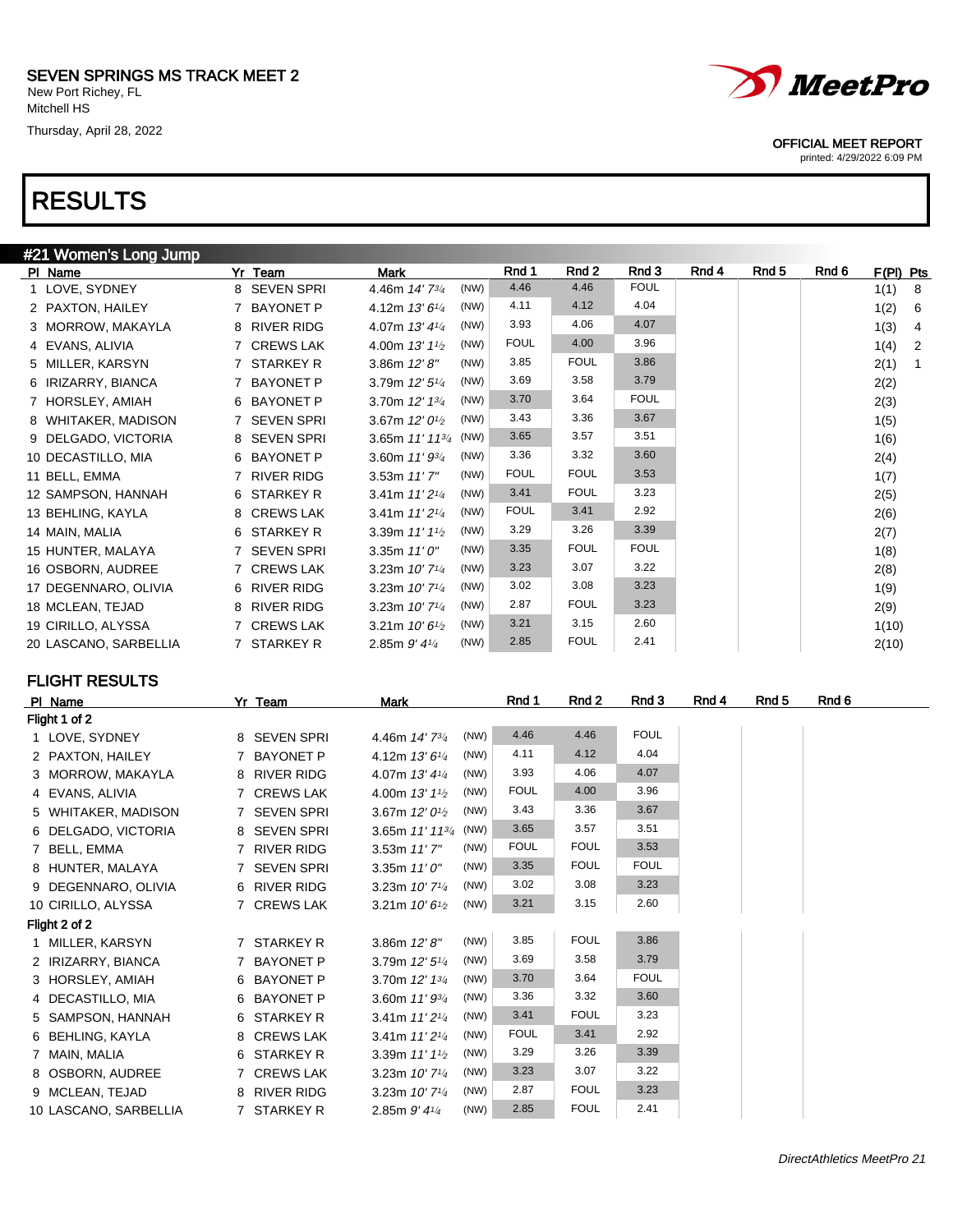SEVEN SPRINGS MS TRACK MEET 2
New Port Richey, FL
Mitchell HS
Thursday, April 28, 2022

OFFICIAL MEET REPORT
printed: 4/29/2022 6:09 PM

# RESULTS

## #21 Women's Long Jump

| Pl | Name | Yr | Team | Mark | | Rnd 1 | Rnd 2 | Rnd 3 | Rnd 4 | Rnd 5 | Rnd 6 | F(Pl) | Pts |
|---|---|---|---|---|---|---|---|---|---|---|---|---|---|
| 1 | LOVE, SYDNEY | 8 | SEVEN SPRI | 4.46m 14' 7¾ | (NW) | 4.46 | 4.46 | FOUL | | | | 1(1) | 8 |
| 2 | PAXTON, HAILEY | 7 | BAYONET P | 4.12m 13' 6¼ | (NW) | 4.11 | 4.12 | 4.04 | | | | 1(2) | 6 |
| 3 | MORROW, MAKAYLA | 8 | RIVER RIDG | 4.07m 13' 4¼ | (NW) | 3.93 | 4.06 | 4.07 | | | | 1(3) | 4 |
| 4 | EVANS, ALIVIA | 7 | CREWS LAK | 4.00m 13' 1½ | (NW) | FOUL | 4.00 | 3.96 | | | | 1(4) | 2 |
| 5 | MILLER, KARSYN | 7 | STARKEY R | 3.86m 12' 8" | (NW) | 3.85 | FOUL | 3.86 | | | | 2(1) | 1 |
| 6 | IRIZARRY, BIANCA | 7 | BAYONET P | 3.79m 12' 5¼ | (NW) | 3.69 | 3.58 | 3.79 | | | | 2(2) | |
| 7 | HORSLEY, AMIAH | 6 | BAYONET P | 3.70m 12' 1¾ | (NW) | 3.70 | 3.64 | FOUL | | | | 2(3) | |
| 8 | WHITAKER, MADISON | 7 | SEVEN SPRI | 3.67m 12' 0½ | (NW) | 3.43 | 3.36 | 3.67 | | | | 1(5) | |
| 9 | DELGADO, VICTORIA | 8 | SEVEN SPRI | 3.65m 11' 11¾ | (NW) | 3.65 | 3.57 | 3.51 | | | | 1(6) | |
| 10 | DECASTILLO, MIA | 6 | BAYONET P | 3.60m 11' 9¾ | (NW) | 3.36 | 3.32 | 3.60 | | | | 2(4) | |
| 11 | BELL, EMMA | 7 | RIVER RIDG | 3.53m 11' 7" | (NW) | FOUL | FOUL | 3.53 | | | | 1(7) | |
| 12 | SAMPSON, HANNAH | 6 | STARKEY R | 3.41m 11' 2¼ | (NW) | 3.41 | FOUL | 3.23 | | | | 2(5) | |
| 13 | BEHLING, KAYLA | 8 | CREWS LAK | 3.41m 11' 2¼ | (NW) | FOUL | 3.41 | 2.92 | | | | 2(6) | |
| 14 | MAIN, MALIA | 6 | STARKEY R | 3.39m 11' 1½ | (NW) | 3.29 | 3.26 | 3.39 | | | | 2(7) | |
| 15 | HUNTER, MALAYA | 7 | SEVEN SPRI | 3.35m 11' 0" | (NW) | 3.35 | FOUL | FOUL | | | | 1(8) | |
| 16 | OSBORN, AUDREE | 7 | CREWS LAK | 3.23m 10' 7¼ | (NW) | 3.23 | 3.07 | 3.22 | | | | 2(8) | |
| 17 | DEGENNARO, OLIVIA | 6 | RIVER RIDG | 3.23m 10' 7¼ | (NW) | 3.02 | 3.08 | 3.23 | | | | 1(9) | |
| 18 | MCLEAN, TEJAD | 8 | RIVER RIDG | 3.23m 10' 7¼ | (NW) | 2.87 | FOUL | 3.23 | | | | 2(9) | |
| 19 | CIRILLO, ALYSSA | 7 | CREWS LAK | 3.21m 10' 6½ | (NW) | 3.21 | 3.15 | 2.60 | | | | 1(10) | |
| 20 | LASCANO, SARBELLIA | 7 | STARKEY R | 2.85m 9' 4¼ | (NW) | 2.85 | FOUL | 2.41 | | | | 2(10) | |

### FLIGHT RESULTS

| Pl | Name | Yr | Team | Mark | | Rnd 1 | Rnd 2 | Rnd 3 | Rnd 4 | Rnd 5 | Rnd 6 |
|---|---|---|---|---|---|---|---|---|---|---|---|
| **Flight 1 of 2** | | | | | | | | | | | |
| 1 | LOVE, SYDNEY | 8 | SEVEN SPRI | 4.46m 14' 7¾ | (NW) | 4.46 | 4.46 | FOUL | | | |
| 2 | PAXTON, HAILEY | 7 | BAYONET P | 4.12m 13' 6¼ | (NW) | 4.11 | 4.12 | 4.04 | | | |
| 3 | MORROW, MAKAYLA | 8 | RIVER RIDG | 4.07m 13' 4¼ | (NW) | 3.93 | 4.06 | 4.07 | | | |
| 4 | EVANS, ALIVIA | 7 | CREWS LAK | 4.00m 13' 1½ | (NW) | FOUL | 4.00 | 3.96 | | | |
| 5 | WHITAKER, MADISON | 7 | SEVEN SPRI | 3.67m 12' 0½ | (NW) | 3.43 | 3.36 | 3.67 | | | |
| 6 | DELGADO, VICTORIA | 8 | SEVEN SPRI | 3.65m 11' 11¾ | (NW) | 3.65 | 3.57 | 3.51 | | | |
| 7 | BELL, EMMA | 7 | RIVER RIDG | 3.53m 11' 7" | (NW) | FOUL | FOUL | 3.53 | | | |
| 8 | HUNTER, MALAYA | 7 | SEVEN SPRI | 3.35m 11' 0" | (NW) | 3.35 | FOUL | FOUL | | | |
| 9 | DEGENNARO, OLIVIA | 6 | RIVER RIDG | 3.23m 10' 7¼ | (NW) | 3.02 | 3.08 | 3.23 | | | |
| 10 | CIRILLO, ALYSSA | 7 | CREWS LAK | 3.21m 10' 6½ | (NW) | 3.21 | 3.15 | 2.60 | | | |
| **Flight 2 of 2** | | | | | | | | | | | |
| 1 | MILLER, KARSYN | 7 | STARKEY R | 3.86m 12' 8" | (NW) | 3.85 | FOUL | 3.86 | | | |
| 2 | IRIZARRY, BIANCA | 7 | BAYONET P | 3.79m 12' 5¼ | (NW) | 3.69 | 3.58 | 3.79 | | | |
| 3 | HORSLEY, AMIAH | 6 | BAYONET P | 3.70m 12' 1¾ | (NW) | 3.70 | 3.64 | FOUL | | | |
| 4 | DECASTILLO, MIA | 6 | BAYONET P | 3.60m 11' 9¾ | (NW) | 3.36 | 3.32 | 3.60 | | | |
| 5 | SAMPSON, HANNAH | 6 | STARKEY R | 3.41m 11' 2¼ | (NW) | 3.41 | FOUL | 3.23 | | | |
| 6 | BEHLING, KAYLA | 8 | CREWS LAK | 3.41m 11' 2¼ | (NW) | FOUL | 3.41 | 2.92 | | | |
| 7 | MAIN, MALIA | 6 | STARKEY R | 3.39m 11' 1½ | (NW) | 3.29 | 3.26 | 3.39 | | | |
| 8 | OSBORN, AUDREE | 7 | CREWS LAK | 3.23m 10' 7¼ | (NW) | 3.23 | 3.07 | 3.22 | | | |
| 9 | MCLEAN, TEJAD | 8 | RIVER RIDG | 3.23m 10' 7¼ | (NW) | 2.87 | FOUL | 3.23 | | | |
| 10 | LASCANO, SARBELLIA | 7 | STARKEY R | 2.85m 9' 4¼ | (NW) | 2.85 | FOUL | 2.41 | | | |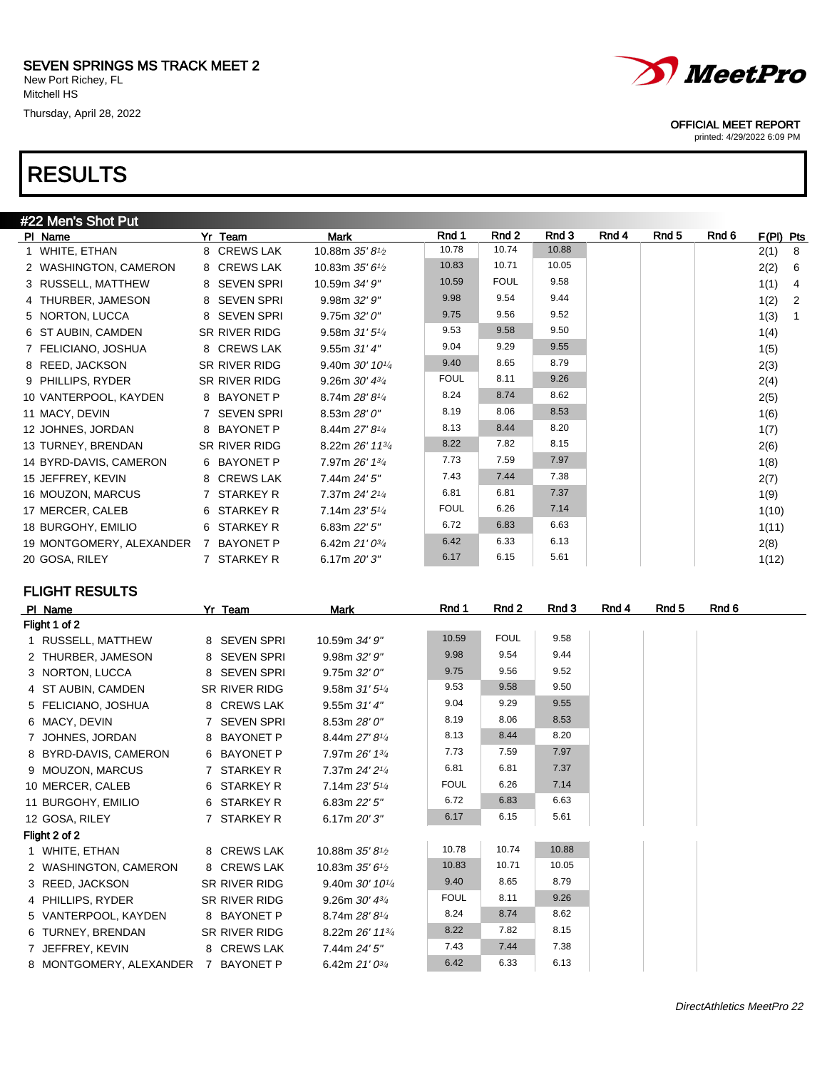# SEVEN SPRINGS MS TRACK MEET 2

New Port Richey, FL
Mitchell HS

Thursday, April 28, 2022

OFFICIAL MEET REPORT
printed: 4/29/2022 6:09 PM

# RESULTS

## #22 Men's Shot Put

| Pl | Name | Yr | Team | Mark | Rnd 1 | Rnd 2 | Rnd 3 | Rnd 4 | Rnd 5 | Rnd 6 | F(Pl) | Pts |
|---|---|---|---|---|---|---|---|---|---|---|---|---|
| 1 | WHITE, ETHAN | 8 | CREWS LAK | 10.88m 35' 8½ | 10.78 | 10.74 | 10.88 | | | | 2(1) | 8 |
| 2 | WASHINGTON, CAMERON | 8 | CREWS LAK | 10.83m 35' 6½ | 10.83 | 10.71 | 10.05 | | | | 2(2) | 6 |
| 3 | RUSSELL, MATTHEW | 8 | SEVEN SPRI | 10.59m 34' 9" | 10.59 | FOUL | 9.58 | | | | 1(1) | 4 |
| 4 | THURBER, JAMESON | 8 | SEVEN SPRI | 9.98m 32' 9" | 9.98 | 9.54 | 9.44 | | | | 1(2) | 2 |
| 5 | NORTON, LUCCA | 8 | SEVEN SPRI | 9.75m 32' 0" | 9.75 | 9.56 | 9.52 | | | | 1(3) | 1 |
| 6 | ST AUBIN, CAMDEN | SR | RIVER RIDG | 9.58m 31' 5¼ | 9.53 | 9.58 | 9.50 | | | | 1(4) | |
| 7 | FELICIANO, JOSHUA | 8 | CREWS LAK | 9.55m 31' 4" | 9.04 | 9.29 | 9.55 | | | | 1(5) | |
| 8 | REED, JACKSON | SR | RIVER RIDG | 9.40m 30' 10¼ | 9.40 | 8.65 | 8.79 | | | | 2(3) | |
| 9 | PHILLIPS, RYDER | SR | RIVER RIDG | 9.26m 30' 4¾ | FOUL | 8.11 | 9.26 | | | | 2(4) | |
| 10 | VANTERPOOL, KAYDEN | 8 | BAYONET P | 8.74m 28' 8¼ | 8.24 | 8.74 | 8.62 | | | | 2(5) | |
| 11 | MACY, DEVIN | 7 | SEVEN SPRI | 8.53m 28' 0" | 8.19 | 8.06 | 8.53 | | | | 1(6) | |
| 12 | JOHNES, JORDAN | 8 | BAYONET P | 8.44m 27' 8¼ | 8.13 | 8.44 | 8.20 | | | | 1(7) | |
| 13 | TURNEY, BRENDAN | SR | RIVER RIDG | 8.22m 26' 11¾ | 8.22 | 7.82 | 8.15 | | | | 2(6) | |
| 14 | BYRD-DAVIS, CAMERON | 6 | BAYONET P | 7.97m 26' 1¾ | 7.73 | 7.59 | 7.97 | | | | 1(8) | |
| 15 | JEFFREY, KEVIN | 8 | CREWS LAK | 7.44m 24' 5" | 7.43 | 7.44 | 7.38 | | | | 2(7) | |
| 16 | MOUZON, MARCUS | 7 | STARKEY R | 7.37m 24' 2¼ | 6.81 | 6.81 | 7.37 | | | | 1(9) | |
| 17 | MERCER, CALEB | 6 | STARKEY R | 7.14m 23' 5¼ | FOUL | 6.26 | 7.14 | | | | 1(10) | |
| 18 | BURGOHY, EMILIO | 6 | STARKEY R | 6.83m 22' 5" | 6.72 | 6.83 | 6.63 | | | | 1(11) | |
| 19 | MONTGOMERY, ALEXANDER | 7 | BAYONET P | 6.42m 21' 0¾ | 6.42 | 6.33 | 6.13 | | | | 2(8) | |
| 20 | GOSA, RILEY | 7 | STARKEY R | 6.17m 20' 3" | 6.17 | 6.15 | 5.61 | | | | 1(12) | |

## FLIGHT RESULTS

| Pl | Name | Yr | Team | Mark | Rnd 1 | Rnd 2 | Rnd 3 | Rnd 4 | Rnd 5 | Rnd 6 |
|---|---|---|---|---|---|---|---|---|---|---|
| **Flight 1 of 2** | | | | | | | | | | |
| 1 | RUSSELL, MATTHEW | 8 | SEVEN SPRI | 10.59m 34' 9" | 10.59 | FOUL | 9.58 | | | |
| 2 | THURBER, JAMESON | 8 | SEVEN SPRI | 9.98m 32' 9" | 9.98 | 9.54 | 9.44 | | | |
| 3 | NORTON, LUCCA | 8 | SEVEN SPRI | 9.75m 32' 0" | 9.75 | 9.56 | 9.52 | | | |
| 4 | ST AUBIN, CAMDEN | SR | RIVER RIDG | 9.58m 31' 5¼ | 9.53 | 9.58 | 9.50 | | | |
| 5 | FELICIANO, JOSHUA | 8 | CREWS LAK | 9.55m 31' 4" | 9.04 | 9.29 | 9.55 | | | |
| 6 | MACY, DEVIN | 7 | SEVEN SPRI | 8.53m 28' 0" | 8.19 | 8.06 | 8.53 | | | |
| 7 | JOHNES, JORDAN | 8 | BAYONET P | 8.44m 27' 8¼ | 8.13 | 8.44 | 8.20 | | | |
| 8 | BYRD-DAVIS, CAMERON | 6 | BAYONET P | 7.97m 26' 1¾ | 7.73 | 7.59 | 7.97 | | | |
| 9 | MOUZON, MARCUS | 7 | STARKEY R | 7.37m 24' 2¼ | 6.81 | 6.81 | 7.37 | | | |
| 10 | MERCER, CALEB | 6 | STARKEY R | 7.14m 23' 5¼ | FOUL | 6.26 | 7.14 | | | |
| 11 | BURGOHY, EMILIO | 6 | STARKEY R | 6.83m 22' 5" | 6.72 | 6.83 | 6.63 | | | |
| 12 | GOSA, RILEY | 7 | STARKEY R | 6.17m 20' 3" | 6.17 | 6.15 | 5.61 | | | |
| **Flight 2 of 2** | | | | | | | | | | |
| 1 | WHITE, ETHAN | 8 | CREWS LAK | 10.88m 35' 8½ | 10.78 | 10.74 | 10.88 | | | |
| 2 | WASHINGTON, CAMERON | 8 | CREWS LAK | 10.83m 35' 6½ | 10.83 | 10.71 | 10.05 | | | |
| 3 | REED, JACKSON | SR | RIVER RIDG | 9.40m 30' 10¼ | 9.40 | 8.65 | 8.79 | | | |
| 4 | PHILLIPS, RYDER | SR | RIVER RIDG | 9.26m 30' 4¾ | FOUL | 8.11 | 9.26 | | | |
| 5 | VANTERPOOL, KAYDEN | 8 | BAYONET P | 8.74m 28' 8¼ | 8.24 | 8.74 | 8.62 | | | |
| 6 | TURNEY, BRENDAN | SR | RIVER RIDG | 8.22m 26' 11¾ | 8.22 | 7.82 | 8.15 | | | |
| 7 | JEFFREY, KEVIN | 8 | CREWS LAK | 7.44m 24' 5" | 7.43 | 7.44 | 7.38 | | | |
| 8 | MONTGOMERY, ALEXANDER | 7 | BAYONET P | 6.42m 21' 0¾ | 6.42 | 6.33 | 6.13 | | | |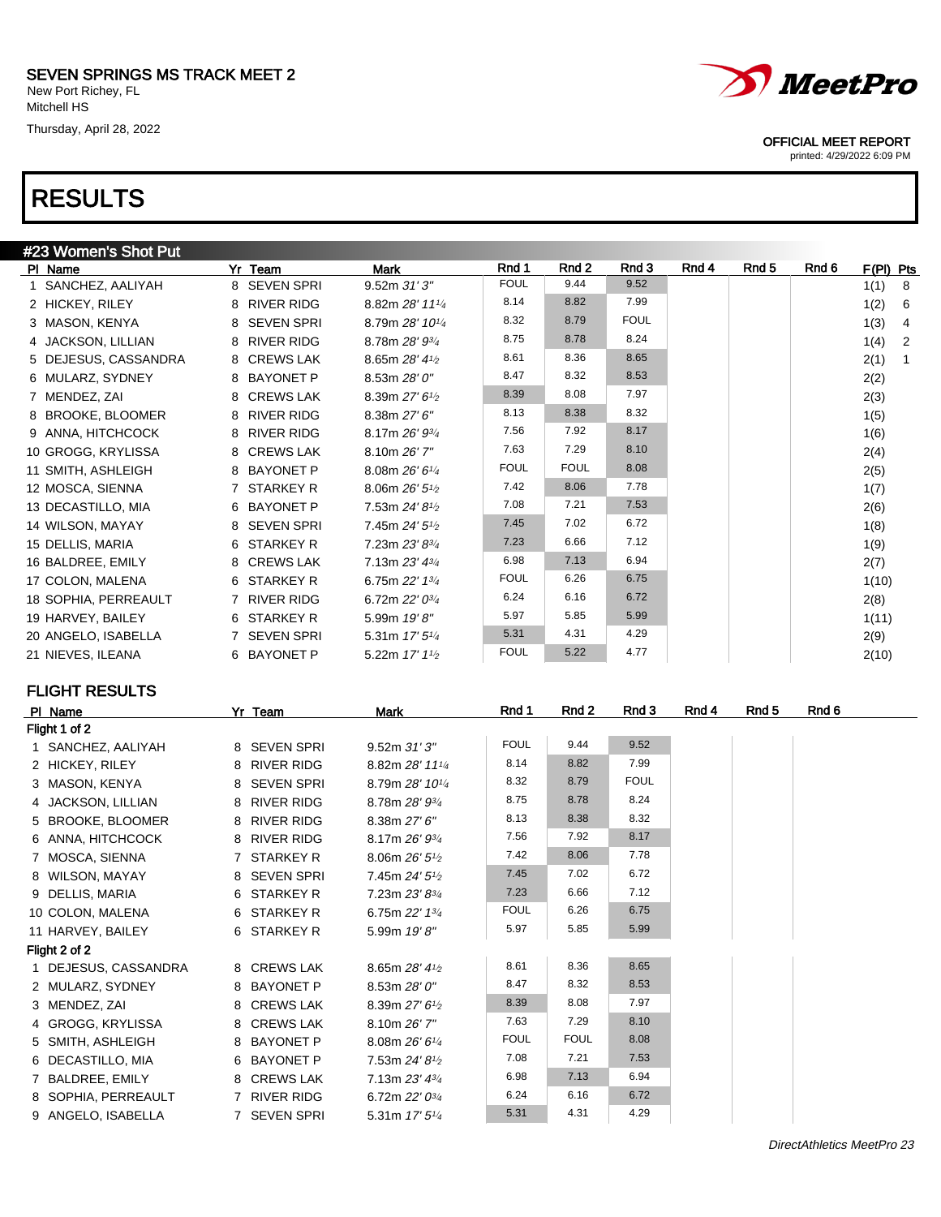SEVEN SPRINGS MS TRACK MEET 2
New Port Richey, FL
Mitchell HS
Thursday, April 28, 2022

OFFICIAL MEET REPORT
printed: 4/29/2022 6:09 PM

# RESULTS

## #23 Women's Shot Put

| Pl | Name | Yr | Team | Mark | Rnd 1 | Rnd 2 | Rnd 3 | Rnd 4 | Rnd 5 | Rnd 6 | F(Pl) | Pts |
|---|---|---|---|---|---|---|---|---|---|---|---|---|
| 1 | SANCHEZ, AALIYAH | 8 | SEVEN SPRI | 9.52m *31' 3"* | FOUL | 9.44 | 9.52 | | | | 1(1) | 8 |
| 2 | HICKEY, RILEY | 8 | RIVER RIDG | 8.82m *28' 11¼* | 8.14 | 8.82 | 7.99 | | | | 1(2) | 6 |
| 3 | MASON, KENYA | 8 | SEVEN SPRI | 8.79m *28' 10¼* | 8.32 | 8.79 | FOUL | | | | 1(3) | 4 |
| 4 | JACKSON, LILLIAN | 8 | RIVER RIDG | 8.78m *28' 9¾* | 8.75 | 8.78 | 8.24 | | | | 1(4) | 2 |
| 5 | DEJESUS, CASSANDRA | 8 | CREWS LAK | 8.65m *28' 4½* | 8.61 | 8.36 | 8.65 | | | | 2(1) | 1 |
| 6 | MULARZ, SYDNEY | 8 | BAYONET P | 8.53m *28' 0"* | 8.47 | 8.32 | 8.53 | | | | 2(2) | |
| 7 | MENDEZ, ZAI | 8 | CREWS LAK | 8.39m *27' 6½* | 8.39 | 8.08 | 7.97 | | | | 2(3) | |
| 8 | BROOKE, BLOOMER | 8 | RIVER RIDG | 8.38m *27' 6"* | 8.13 | 8.38 | 8.32 | | | | 1(5) | |
| 9 | ANNA, HITCHCOCK | 8 | RIVER RIDG | 8.17m *26' 9¾* | 7.56 | 7.92 | 8.17 | | | | 1(6) | |
| 10 | GROGG, KRYLISSA | 8 | CREWS LAK | 8.10m *26' 7"* | 7.63 | 7.29 | 8.10 | | | | 2(4) | |
| 11 | SMITH, ASHLEIGH | 8 | BAYONET P | 8.08m *26' 6¼* | FOUL | FOUL | 8.08 | | | | 2(5) | |
| 12 | MOSCA, SIENNA | 7 | STARKEY R | 8.06m *26' 5½* | 7.42 | 8.06 | 7.78 | | | | 1(7) | |
| 13 | DECASTILLO, MIA | 6 | BAYONET P | 7.53m *24' 8½* | 7.08 | 7.21 | 7.53 | | | | 2(6) | |
| 14 | WILSON, MAYAY | 8 | SEVEN SPRI | 7.45m *24' 5½* | 7.45 | 7.02 | 6.72 | | | | 1(8) | |
| 15 | DELLIS, MARIA | 6 | STARKEY R | 7.23m *23' 8¾* | 7.23 | 6.66 | 7.12 | | | | 1(9) | |
| 16 | BALDREE, EMILY | 8 | CREWS LAK | 7.13m *23' 4¾* | 6.98 | 7.13 | 6.94 | | | | 2(7) | |
| 17 | COLON, MALENA | 6 | STARKEY R | 6.75m *22' 1¾* | FOUL | 6.26 | 6.75 | | | | 1(10) | |
| 18 | SOPHIA, PERREAULT | 7 | RIVER RIDG | 6.72m *22' 0¾* | 6.24 | 6.16 | 6.72 | | | | 2(8) | |
| 19 | HARVEY, BAILEY | 6 | STARKEY R | 5.99m *19' 8"* | 5.97 | 5.85 | 5.99 | | | | 1(11) | |
| 20 | ANGELO, ISABELLA | 7 | SEVEN SPRI | 5.31m *17' 5¼* | 5.31 | 4.31 | 4.29 | | | | 2(9) | |
| 21 | NIEVES, ILEANA | 6 | BAYONET P | 5.22m *17' 1½* | FOUL | 5.22 | 4.77 | | | | 2(10) | |

## FLIGHT RESULTS

| Pl | Name | Yr | Team | Mark | Rnd 1 | Rnd 2 | Rnd 3 | Rnd 4 | Rnd 5 | Rnd 6 |
|---|---|---|---|---|---|---|---|---|---|---|
| **Flight 1 of 2** | | | | | | | | | | |
| 1 | SANCHEZ, AALIYAH | 8 | SEVEN SPRI | 9.52m *31' 3"* | FOUL | 9.44 | 9.52 | | | |
| 2 | HICKEY, RILEY | 8 | RIVER RIDG | 8.82m *28' 11¼* | 8.14 | 8.82 | 7.99 | | | |
| 3 | MASON, KENYA | 8 | SEVEN SPRI | 8.79m *28' 10¼* | 8.32 | 8.79 | FOUL | | | |
| 4 | JACKSON, LILLIAN | 8 | RIVER RIDG | 8.78m *28' 9¾* | 8.75 | 8.78 | 8.24 | | | |
| 5 | BROOKE, BLOOMER | 8 | RIVER RIDG | 8.38m *27' 6"* | 8.13 | 8.38 | 8.32 | | | |
| 6 | ANNA, HITCHCOCK | 8 | RIVER RIDG | 8.17m *26' 9¾* | 7.56 | 7.92 | 8.17 | | | |
| 7 | MOSCA, SIENNA | 7 | STARKEY R | 8.06m *26' 5½* | 7.42 | 8.06 | 7.78 | | | |
| 8 | WILSON, MAYAY | 8 | SEVEN SPRI | 7.45m *24' 5½* | 7.45 | 7.02 | 6.72 | | | |
| 9 | DELLIS, MARIA | 6 | STARKEY R | 7.23m *23' 8¾* | 7.23 | 6.66 | 7.12 | | | |
| 10 | COLON, MALENA | 6 | STARKEY R | 6.75m *22' 1¾* | FOUL | 6.26 | 6.75 | | | |
| 11 | HARVEY, BAILEY | 6 | STARKEY R | 5.99m *19' 8"* | 5.97 | 5.85 | 5.99 | | | |
| **Flight 2 of 2** | | | | | | | | | | |
| 1 | DEJESUS, CASSANDRA | 8 | CREWS LAK | 8.65m *28' 4½* | 8.61 | 8.36 | 8.65 | | | |
| 2 | MULARZ, SYDNEY | 8 | BAYONET P | 8.53m *28' 0"* | 8.47 | 8.32 | 8.53 | | | |
| 3 | MENDEZ, ZAI | 8 | CREWS LAK | 8.39m *27' 6½* | 8.39 | 8.08 | 7.97 | | | |
| 4 | GROGG, KRYLISSA | 8 | CREWS LAK | 8.10m *26' 7"* | 7.63 | 7.29 | 8.10 | | | |
| 5 | SMITH, ASHLEIGH | 8 | BAYONET P | 8.08m *26' 6¼* | FOUL | FOUL | 8.08 | | | |
| 6 | DECASTILLO, MIA | 6 | BAYONET P | 7.53m *24' 8½* | 7.08 | 7.21 | 7.53 | | | |
| 7 | BALDREE, EMILY | 8 | CREWS LAK | 7.13m *23' 4¾* | 6.98 | 7.13 | 6.94 | | | |
| 8 | SOPHIA, PERREAULT | 7 | RIVER RIDG | 6.72m *22' 0¾* | 6.24 | 6.16 | 6.72 | | | |
| 9 | ANGELO, ISABELLA | 7 | SEVEN SPRI | 5.31m *17' 5¼* | 5.31 | 4.31 | 4.29 | | | |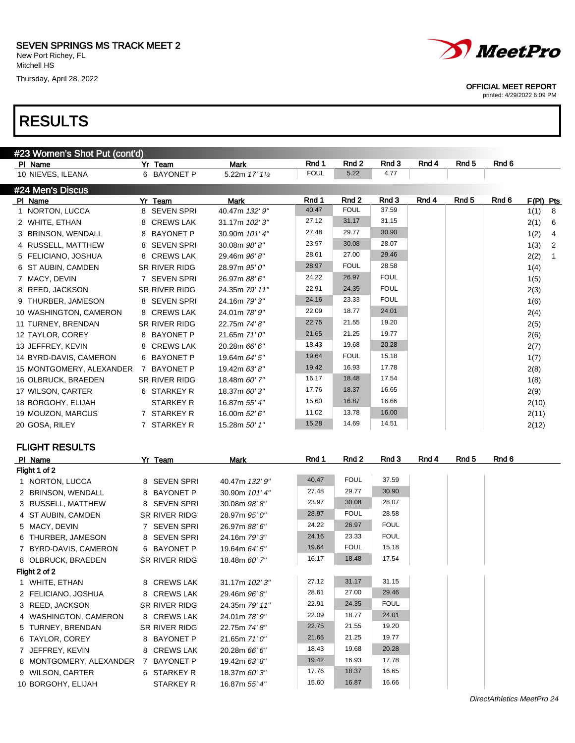SEVEN SPRINGS MS TRACK MEET 2
New Port Richey, FL
Mitchell HS
Thursday, April 28, 2022

OFFICIAL MEET REPORT
printed: 4/29/2022 6:09 PM

# RESULTS

## #23 Women's Shot Put (cont'd)

| Pl | Name | Yr | Team | Mark | Rnd 1 | Rnd 2 | Rnd 3 | Rnd 4 | Rnd 5 | Rnd 6 |
|---|---|---|---|---|---|---|---|---|---|---|
| 10 | NIEVES, ILEANA | 6 | BAYONET P | 5.22m *17' 1½* | FOUL | 5.22 | 4.77 | | | |

## #24 Men's Discus

| Pl | Name | Yr | Team | Mark | Rnd 1 | Rnd 2 | Rnd 3 | Rnd 4 | Rnd 5 | Rnd 6 | F(Pl) | Pts |
|---|---|---|---|---|---|---|---|---|---|---|---|---|
| 1 | NORTON, LUCCA | 8 | SEVEN SPRI | 40.47m *132' 9"* | 40.47 | FOUL | 37.59 | | | | 1(1) | 8 |
| 2 | WHITE, ETHAN | 8 | CREWS LAK | 31.17m *102' 3"* | 27.12 | 31.17 | 31.15 | | | | 2(1) | 6 |
| 3 | BRINSON, WENDALL | 8 | BAYONET P | 30.90m *101' 4"* | 27.48 | 29.77 | 30.90 | | | | 1(2) | 4 |
| 4 | RUSSELL, MATTHEW | 8 | SEVEN SPRI | 30.08m *98' 8"* | 23.97 | 30.08 | 28.07 | | | | 1(3) | 2 |
| 5 | FELICIANO, JOSHUA | 8 | CREWS LAK | 29.46m *96' 8"* | 28.61 | 27.00 | 29.46 | | | | 2(2) | 1 |
| 6 | ST AUBIN, CAMDEN | SR | RIVER RIDG | 28.97m *95' 0"* | 28.97 | FOUL | 28.58 | | | | 1(4) | |
| 7 | MACY, DEVIN | 7 | SEVEN SPRI | 26.97m *88' 6"* | 24.22 | 26.97 | FOUL | | | | 1(5) | |
| 8 | REED, JACKSON | SR | RIVER RIDG | 24.35m *79' 11"* | 22.91 | 24.35 | FOUL | | | | 2(3) | |
| 9 | THURBER, JAMESON | 8 | SEVEN SPRI | 24.16m *79' 3"* | 24.16 | 23.33 | FOUL | | | | 1(6) | |
| 10 | WASHINGTON, CAMERON | 8 | CREWS LAK | 24.01m *78' 9"* | 22.09 | 18.77 | 24.01 | | | | 2(4) | |
| 11 | TURNEY, BRENDAN | SR | RIVER RIDG | 22.75m *74' 8"* | 22.75 | 21.55 | 19.20 | | | | 2(5) | |
| 12 | TAYLOR, COREY | 8 | BAYONET P | 21.65m *71' 0"* | 21.65 | 21.25 | 19.77 | | | | 2(6) | |
| 13 | JEFFREY, KEVIN | 8 | CREWS LAK | 20.28m *66' 6"* | 18.43 | 19.68 | 20.28 | | | | 2(7) | |
| 14 | BYRD-DAVIS, CAMERON | 6 | BAYONET P | 19.64m *64' 5"* | 19.64 | FOUL | 15.18 | | | | 1(7) | |
| 15 | MONTGOMERY, ALEXANDER | 7 | BAYONET P | 19.42m *63' 8"* | 19.42 | 16.93 | 17.78 | | | | 2(8) | |
| 16 | OLBRUCK, BRAEDEN | SR | RIVER RIDG | 18.48m *60' 7"* | 16.17 | 18.48 | 17.54 | | | | 1(8) | |
| 17 | WILSON, CARTER | 6 | STARKEY R | 18.37m *60' 3"* | 17.76 | 18.37 | 16.65 | | | | 2(9) | |
| 18 | BORGOHY, ELIJAH | | STARKEY R | 16.87m *55' 4"* | 15.60 | 16.87 | 16.66 | | | | 2(10) | |
| 19 | MOUZON, MARCUS | 7 | STARKEY R | 16.00m *52' 6"* | 11.02 | 13.78 | 16.00 | | | | 2(11) | |
| 20 | GOSA, RILEY | 7 | STARKEY R | 15.28m *50' 1"* | 15.28 | 14.69 | 14.51 | | | | 2(12) | |

## FLIGHT RESULTS

| Pl | Name | Yr | Team | Mark | Rnd 1 | Rnd 2 | Rnd 3 | Rnd 4 | Rnd 5 | Rnd 6 |
|---|---|---|---|---|---|---|---|---|---|---|
| **Flight 1 of 2** | | | | | | | | | | |
| 1 | NORTON, LUCCA | 8 | SEVEN SPRI | 40.47m *132' 9"* | 40.47 | FOUL | 37.59 | | | |
| 2 | BRINSON, WENDALL | 8 | BAYONET P | 30.90m *101' 4"* | 27.48 | 29.77 | 30.90 | | | |
| 3 | RUSSELL, MATTHEW | 8 | SEVEN SPRI | 30.08m *98' 8"* | 23.97 | 30.08 | 28.07 | | | |
| 4 | ST AUBIN, CAMDEN | SR | RIVER RIDG | 28.97m *95' 0"* | 28.97 | FOUL | 28.58 | | | |
| 5 | MACY, DEVIN | 7 | SEVEN SPRI | 26.97m *88' 6"* | 24.22 | 26.97 | FOUL | | | |
| 6 | THURBER, JAMESON | 8 | SEVEN SPRI | 24.16m *79' 3"* | 24.16 | 23.33 | FOUL | | | |
| 7 | BYRD-DAVIS, CAMERON | 6 | BAYONET P | 19.64m *64' 5"* | 19.64 | FOUL | 15.18 | | | |
| 8 | OLBRUCK, BRAEDEN | SR | RIVER RIDG | 18.48m *60' 7"* | 16.17 | 18.48 | 17.54 | | | |
| **Flight 2 of 2** | | | | | | | | | | |
| 1 | WHITE, ETHAN | 8 | CREWS LAK | 31.17m *102' 3"* | 27.12 | 31.17 | 31.15 | | | |
| 2 | FELICIANO, JOSHUA | 8 | CREWS LAK | 29.46m *96' 8"* | 28.61 | 27.00 | 29.46 | | | |
| 3 | REED, JACKSON | SR | RIVER RIDG | 24.35m *79' 11"* | 22.91 | 24.35 | FOUL | | | |
| 4 | WASHINGTON, CAMERON | 8 | CREWS LAK | 24.01m *78' 9"* | 22.09 | 18.77 | 24.01 | | | |
| 5 | TURNEY, BRENDAN | SR | RIVER RIDG | 22.75m *74' 8"* | 22.75 | 21.55 | 19.20 | | | |
| 6 | TAYLOR, COREY | 8 | BAYONET P | 21.65m *71' 0"* | 21.65 | 21.25 | 19.77 | | | |
| 7 | JEFFREY, KEVIN | 8 | CREWS LAK | 20.28m *66' 6"* | 18.43 | 19.68 | 20.28 | | | |
| 8 | MONTGOMERY, ALEXANDER | 7 | BAYONET P | 19.42m *63' 8"* | 19.42 | 16.93 | 17.78 | | | |
| 9 | WILSON, CARTER | 6 | STARKEY R | 18.37m *60' 3"* | 17.76 | 18.37 | 16.65 | | | |
| 10 | BORGOHY, ELIJAH | | STARKEY R | 16.87m *55' 4"* | 15.60 | 16.87 | 16.66 | | | |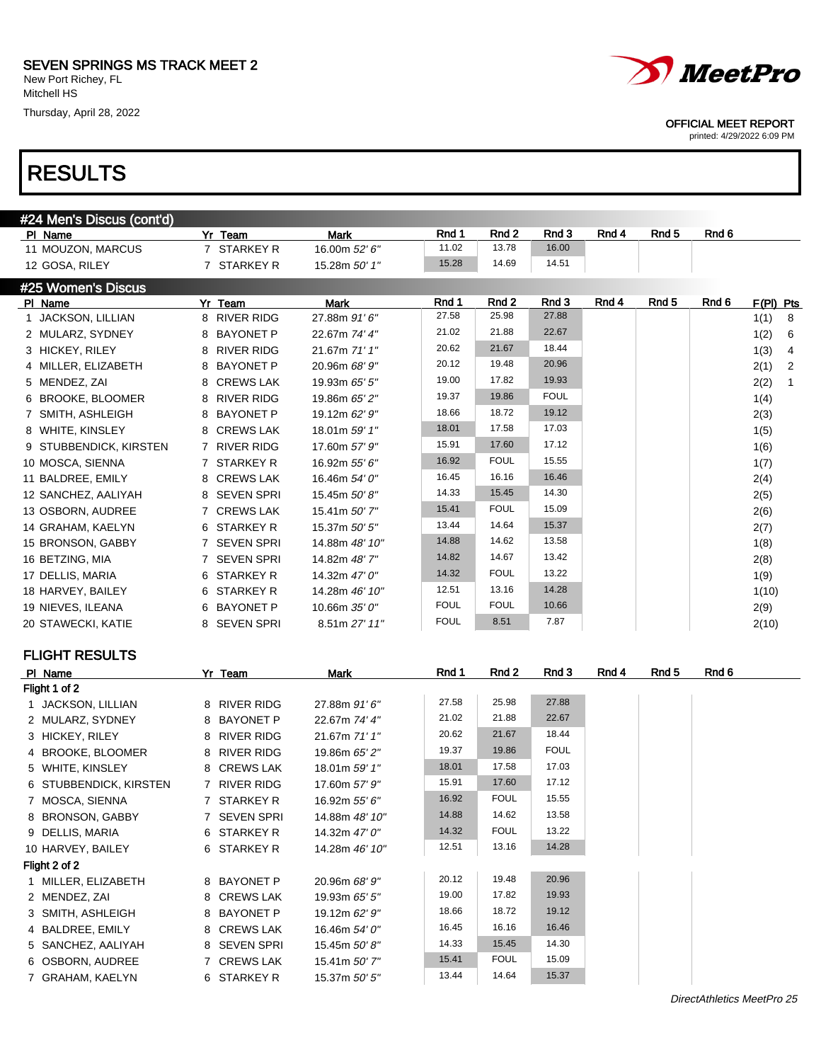SEVEN SPRINGS MS TRACK MEET 2
New Port Richey, FL
Mitchell HS
Thursday, April 28, 2022

OFFICIAL MEET REPORT
printed: 4/29/2022 6:09 PM

# RESULTS

## #24 Men's Discus (cont'd)

| Pl | Name | Yr | Team | Mark | Rnd 1 | Rnd 2 | Rnd 3 | Rnd 4 | Rnd 5 | Rnd 6 |
|---|---|---|---|---|---|---|---|---|---|---|
| 11 | MOUZON, MARCUS | 7 | STARKEY R | 16.00m *52' 6"* | 11.02 | 13.78 | 16.00 | | | |
| 12 | GOSA, RILEY | 7 | STARKEY R | 15.28m *50' 1"* | 15.28 | 14.69 | 14.51 | | | |

## #25 Women's Discus

| Pl | Name | Yr | Team | Mark | Rnd 1 | Rnd 2 | Rnd 3 | Rnd 4 | Rnd 5 | Rnd 6 | F(Pl) | Pts |
|---|---|---|---|---|---|---|---|---|---|---|---|---|
| 1 | JACKSON, LILLIAN | 8 | RIVER RIDG | 27.88m *91' 6"* | 27.58 | 25.98 | 27.88 | | | | 1(1) | 8 |
| 2 | MULARZ, SYDNEY | 8 | BAYONET P | 22.67m *74' 4"* | 21.02 | 21.88 | 22.67 | | | | 1(2) | 6 |
| 3 | HICKEY, RILEY | 8 | RIVER RIDG | 21.67m *71' 1"* | 20.62 | 21.67 | 18.44 | | | | 1(3) | 4 |
| 4 | MILLER, ELIZABETH | 8 | BAYONET P | 20.96m *68' 9"* | 20.12 | 19.48 | 20.96 | | | | 2(1) | 2 |
| 5 | MENDEZ, ZAI | 8 | CREWS LAK | 19.93m *65' 5"* | 19.00 | 17.82 | 19.93 | | | | 2(2) | 1 |
| 6 | BROOKE, BLOOMER | 8 | RIVER RIDG | 19.86m *65' 2"* | 19.37 | 19.86 | FOUL | | | | 1(4) | |
| 7 | SMITH, ASHLEIGH | 8 | BAYONET P | 19.12m *62' 9"* | 18.66 | 18.72 | 19.12 | | | | 2(3) | |
| 8 | WHITE, KINSLEY | 8 | CREWS LAK | 18.01m *59' 1"* | 18.01 | 17.58 | 17.03 | | | | 1(5) | |
| 9 | STUBBENDICK, KIRSTEN | 7 | RIVER RIDG | 17.60m *57' 9"* | 15.91 | 17.60 | 17.12 | | | | 1(6) | |
| 10 | MOSCA, SIENNA | 7 | STARKEY R | 16.92m *55' 6"* | 16.92 | FOUL | 15.55 | | | | 1(7) | |
| 11 | BALDREE, EMILY | 8 | CREWS LAK | 16.46m *54' 0"* | 16.45 | 16.16 | 16.46 | | | | 2(4) | |
| 12 | SANCHEZ, AALIYAH | 8 | SEVEN SPRI | 15.45m *50' 8"* | 14.33 | 15.45 | 14.30 | | | | 2(5) | |
| 13 | OSBORN, AUDREE | 7 | CREWS LAK | 15.41m *50' 7"* | 15.41 | FOUL | 15.09 | | | | 2(6) | |
| 14 | GRAHAM, KAELYN | 6 | STARKEY R | 15.37m *50' 5"* | 13.44 | 14.64 | 15.37 | | | | 2(7) | |
| 15 | BRONSON, GABBY | 7 | SEVEN SPRI | 14.88m *48' 10"* | 14.88 | 14.62 | 13.58 | | | | 1(8) | |
| 16 | BETZING, MIA | 7 | SEVEN SPRI | 14.82m *48' 7"* | 14.82 | 14.67 | 13.42 | | | | 2(8) | |
| 17 | DELLIS, MARIA | 6 | STARKEY R | 14.32m *47' 0"* | 14.32 | FOUL | 13.22 | | | | 1(9) | |
| 18 | HARVEY, BAILEY | 6 | STARKEY R | 14.28m *46' 10"* | 12.51 | 13.16 | 14.28 | | | | 1(10) | |
| 19 | NIEVES, ILEANA | 6 | BAYONET P | 10.66m *35' 0"* | FOUL | FOUL | 10.66 | | | | 2(9) | |
| 20 | STAWECKI, KATIE | 8 | SEVEN SPRI | 8.51m *27' 11"* | FOUL | 8.51 | 7.87 | | | | 2(10) | |

## FLIGHT RESULTS

| Pl | Name | Yr | Team | Mark | Rnd 1 | Rnd 2 | Rnd 3 | Rnd 4 | Rnd 5 | Rnd 6 |
|---|---|---|---|---|---|---|---|---|---|---|
| **Flight 1 of 2** | | | | | | | | | | |
| 1 | JACKSON, LILLIAN | 8 | RIVER RIDG | 27.88m *91' 6"* | 27.58 | 25.98 | 27.88 | | | |
| 2 | MULARZ, SYDNEY | 8 | BAYONET P | 22.67m *74' 4"* | 21.02 | 21.88 | 22.67 | | | |
| 3 | HICKEY, RILEY | 8 | RIVER RIDG | 21.67m *71' 1"* | 20.62 | 21.67 | 18.44 | | | |
| 4 | BROOKE, BLOOMER | 8 | RIVER RIDG | 19.86m *65' 2"* | 19.37 | 19.86 | FOUL | | | |
| 5 | WHITE, KINSLEY | 8 | CREWS LAK | 18.01m *59' 1"* | 18.01 | 17.58 | 17.03 | | | |
| 6 | STUBBENDICK, KIRSTEN | 7 | RIVER RIDG | 17.60m *57' 9"* | 15.91 | 17.60 | 17.12 | | | |
| 7 | MOSCA, SIENNA | 7 | STARKEY R | 16.92m *55' 6"* | 16.92 | FOUL | 15.55 | | | |
| 8 | BRONSON, GABBY | 7 | SEVEN SPRI | 14.88m *48' 10"* | 14.88 | 14.62 | 13.58 | | | |
| 9 | DELLIS, MARIA | 6 | STARKEY R | 14.32m *47' 0"* | 14.32 | FOUL | 13.22 | | | |
| 10 | HARVEY, BAILEY | 6 | STARKEY R | 14.28m *46' 10"* | 12.51 | 13.16 | 14.28 | | | |
| **Flight 2 of 2** | | | | | | | | | | |
| 1 | MILLER, ELIZABETH | 8 | BAYONET P | 20.96m *68' 9"* | 20.12 | 19.48 | 20.96 | | | |
| 2 | MENDEZ, ZAI | 8 | CREWS LAK | 19.93m *65' 5"* | 19.00 | 17.82 | 19.93 | | | |
| 3 | SMITH, ASHLEIGH | 8 | BAYONET P | 19.12m *62' 9"* | 18.66 | 18.72 | 19.12 | | | |
| 4 | BALDREE, EMILY | 8 | CREWS LAK | 16.46m *54' 0"* | 16.45 | 16.16 | 16.46 | | | |
| 5 | SANCHEZ, AALIYAH | 8 | SEVEN SPRI | 15.45m *50' 8"* | 14.33 | 15.45 | 14.30 | | | |
| 6 | OSBORN, AUDREE | 7 | CREWS LAK | 15.41m *50' 7"* | 15.41 | FOUL | 15.09 | | | |
| 7 | GRAHAM, KAELYN | 6 | STARKEY R | 15.37m *50' 5"* | 13.44 | 14.64 | 15.37 | | | |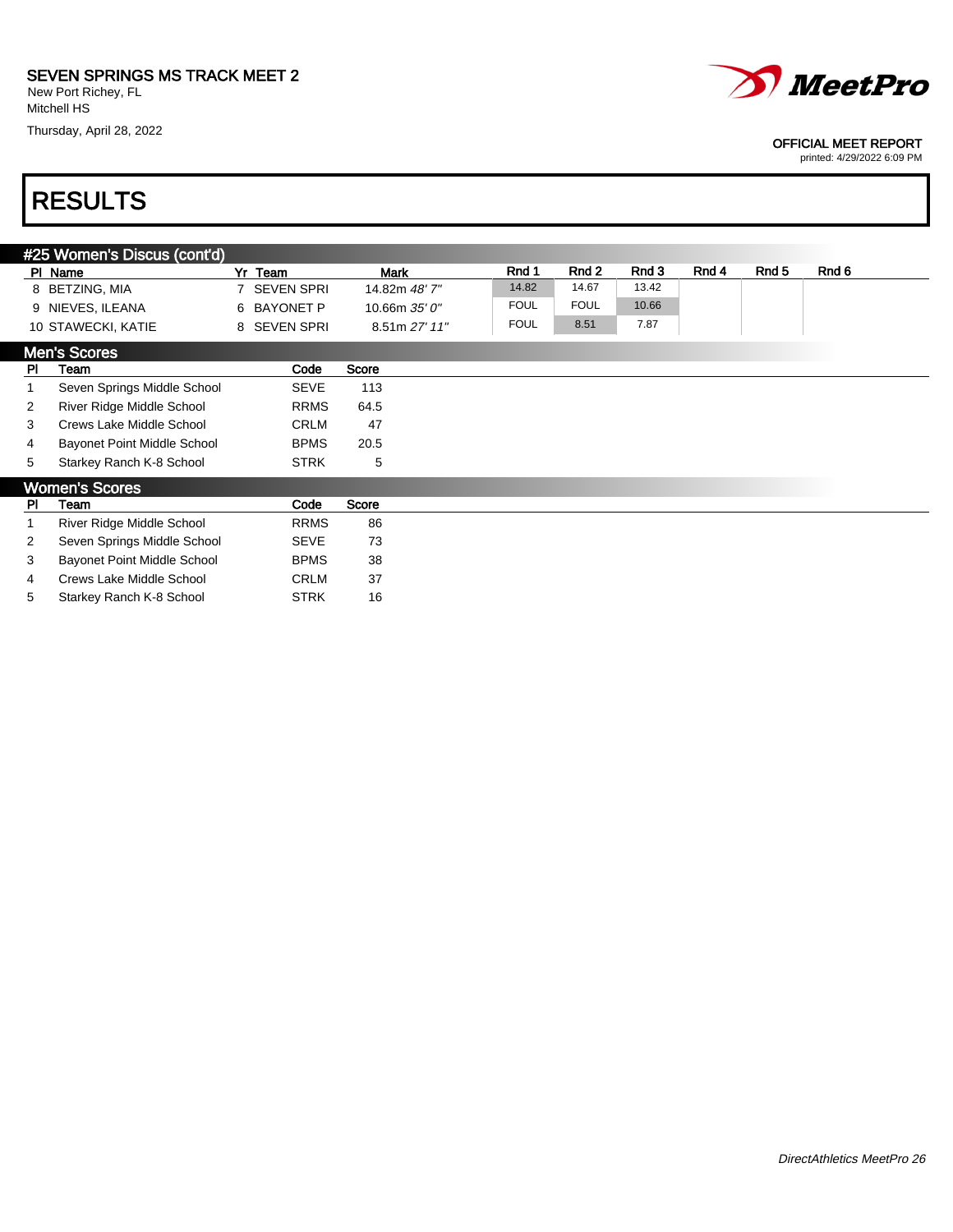# SEVEN SPRINGS MS TRACK MEET 2

New Port Richey, FL
Mitchell HS
Thursday, April 28, 2022

OFFICIAL MEET REPORT
printed: 4/29/2022 6:09 PM

# RESULTS

## #25 Women's Discus (cont'd)

| Pl | Name | Yr | Team | Mark | Rnd 1 | Rnd 2 | Rnd 3 | Rnd 4 | Rnd 5 | Rnd 6 |
|---|---|---|---|---|---|---|---|---|---|---|
| 8 | BETZING, MIA | 7 | SEVEN SPRI | 14.82m *48' 7"* | 14.82 | 14.67 | 13.42 | | | |
| 9 | NIEVES, ILEANA | 6 | BAYONET P | 10.66m *35' 0"* | FOUL | FOUL | 10.66 | | | |
| 10 | STAWECKI, KATIE | 8 | SEVEN SPRI | 8.51m *27' 11"* | FOUL | 8.51 | 7.87 | | | |

## Men's Scores

| Pl | Team | Code | Score |
|---|---|---|---|
| 1 | Seven Springs Middle School | SEVE | 113 |
| 2 | River Ridge Middle School | RRMS | 64.5 |
| 3 | Crews Lake Middle School | CRLM | 47 |
| 4 | Bayonet Point Middle School | BPMS | 20.5 |
| 5 | Starkey Ranch K-8 School | STRK | 5 |

## Women's Scores

| Pl | Team | Code | Score |
|---|---|---|---|
| 1 | River Ridge Middle School | RRMS | 86 |
| 2 | Seven Springs Middle School | SEVE | 73 |
| 3 | Bayonet Point Middle School | BPMS | 38 |
| 4 | Crews Lake Middle School | CRLM | 37 |
| 5 | Starkey Ranch K-8 School | STRK | 16 |